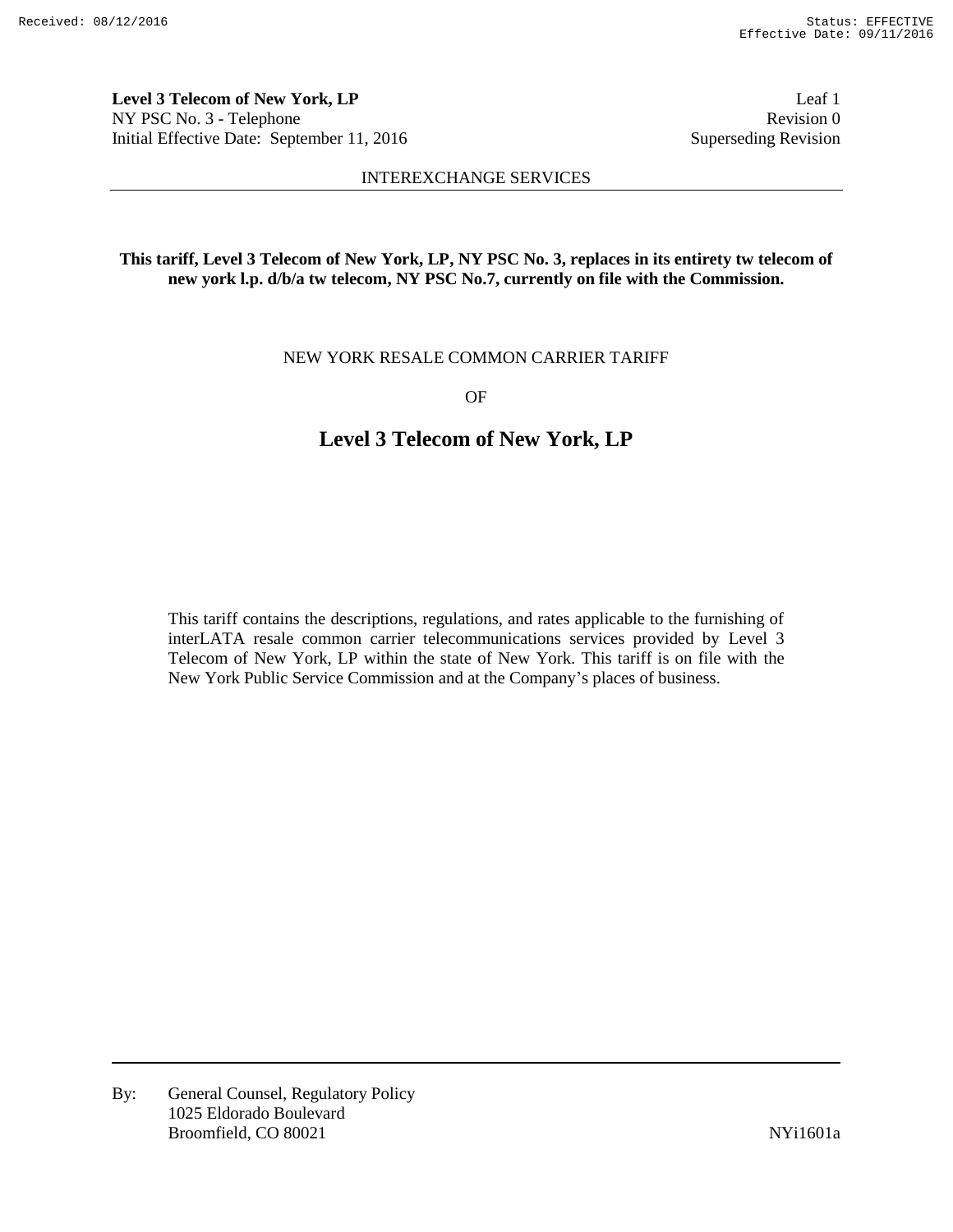**Level 3 Telecom of New York, LP**
NY PSC No. 3 - Telephone
Initial Effective Date: September 11, 2016

Leaf 1
Revision 0
Superseding Revision

INTEREXCHANGE SERVICES

**This tariff, Level 3 Telecom of New York, LP, NY PSC No. 3, replaces in its entirety tw telecom of new york l.p. d/b/a tw telecom, NY PSC No.7, currently on file with the Commission.**

NEW YORK RESALE COMMON CARRIER TARIFF

OF

# Level 3 Telecom of New York, LP

This tariff contains the descriptions, regulations, and rates applicable to the furnishing of interLATA resale common carrier telecommunications services provided by Level 3 Telecom of New York, LP within the state of New York. This tariff is on file with the New York Public Service Commission and at the Company's places of business.

By: General Counsel, Regulatory Policy
1025 Eldorado Boulevard
Broomfield, CO 80021

NYi1601a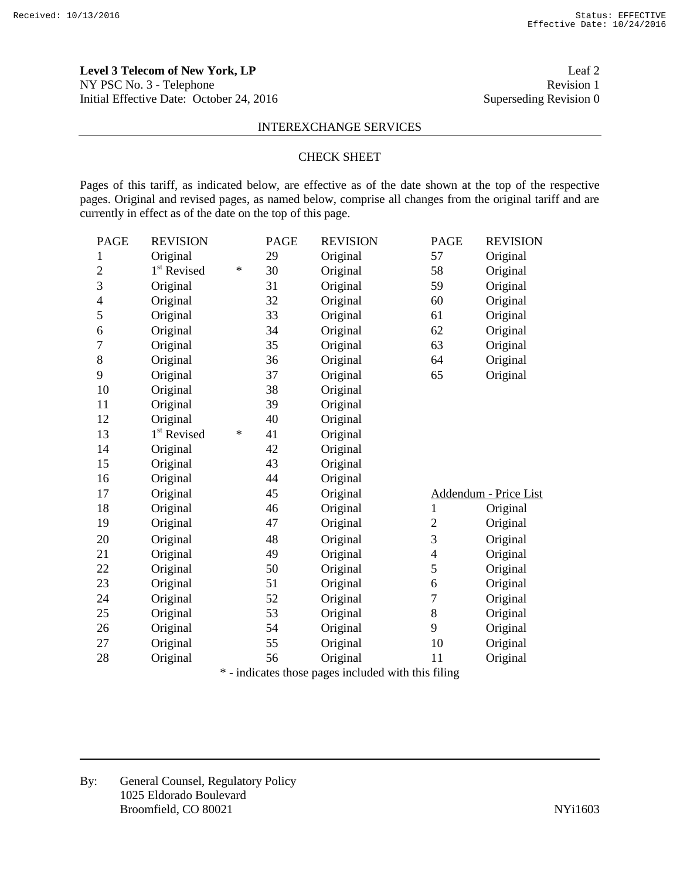Received: 10/13/2016 Status: EFFECTIVE Effective Date: 10/24/2016

**Level 3 Telecom of New York, LP** Leaf 2
NY PSC No. 3 - Telephone Revision 1
Initial Effective Date: October 24, 2016 Superseding Revision 0

INTEREXCHANGE SERVICES

CHECK SHEET

Pages of this tariff, as indicated below, are effective as of the date shown at the top of the respective pages. Original and revised pages, as named below, comprise all changes from the original tariff and are currently in effect as of the date on the top of this page.

| PAGE | REVISION | | PAGE | REVISION | PAGE | REVISION |
|---|---|---|---|---|---|---|
| 1 | Original | | 29 | Original | 57 | Original |
| 2 | 1st Revised | * | 30 | Original | 58 | Original |
| 3 | Original | | 31 | Original | 59 | Original |
| 4 | Original | | 32 | Original | 60 | Original |
| 5 | Original | | 33 | Original | 61 | Original |
| 6 | Original | | 34 | Original | 62 | Original |
| 7 | Original | | 35 | Original | 63 | Original |
| 8 | Original | | 36 | Original | 64 | Original |
| 9 | Original | | 37 | Original | 65 | Original |
| 10 | Original | | 38 | Original | | |
| 11 | Original | | 39 | Original | | |
| 12 | Original | | 40 | Original | | |
| 13 | 1st Revised | * | 41 | Original | | |
| 14 | Original | | 42 | Original | | |
| 15 | Original | | 43 | Original | | |
| 16 | Original | | 44 | Original | | |
| 17 | Original | | 45 | Original | Addendum - Price List | |
| 18 | Original | | 46 | Original | 1 | Original |
| 19 | Original | | 47 | Original | 2 | Original |
| 20 | Original | | 48 | Original | 3 | Original |
| 21 | Original | | 49 | Original | 4 | Original |
| 22 | Original | | 50 | Original | 5 | Original |
| 23 | Original | | 51 | Original | 6 | Original |
| 24 | Original | | 52 | Original | 7 | Original |
| 25 | Original | | 53 | Original | 8 | Original |
| 26 | Original | | 54 | Original | 9 | Original |
| 27 | Original | | 55 | Original | 10 | Original |
| 28 | Original | | 56 | Original | 11 | Original |

* - indicates those pages included with this filing

By: General Counsel, Regulatory Policy
1025 Eldorado Boulevard
Broomfield, CO 80021 NYi1603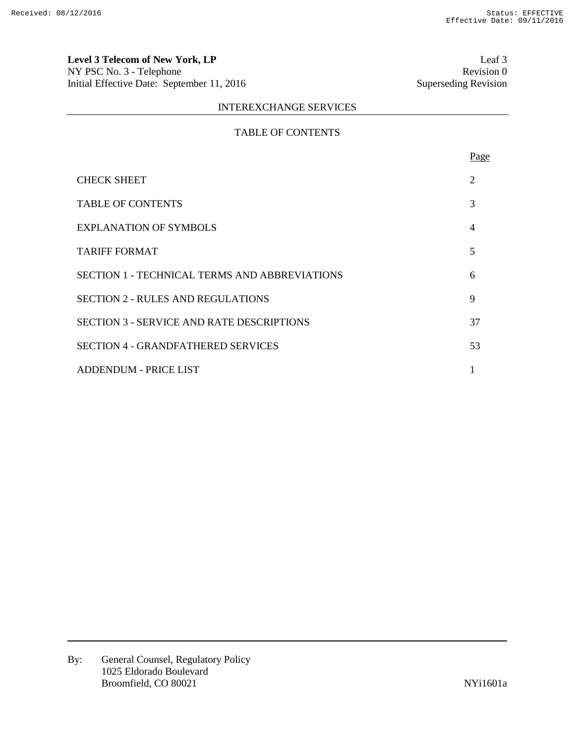# INTEREXCHANGE SERVICES

## TABLE OF CONTENTS

| | Page |
|---|---|
| CHECK SHEET | 2 |
| TABLE OF CONTENTS | 3 |
| EXPLANATION OF SYMBOLS | 4 |
| TARIFF FORMAT | 5 |
| SECTION 1 - TECHNICAL TERMS AND ABBREVIATIONS | 6 |
| SECTION 2 - RULES AND REGULATIONS | 9 |
| SECTION 3 - SERVICE AND RATE DESCRIPTIONS | 37 |
| SECTION 4 - GRANDFATHERED SERVICES | 53 |
| ADDENDUM - PRICE LIST | 1 |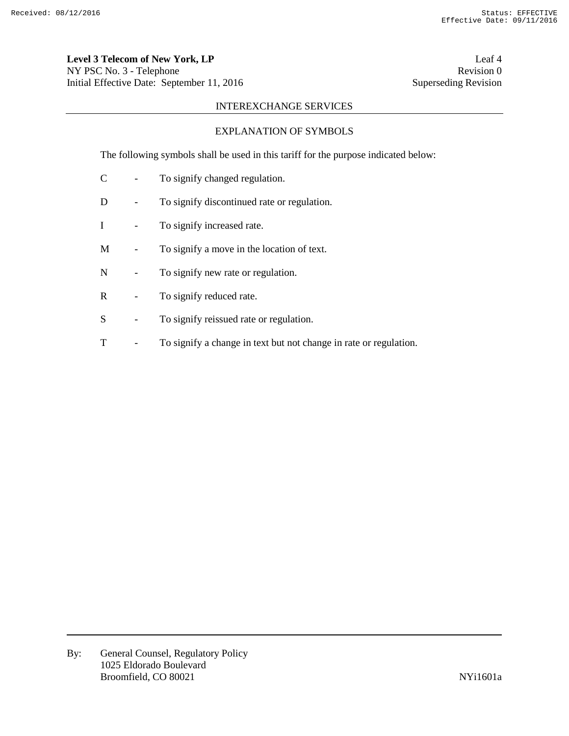## INTEREXCHANGE SERVICES

### EXPLANATION OF SYMBOLS

The following symbols shall be used in this tariff for the purpose indicated below:

C - To signify changed regulation.

D - To signify discontinued rate or regulation.

I - To signify increased rate.

M - To signify a move in the location of text.

N - To signify new rate or regulation.

R - To signify reduced rate.

S - To signify reissued rate or regulation.

T - To signify a change in text but not change in rate or regulation.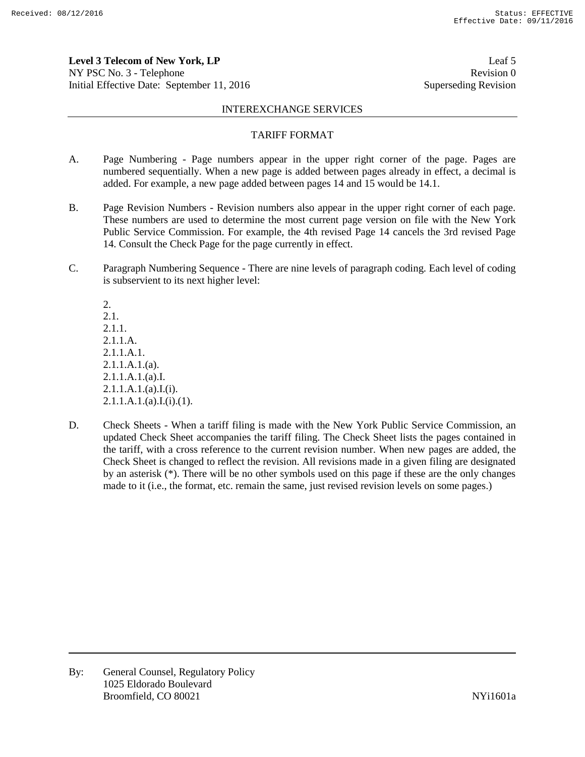## INTEREXCHANGE SERVICES

### TARIFF FORMAT

A. Page Numbering - Page numbers appear in the upper right corner of the page. Pages are numbered sequentially. When a new page is added between pages already in effect, a decimal is added. For example, a new page added between pages 14 and 15 would be 14.1.

B. Page Revision Numbers - Revision numbers also appear in the upper right corner of each page. These numbers are used to determine the most current page version on file with the New York Public Service Commission. For example, the 4th revised Page 14 cancels the 3rd revised Page 14. Consult the Check Page for the page currently in effect.

C. Paragraph Numbering Sequence - There are nine levels of paragraph coding. Each level of coding is subservient to its next higher level:

2.
2.1.
2.1.1.
2.1.1.A.
2.1.1.A.1.
2.1.1.A.1.(a).
2.1.1.A.1.(a).I.
2.1.1.A.1.(a).I.(i).
2.1.1.A.1.(a).I.(i).(1).

D. Check Sheets - When a tariff filing is made with the New York Public Service Commission, an updated Check Sheet accompanies the tariff filing. The Check Sheet lists the pages contained in the tariff, with a cross reference to the current revision number. When new pages are added, the Check Sheet is changed to reflect the revision. All revisions made in a given filing are designated by an asterisk (*). There will be no other symbols used on this page if these are the only changes made to it (i.e., the format, etc. remain the same, just revised revision levels on some pages.)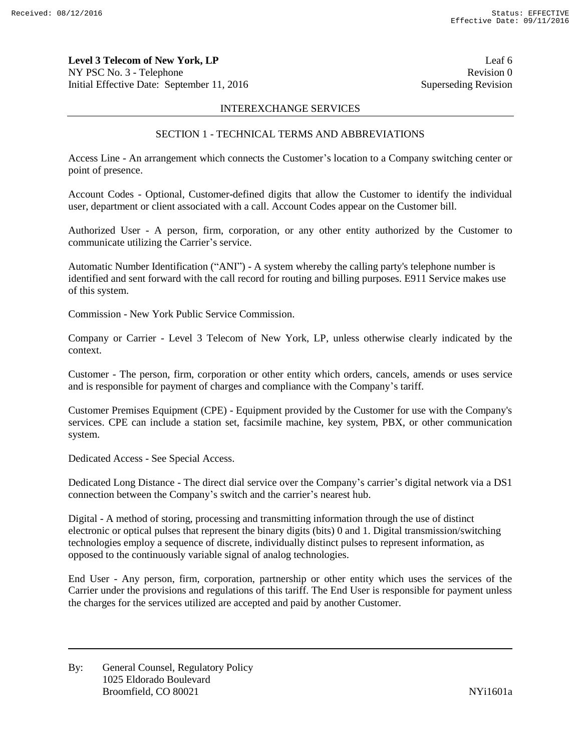**Level 3 Telecom of New York, LP** Leaf 6
NY PSC No. 3 - Telephone Revision 0
Initial Effective Date: September 11, 2016 Superseding Revision

INTEREXCHANGE SERVICES

## SECTION 1 - TECHNICAL TERMS AND ABBREVIATIONS

Access Line - An arrangement which connects the Customer's location to a Company switching center or point of presence.

Account Codes - Optional, Customer-defined digits that allow the Customer to identify the individual user, department or client associated with a call. Account Codes appear on the Customer bill.

Authorized User - A person, firm, corporation, or any other entity authorized by the Customer to communicate utilizing the Carrier's service.

Automatic Number Identification ("ANI") - A system whereby the calling party's telephone number is identified and sent forward with the call record for routing and billing purposes. E911 Service makes use of this system.

Commission - New York Public Service Commission.

Company or Carrier - Level 3 Telecom of New York, LP, unless otherwise clearly indicated by the context.

Customer - The person, firm, corporation or other entity which orders, cancels, amends or uses service and is responsible for payment of charges and compliance with the Company's tariff.

Customer Premises Equipment (CPE) - Equipment provided by the Customer for use with the Company's services. CPE can include a station set, facsimile machine, key system, PBX, or other communication system.

Dedicated Access - See Special Access.

Dedicated Long Distance - The direct dial service over the Company's carrier's digital network via a DS1 connection between the Company's switch and the carrier's nearest hub.

Digital - A method of storing, processing and transmitting information through the use of distinct electronic or optical pulses that represent the binary digits (bits) 0 and 1. Digital transmission/switching technologies employ a sequence of discrete, individually distinct pulses to represent information, as opposed to the continuously variable signal of analog technologies.

End User - Any person, firm, corporation, partnership or other entity which uses the services of the Carrier under the provisions and regulations of this tariff. The End User is responsible for payment unless the charges for the services utilized are accepted and paid by another Customer.

By: General Counsel, Regulatory Policy
1025 Eldorado Boulevard
Broomfield, CO 80021 NYi1601a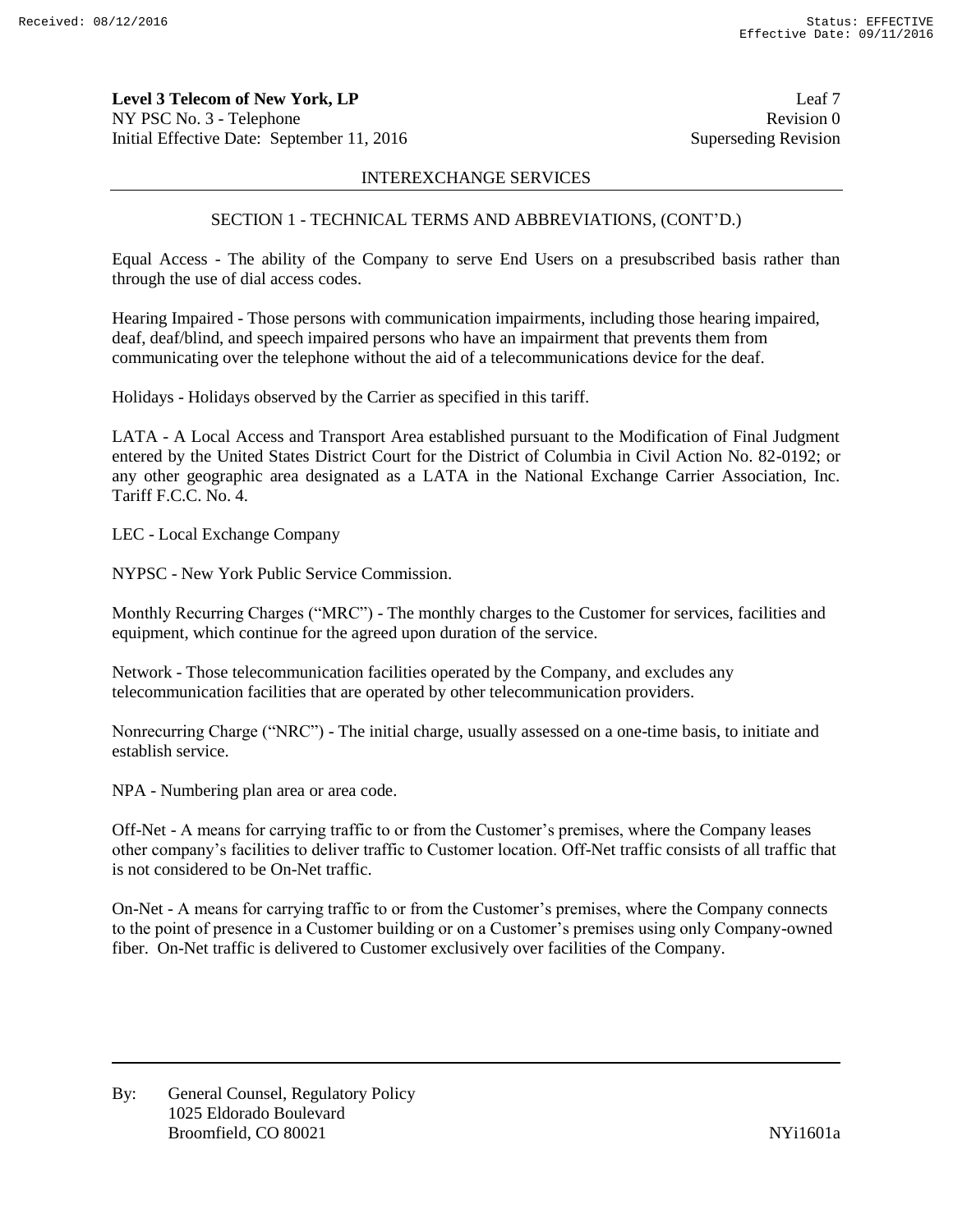**Level 3 Telecom of New York, LP** Leaf 7
NY PSC No. 3 - Telephone Revision 0
Initial Effective Date: September 11, 2016 Superseding Revision

INTEREXCHANGE SERVICES

SECTION 1 - TECHNICAL TERMS AND ABBREVIATIONS, (CONT'D.)

Equal Access - The ability of the Company to serve End Users on a presubscribed basis rather than through the use of dial access codes.

Hearing Impaired - Those persons with communication impairments, including those hearing impaired, deaf, deaf/blind, and speech impaired persons who have an impairment that prevents them from communicating over the telephone without the aid of a telecommunications device for the deaf.

Holidays - Holidays observed by the Carrier as specified in this tariff.

LATA - A Local Access and Transport Area established pursuant to the Modification of Final Judgment entered by the United States District Court for the District of Columbia in Civil Action No. 82-0192; or any other geographic area designated as a LATA in the National Exchange Carrier Association, Inc. Tariff F.C.C. No. 4.

LEC - Local Exchange Company

NYPSC - New York Public Service Commission.

Monthly Recurring Charges ("MRC") - The monthly charges to the Customer for services, facilities and equipment, which continue for the agreed upon duration of the service.

Network - Those telecommunication facilities operated by the Company, and excludes any telecommunication facilities that are operated by other telecommunication providers.

Nonrecurring Charge ("NRC") - The initial charge, usually assessed on a one-time basis, to initiate and establish service.

NPA - Numbering plan area or area code.

Off-Net - A means for carrying traffic to or from the Customer's premises, where the Company leases other company's facilities to deliver traffic to Customer location. Off-Net traffic consists of all traffic that is not considered to be On-Net traffic.

On-Net - A means for carrying traffic to or from the Customer's premises, where the Company connects to the point of presence in a Customer building or on a Customer's premises using only Company-owned fiber. On-Net traffic is delivered to Customer exclusively over facilities of the Company.

By: General Counsel, Regulatory Policy
1025 Eldorado Boulevard
Broomfield, CO 80021 NYi1601a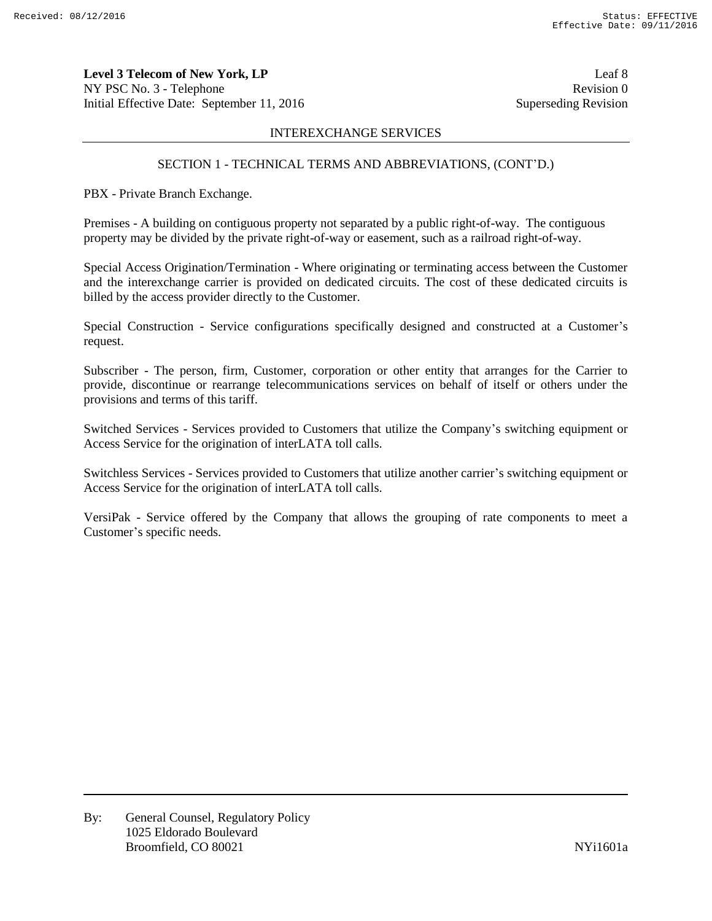**Level 3 Telecom of New York, LP** Leaf 8
NY PSC No. 3 - Telephone Revision 0
Initial Effective Date: September 11, 2016 Superseding Revision

INTEREXCHANGE SERVICES

SECTION 1 - TECHNICAL TERMS AND ABBREVIATIONS, (CONT'D.)

PBX - Private Branch Exchange.

Premises - A building on contiguous property not separated by a public right-of-way. The contiguous property may be divided by the private right-of-way or easement, such as a railroad right-of-way.

Special Access Origination/Termination - Where originating or terminating access between the Customer and the interexchange carrier is provided on dedicated circuits. The cost of these dedicated circuits is billed by the access provider directly to the Customer.

Special Construction - Service configurations specifically designed and constructed at a Customer's request.

Subscriber - The person, firm, Customer, corporation or other entity that arranges for the Carrier to provide, discontinue or rearrange telecommunications services on behalf of itself or others under the provisions and terms of this tariff.

Switched Services - Services provided to Customers that utilize the Company's switching equipment or Access Service for the origination of interLATA toll calls.

Switchless Services - Services provided to Customers that utilize another carrier's switching equipment or Access Service for the origination of interLATA toll calls.

VersiPak - Service offered by the Company that allows the grouping of rate components to meet a Customer's specific needs.

By: General Counsel, Regulatory Policy
1025 Eldorado Boulevard
Broomfield, CO 80021 NYi1601a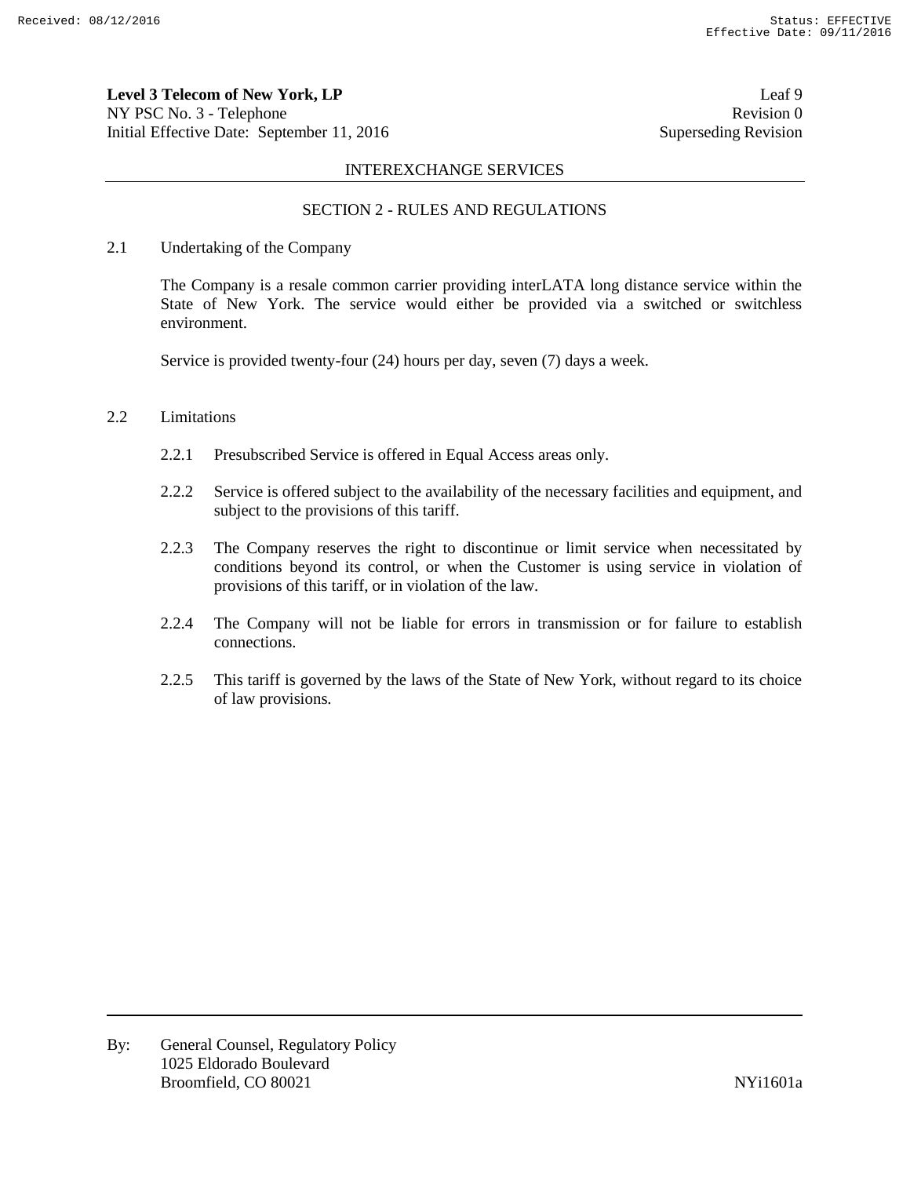## INTEREXCHANGE SERVICES

## SECTION 2 - RULES AND REGULATIONS

2.1 Undertaking of the Company

The Company is a resale common carrier providing interLATA long distance service within the State of New York. The service would either be provided via a switched or switchless environment.

Service is provided twenty-four (24) hours per day, seven (7) days a week.

2.2 Limitations

2.2.1 Presubscribed Service is offered in Equal Access areas only.

2.2.2 Service is offered subject to the availability of the necessary facilities and equipment, and subject to the provisions of this tariff.

2.2.3 The Company reserves the right to discontinue or limit service when necessitated by conditions beyond its control, or when the Customer is using service in violation of provisions of this tariff, or in violation of the law.

2.2.4 The Company will not be liable for errors in transmission or for failure to establish connections.

2.2.5 This tariff is governed by the laws of the State of New York, without regard to its choice of law provisions.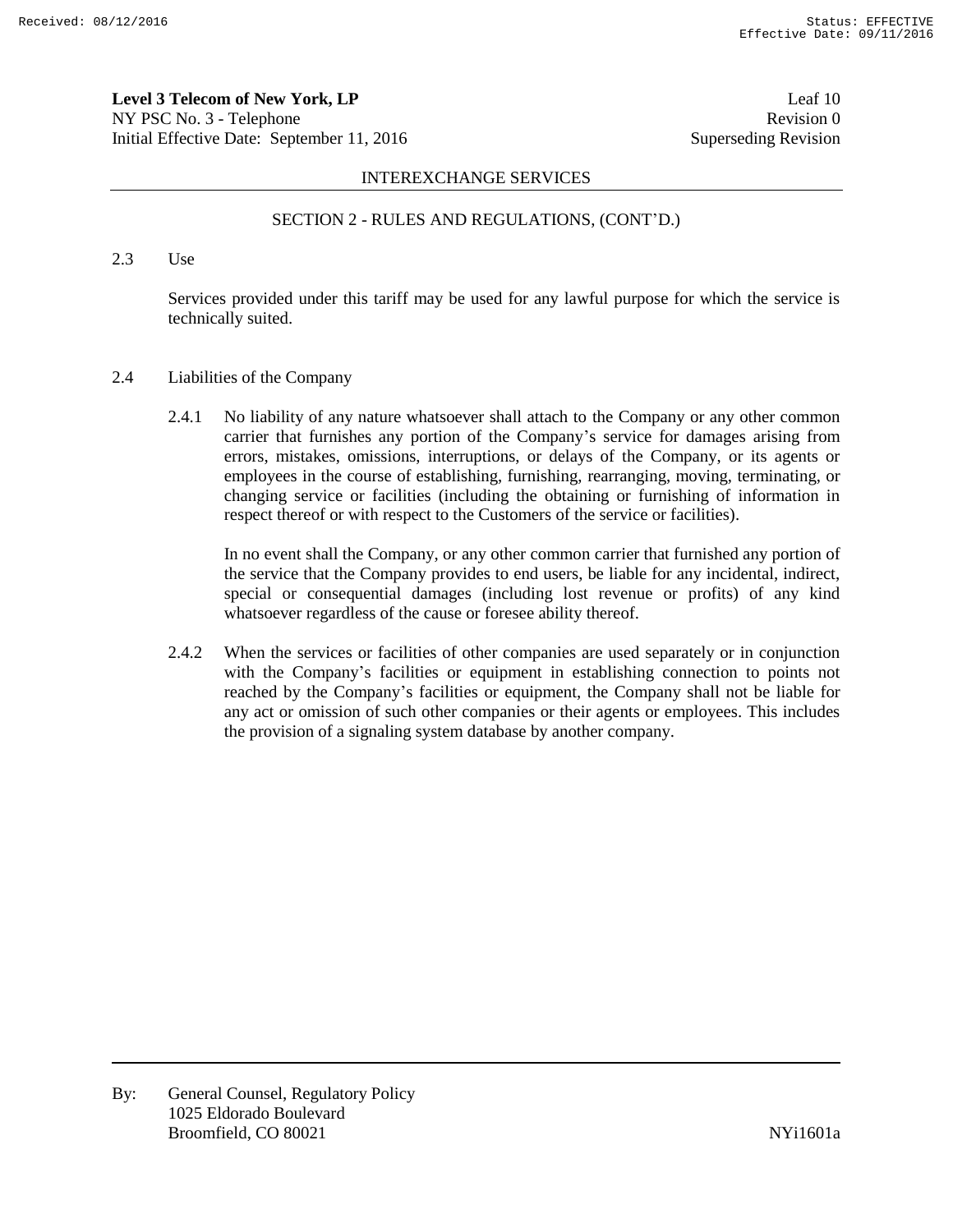## INTEREXCHANGE SERVICES

### SECTION 2 - RULES AND REGULATIONS, (CONT'D.)

2.3 Use

Services provided under this tariff may be used for any lawful purpose for which the service is technically suited.

2.4 Liabilities of the Company

2.4.1 No liability of any nature whatsoever shall attach to the Company or any other common carrier that furnishes any portion of the Company's service for damages arising from errors, mistakes, omissions, interruptions, or delays of the Company, or its agents or employees in the course of establishing, furnishing, rearranging, moving, terminating, or changing service or facilities (including the obtaining or furnishing of information in respect thereof or with respect to the Customers of the service or facilities).

In no event shall the Company, or any other common carrier that furnished any portion of the service that the Company provides to end users, be liable for any incidental, indirect, special or consequential damages (including lost revenue or profits) of any kind whatsoever regardless of the cause or foresee ability thereof.

2.4.2 When the services or facilities of other companies are used separately or in conjunction with the Company's facilities or equipment in establishing connection to points not reached by the Company's facilities or equipment, the Company shall not be liable for any act or omission of such other companies or their agents or employees. This includes the provision of a signaling system database by another company.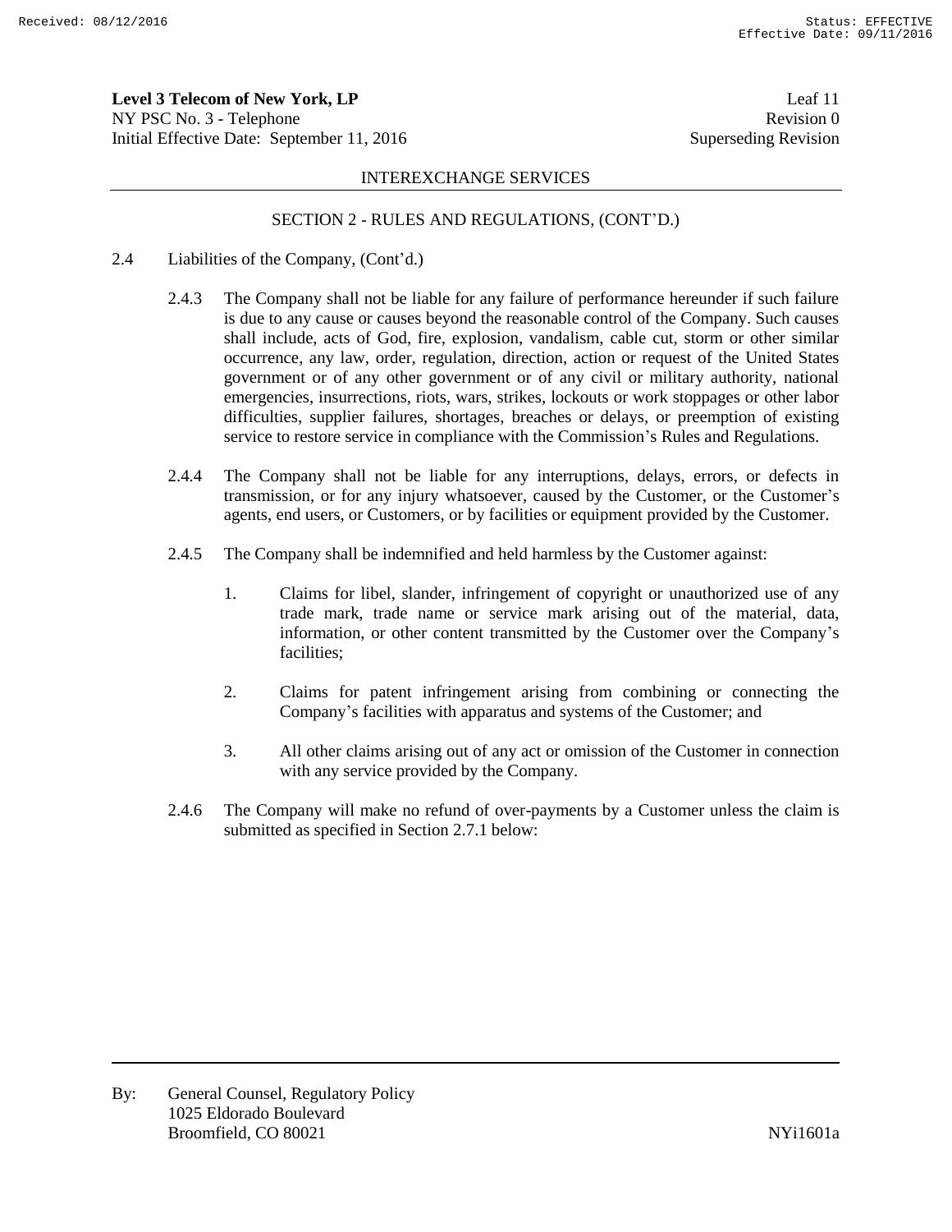INTEREXCHANGE SERVICES

SECTION 2 - RULES AND REGULATIONS, (CONT'D.)

2.4 Liabilities of the Company, (Cont'd.)

2.4.3 The Company shall not be liable for any failure of performance hereunder if such failure is due to any cause or causes beyond the reasonable control of the Company. Such causes shall include, acts of God, fire, explosion, vandalism, cable cut, storm or other similar occurrence, any law, order, regulation, direction, action or request of the United States government or of any other government or of any civil or military authority, national emergencies, insurrections, riots, wars, strikes, lockouts or work stoppages or other labor difficulties, supplier failures, shortages, breaches or delays, or preemption of existing service to restore service in compliance with the Commission's Rules and Regulations.

2.4.4 The Company shall not be liable for any interruptions, delays, errors, or defects in transmission, or for any injury whatsoever, caused by the Customer, or the Customer's agents, end users, or Customers, or by facilities or equipment provided by the Customer.

2.4.5 The Company shall be indemnified and held harmless by the Customer against:

1. Claims for libel, slander, infringement of copyright or unauthorized use of any trade mark, trade name or service mark arising out of the material, data, information, or other content transmitted by the Customer over the Company's facilities;

2. Claims for patent infringement arising from combining or connecting the Company's facilities with apparatus and systems of the Customer; and

3. All other claims arising out of any act or omission of the Customer in connection with any service provided by the Company.

2.4.6 The Company will make no refund of over-payments by a Customer unless the claim is submitted as specified in Section 2.7.1 below: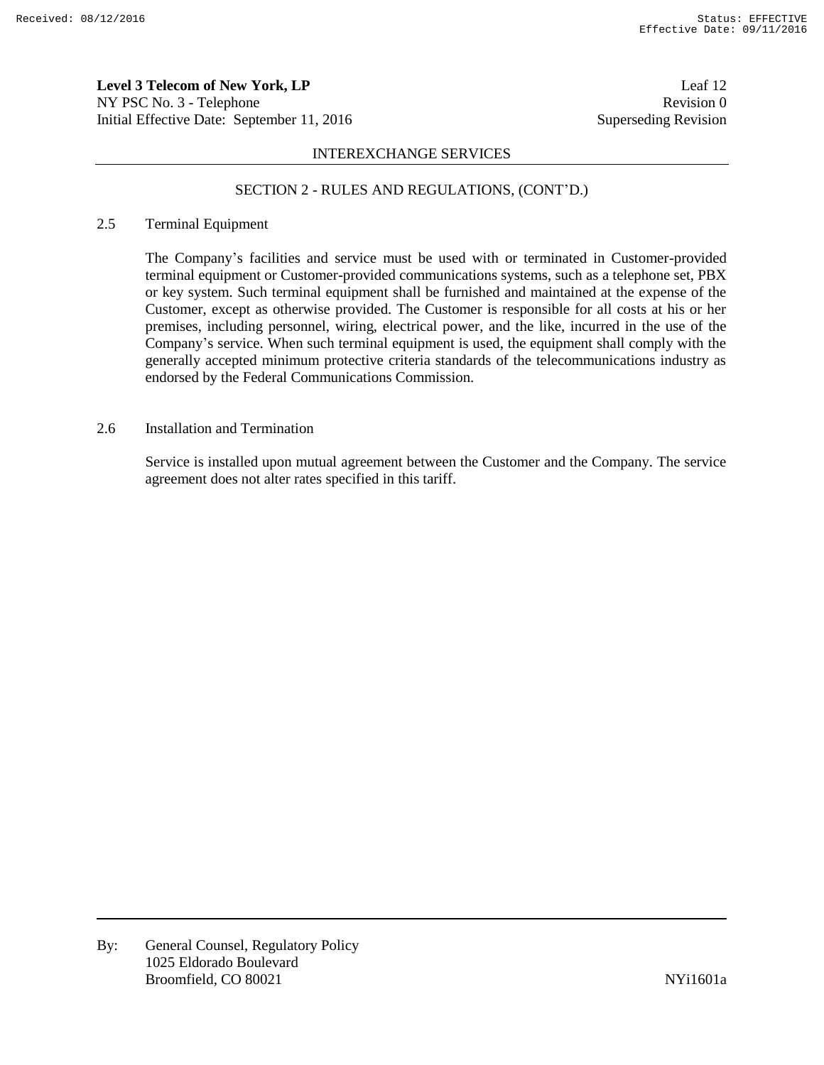## INTEREXCHANGE SERVICES

### SECTION 2 - RULES AND REGULATIONS, (CONT'D.)

2.5 Terminal Equipment

The Company's facilities and service must be used with or terminated in Customer-provided terminal equipment or Customer-provided communications systems, such as a telephone set, PBX or key system. Such terminal equipment shall be furnished and maintained at the expense of the Customer, except as otherwise provided. The Customer is responsible for all costs at his or her premises, including personnel, wiring, electrical power, and the like, incurred in the use of the Company's service. When such terminal equipment is used, the equipment shall comply with the generally accepted minimum protective criteria standards of the telecommunications industry as endorsed by the Federal Communications Commission.

2.6 Installation and Termination

Service is installed upon mutual agreement between the Customer and the Company. The service agreement does not alter rates specified in this tariff.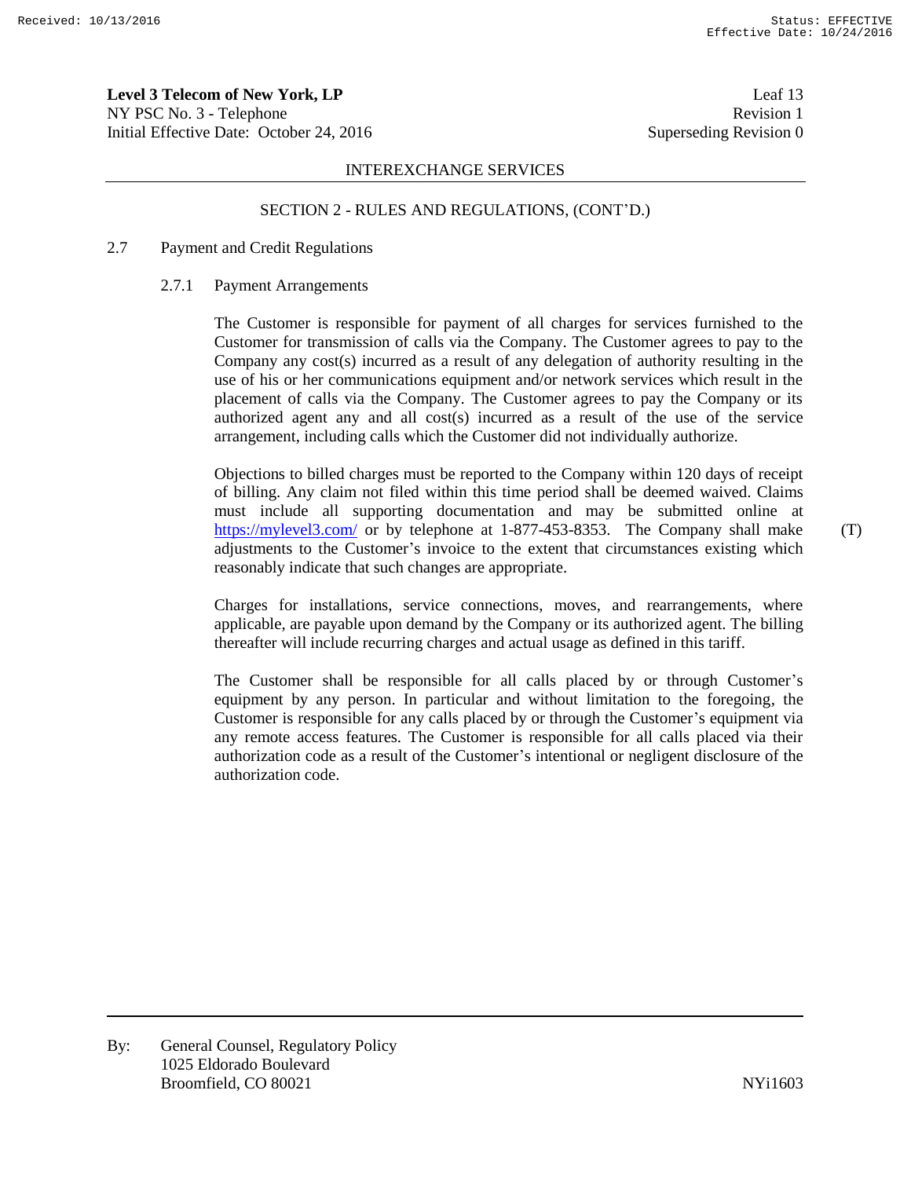INTEREXCHANGE SERVICES

SECTION 2 - RULES AND REGULATIONS, (CONT'D.)

## 2.7 Payment and Credit Regulations

### 2.7.1 Payment Arrangements

The Customer is responsible for payment of all charges for services furnished to the Customer for transmission of calls via the Company. The Customer agrees to pay to the Company any cost(s) incurred as a result of any delegation of authority resulting in the use of his or her communications equipment and/or network services which result in the placement of calls via the Company. The Customer agrees to pay the Company or its authorized agent any and all cost(s) incurred as a result of the use of the service arrangement, including calls which the Customer did not individually authorize.

Objections to billed charges must be reported to the Company within 120 days of receipt of billing. Any claim not filed within this time period shall be deemed waived. Claims must include all supporting documentation and may be submitted online at https://mylevel3.com/ or by telephone at 1-877-453-8353. The Company shall make adjustments to the Customer's invoice to the extent that circumstances existing which reasonably indicate that such changes are appropriate. (T)

Charges for installations, service connections, moves, and rearrangements, where applicable, are payable upon demand by the Company or its authorized agent. The billing thereafter will include recurring charges and actual usage as defined in this tariff.

The Customer shall be responsible for all calls placed by or through Customer's equipment by any person. In particular and without limitation to the foregoing, the Customer is responsible for any calls placed by or through the Customer's equipment via any remote access features. The Customer is responsible for all calls placed via their authorization code as a result of the Customer's intentional or negligent disclosure of the authorization code.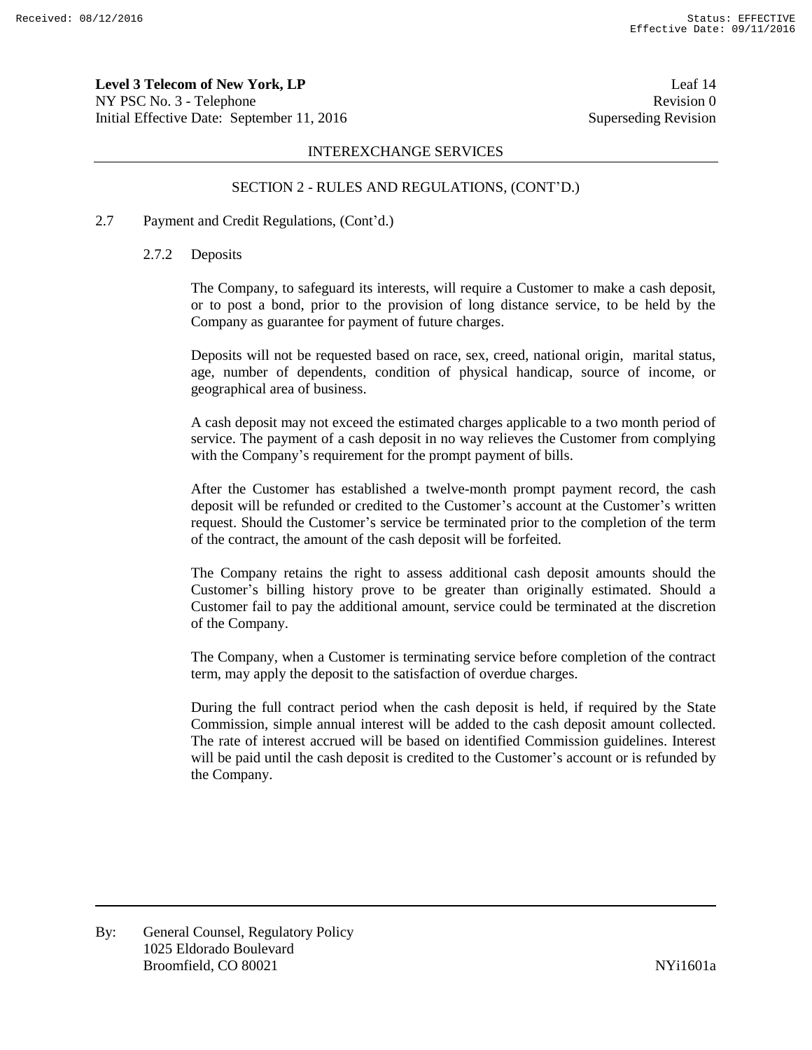INTEREXCHANGE SERVICES

SECTION 2 - RULES AND REGULATIONS, (CONT'D.)

2.7 Payment and Credit Regulations, (Cont'd.)

2.7.2 Deposits

The Company, to safeguard its interests, will require a Customer to make a cash deposit, or to post a bond, prior to the provision of long distance service, to be held by the Company as guarantee for payment of future charges.

Deposits will not be requested based on race, sex, creed, national origin, marital status, age, number of dependents, condition of physical handicap, source of income, or geographical area of business.

A cash deposit may not exceed the estimated charges applicable to a two month period of service. The payment of a cash deposit in no way relieves the Customer from complying with the Company's requirement for the prompt payment of bills.

After the Customer has established a twelve-month prompt payment record, the cash deposit will be refunded or credited to the Customer's account at the Customer's written request. Should the Customer's service be terminated prior to the completion of the term of the contract, the amount of the cash deposit will be forfeited.

The Company retains the right to assess additional cash deposit amounts should the Customer's billing history prove to be greater than originally estimated. Should a Customer fail to pay the additional amount, service could be terminated at the discretion of the Company.

The Company, when a Customer is terminating service before completion of the contract term, may apply the deposit to the satisfaction of overdue charges.

During the full contract period when the cash deposit is held, if required by the State Commission, simple annual interest will be added to the cash deposit amount collected. The rate of interest accrued will be based on identified Commission guidelines. Interest will be paid until the cash deposit is credited to the Customer's account or is refunded by the Company.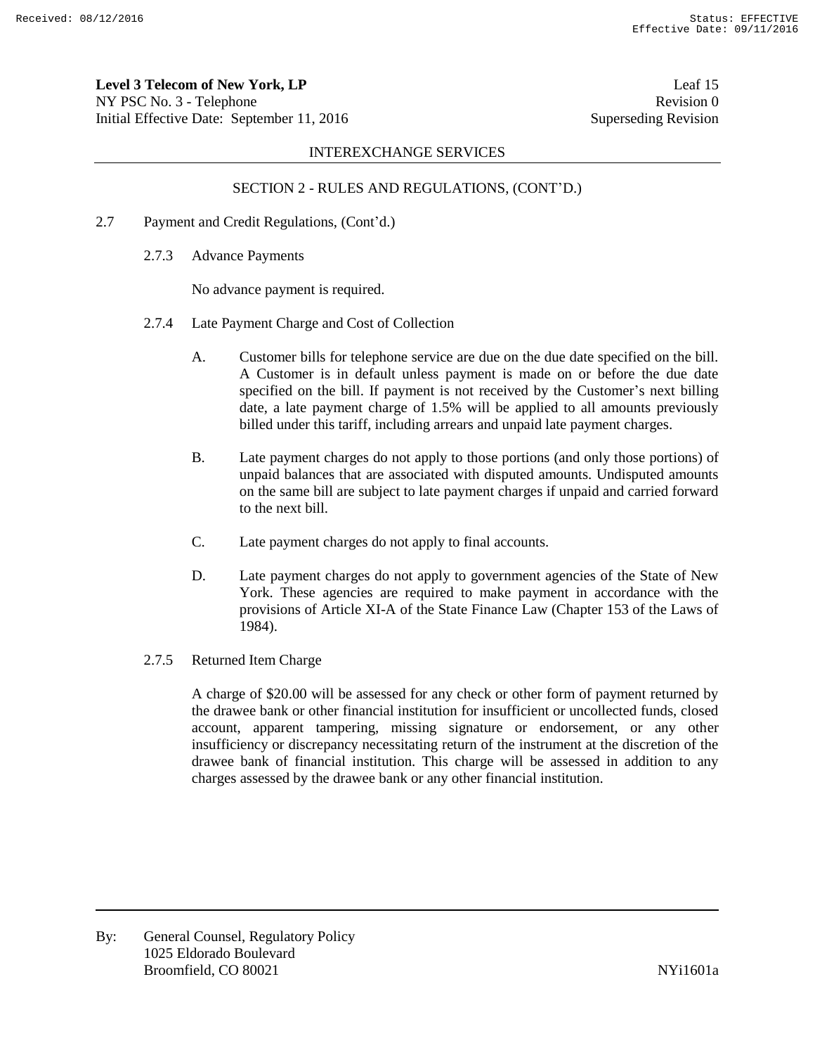INTEREXCHANGE SERVICES

SECTION 2 - RULES AND REGULATIONS, (CONT'D.)

2.7 Payment and Credit Regulations, (Cont'd.)

2.7.3 Advance Payments

No advance payment is required.

2.7.4 Late Payment Charge and Cost of Collection

A. Customer bills for telephone service are due on the due date specified on the bill. A Customer is in default unless payment is made on or before the due date specified on the bill. If payment is not received by the Customer's next billing date, a late payment charge of 1.5% will be applied to all amounts previously billed under this tariff, including arrears and unpaid late payment charges.

B. Late payment charges do not apply to those portions (and only those portions) of unpaid balances that are associated with disputed amounts. Undisputed amounts on the same bill are subject to late payment charges if unpaid and carried forward to the next bill.

C. Late payment charges do not apply to final accounts.

D. Late payment charges do not apply to government agencies of the State of New York. These agencies are required to make payment in accordance with the provisions of Article XI-A of the State Finance Law (Chapter 153 of the Laws of 1984).

2.7.5 Returned Item Charge

A charge of $20.00 will be assessed for any check or other form of payment returned by the drawee bank or other financial institution for insufficient or uncollected funds, closed account, apparent tampering, missing signature or endorsement, or any other insufficiency or discrepancy necessitating return of the instrument at the discretion of the drawee bank of financial institution. This charge will be assessed in addition to any charges assessed by the drawee bank or any other financial institution.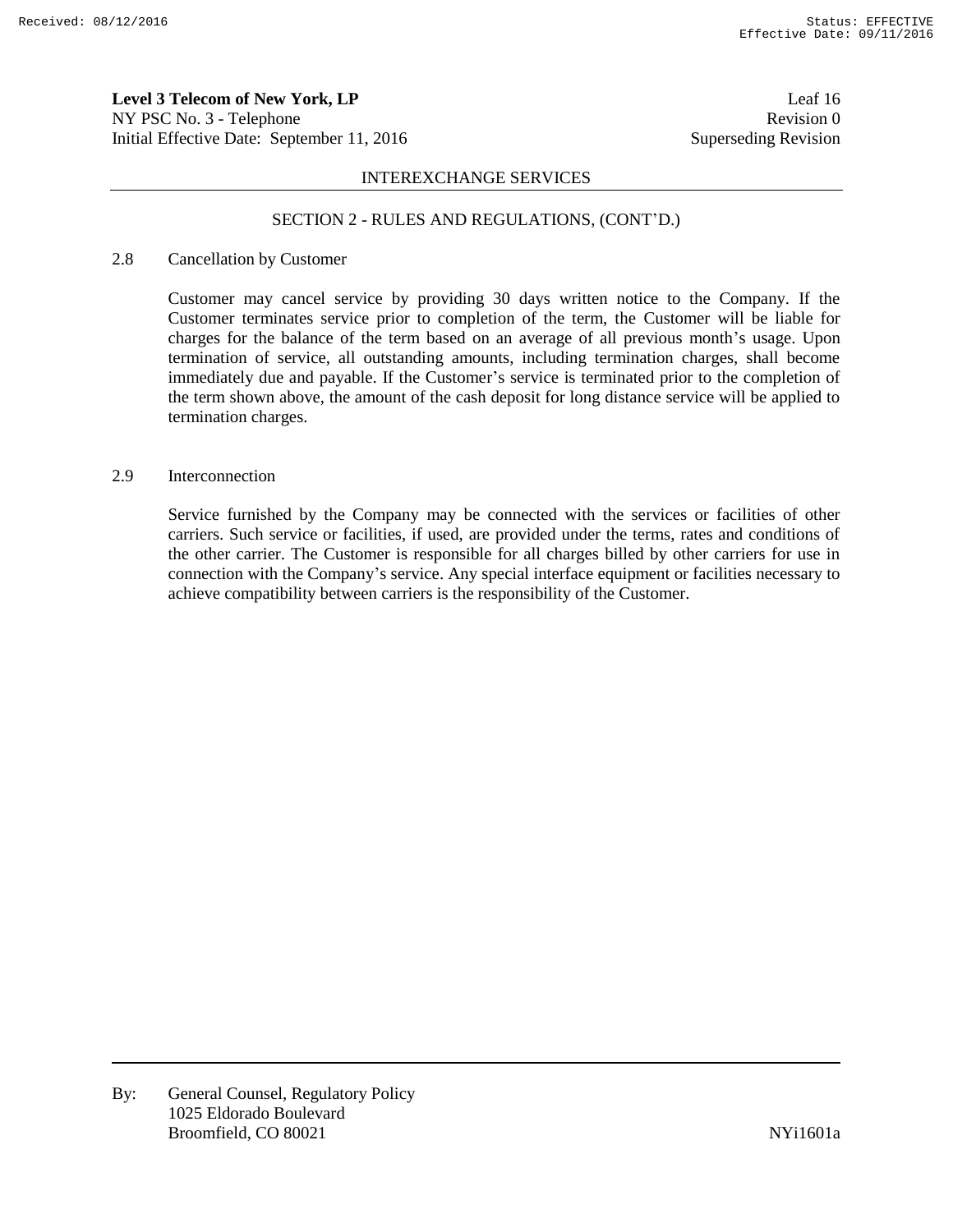**Level 3 Telecom of New York, LP**
NY PSC No. 3 - Telephone
Initial Effective Date: September 11, 2016

Leaf 16
Revision 0
Superseding Revision

INTEREXCHANGE SERVICES

SECTION 2 - RULES AND REGULATIONS, (CONT'D.)

2.8 Cancellation by Customer

Customer may cancel service by providing 30 days written notice to the Company. If the Customer terminates service prior to completion of the term, the Customer will be liable for charges for the balance of the term based on an average of all previous month's usage. Upon termination of service, all outstanding amounts, including termination charges, shall become immediately due and payable. If the Customer's service is terminated prior to the completion of the term shown above, the amount of the cash deposit for long distance service will be applied to termination charges.

2.9 Interconnection

Service furnished by the Company may be connected with the services or facilities of other carriers. Such service or facilities, if used, are provided under the terms, rates and conditions of the other carrier. The Customer is responsible for all charges billed by other carriers for use in connection with the Company's service. Any special interface equipment or facilities necessary to achieve compatibility between carriers is the responsibility of the Customer.

By: General Counsel, Regulatory Policy
1025 Eldorado Boulevard
Broomfield, CO 80021

NYi1601a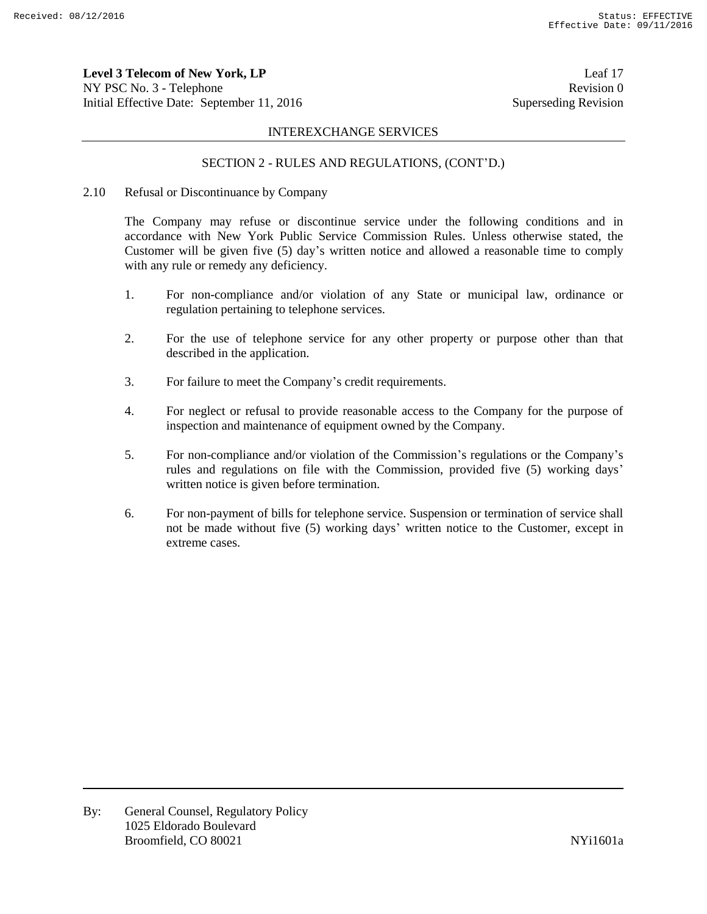INTEREXCHANGE SERVICES

SECTION 2 - RULES AND REGULATIONS, (CONT'D.)

2.10 Refusal or Discontinuance by Company

The Company may refuse or discontinue service under the following conditions and in accordance with New York Public Service Commission Rules. Unless otherwise stated, the Customer will be given five (5) day's written notice and allowed a reasonable time to comply with any rule or remedy any deficiency.

1. For non-compliance and/or violation of any State or municipal law, ordinance or regulation pertaining to telephone services.

2. For the use of telephone service for any other property or purpose other than that described in the application.

3. For failure to meet the Company's credit requirements.

4. For neglect or refusal to provide reasonable access to the Company for the purpose of inspection and maintenance of equipment owned by the Company.

5. For non-compliance and/or violation of the Commission's regulations or the Company's rules and regulations on file with the Commission, provided five (5) working days' written notice is given before termination.

6. For non-payment of bills for telephone service. Suspension or termination of service shall not be made without five (5) working days' written notice to the Customer, except in extreme cases.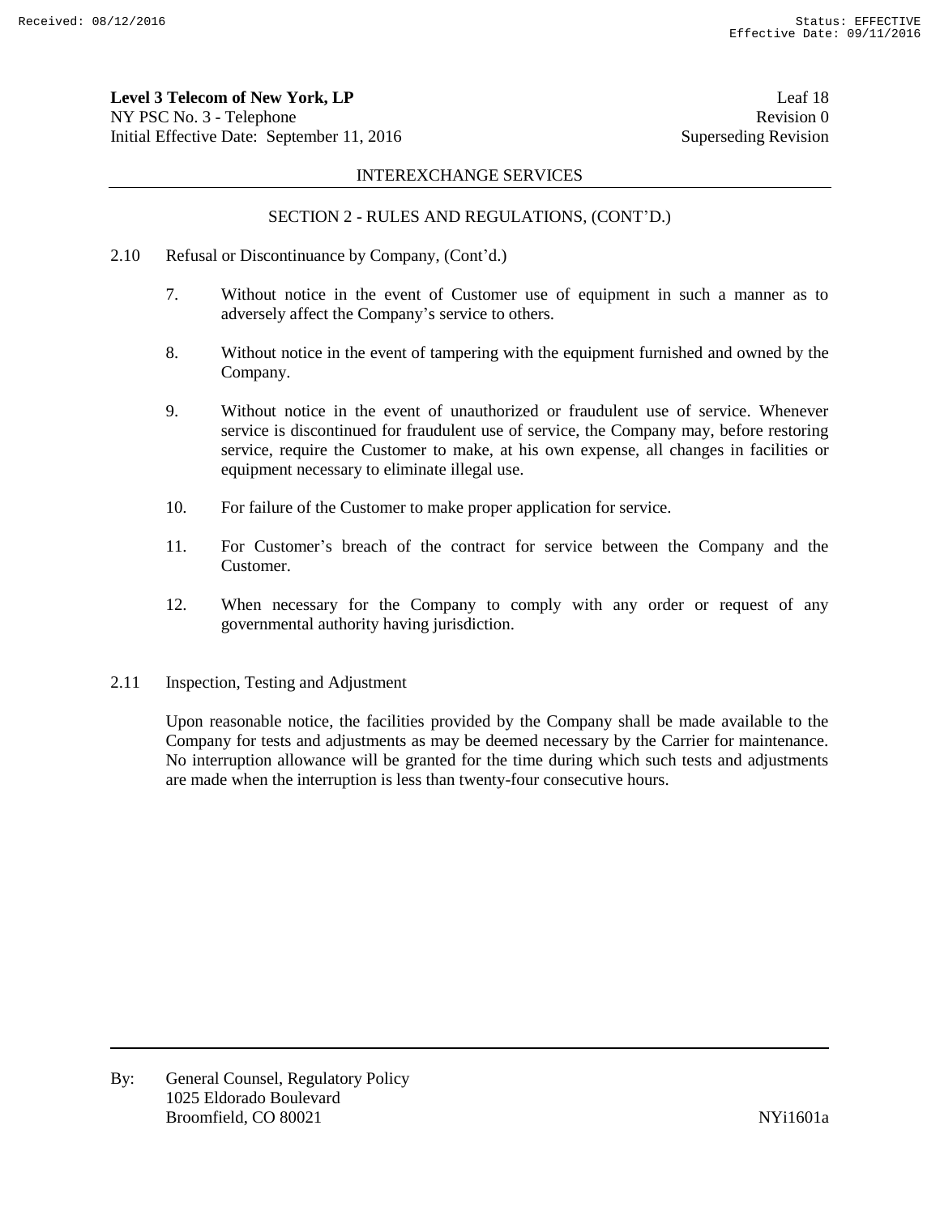SECTION 2 - RULES AND REGULATIONS, (CONT'D.)

2.10 Refusal or Discontinuance by Company, (Cont'd.)

7. Without notice in the event of Customer use of equipment in such a manner as to adversely affect the Company's service to others.

8. Without notice in the event of tampering with the equipment furnished and owned by the Company.

9. Without notice in the event of unauthorized or fraudulent use of service. Whenever service is discontinued for fraudulent use of service, the Company may, before restoring service, require the Customer to make, at his own expense, all changes in facilities or equipment necessary to eliminate illegal use.

10. For failure of the Customer to make proper application for service.

11. For Customer's breach of the contract for service between the Company and the Customer.

12. When necessary for the Company to comply with any order or request of any governmental authority having jurisdiction.

2.11 Inspection, Testing and Adjustment

Upon reasonable notice, the facilities provided by the Company shall be made available to the Company for tests and adjustments as may be deemed necessary by the Carrier for maintenance. No interruption allowance will be granted for the time during which such tests and adjustments are made when the interruption is less than twenty-four consecutive hours.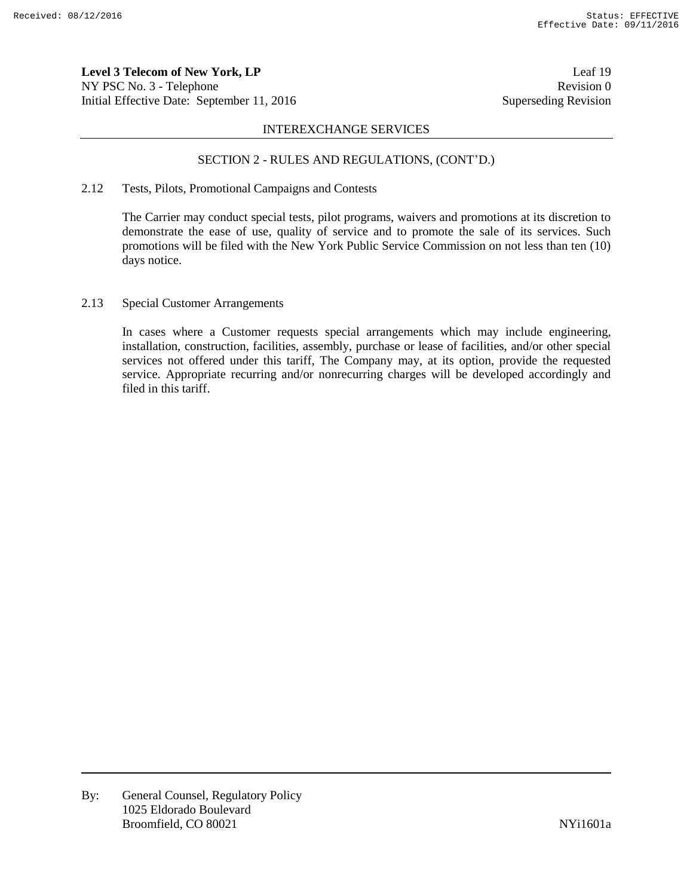## SECTION 2 - RULES AND REGULATIONS, (CONT'D.)

2.12 Tests, Pilots, Promotional Campaigns and Contests

The Carrier may conduct special tests, pilot programs, waivers and promotions at its discretion to demonstrate the ease of use, quality of service and to promote the sale of its services. Such promotions will be filed with the New York Public Service Commission on not less than ten (10) days notice.

2.13 Special Customer Arrangements

In cases where a Customer requests special arrangements which may include engineering, installation, construction, facilities, assembly, purchase or lease of facilities, and/or other special services not offered under this tariff, The Company may, at its option, provide the requested service. Appropriate recurring and/or nonrecurring charges will be developed accordingly and filed in this tariff.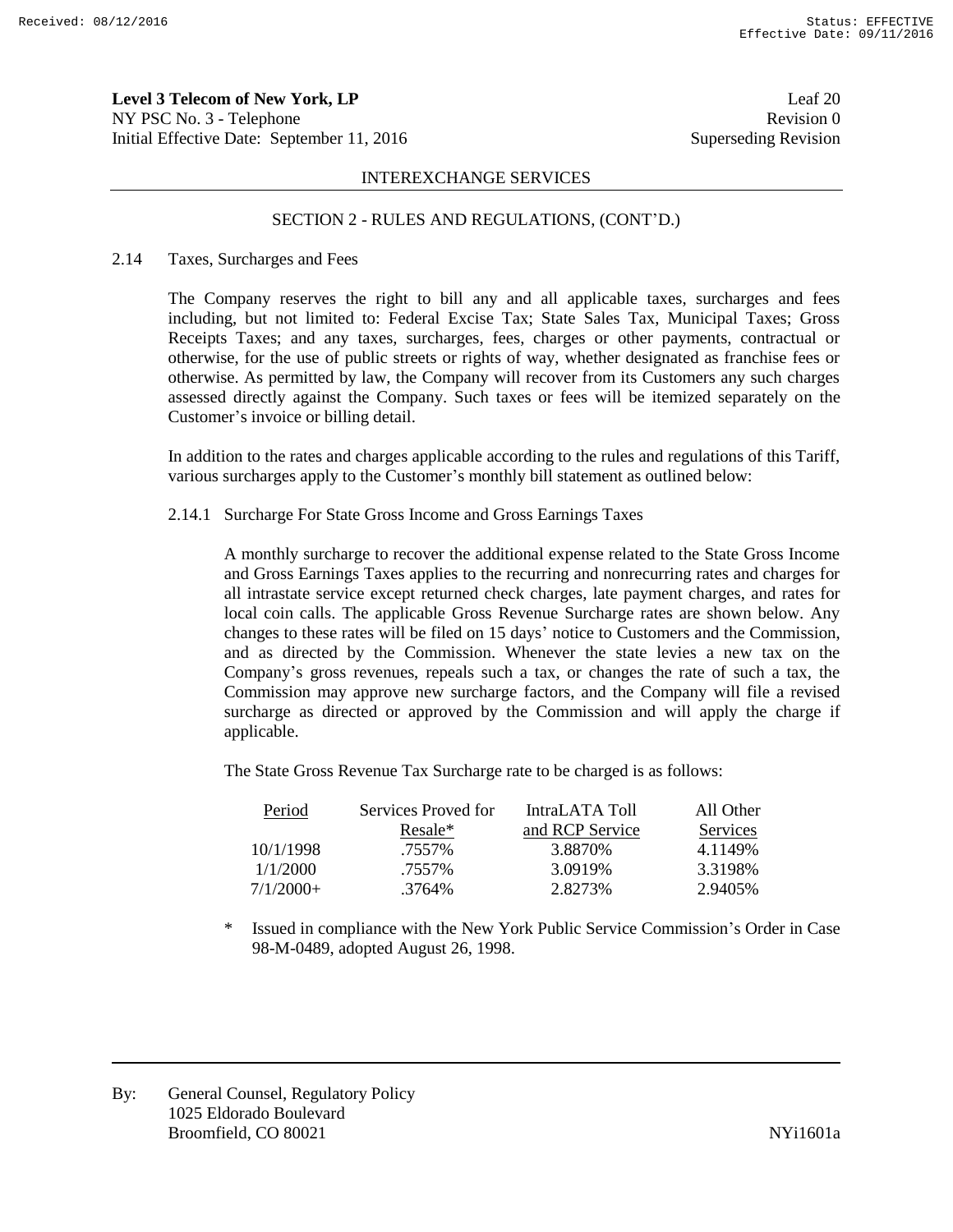**Level 3 Telecom of New York, LP**
NY PSC No. 3 - Telephone
Initial Effective Date: September 11, 2016

Leaf 20
Revision 0
Superseding Revision

INTEREXCHANGE SERVICES

SECTION 2 - RULES AND REGULATIONS, (CONT'D.)

2.14 Taxes, Surcharges and Fees

The Company reserves the right to bill any and all applicable taxes, surcharges and fees including, but not limited to: Federal Excise Tax; State Sales Tax, Municipal Taxes; Gross Receipts Taxes; and any taxes, surcharges, fees, charges or other payments, contractual or otherwise, for the use of public streets or rights of way, whether designated as franchise fees or otherwise. As permitted by law, the Company will recover from its Customers any such charges assessed directly against the Company. Such taxes or fees will be itemized separately on the Customer's invoice or billing detail.

In addition to the rates and charges applicable according to the rules and regulations of this Tariff, various surcharges apply to the Customer's monthly bill statement as outlined below:

2.14.1 Surcharge For State Gross Income and Gross Earnings Taxes

A monthly surcharge to recover the additional expense related to the State Gross Income and Gross Earnings Taxes applies to the recurring and nonrecurring rates and charges for all intrastate service except returned check charges, late payment charges, and rates for local coin calls. The applicable Gross Revenue Surcharge rates are shown below. Any changes to these rates will be filed on 15 days' notice to Customers and the Commission, and as directed by the Commission. Whenever the state levies a new tax on the Company's gross revenues, repeals such a tax, or changes the rate of such a tax, the Commission may approve new surcharge factors, and the Company will file a revised surcharge as directed or approved by the Commission and will apply the charge if applicable.

The State Gross Revenue Tax Surcharge rate to be charged is as follows:

| Period | Services Proved for Resale* | IntraLATA Toll and RCP Service | All Other Services |
|---|---|---|---|
| 10/1/1998 | .7557% | 3.8870% | 4.1149% |
| 1/1/2000 | .7557% | 3.0919% | 3.3198% |
| 7/1/2000+ | .3764% | 2.8273% | 2.9405% |

\* Issued in compliance with the New York Public Service Commission's Order in Case 98-M-0489, adopted August 26, 1998.

By: General Counsel, Regulatory Policy
1025 Eldorado Boulevard
Broomfield, CO 80021

NYi1601a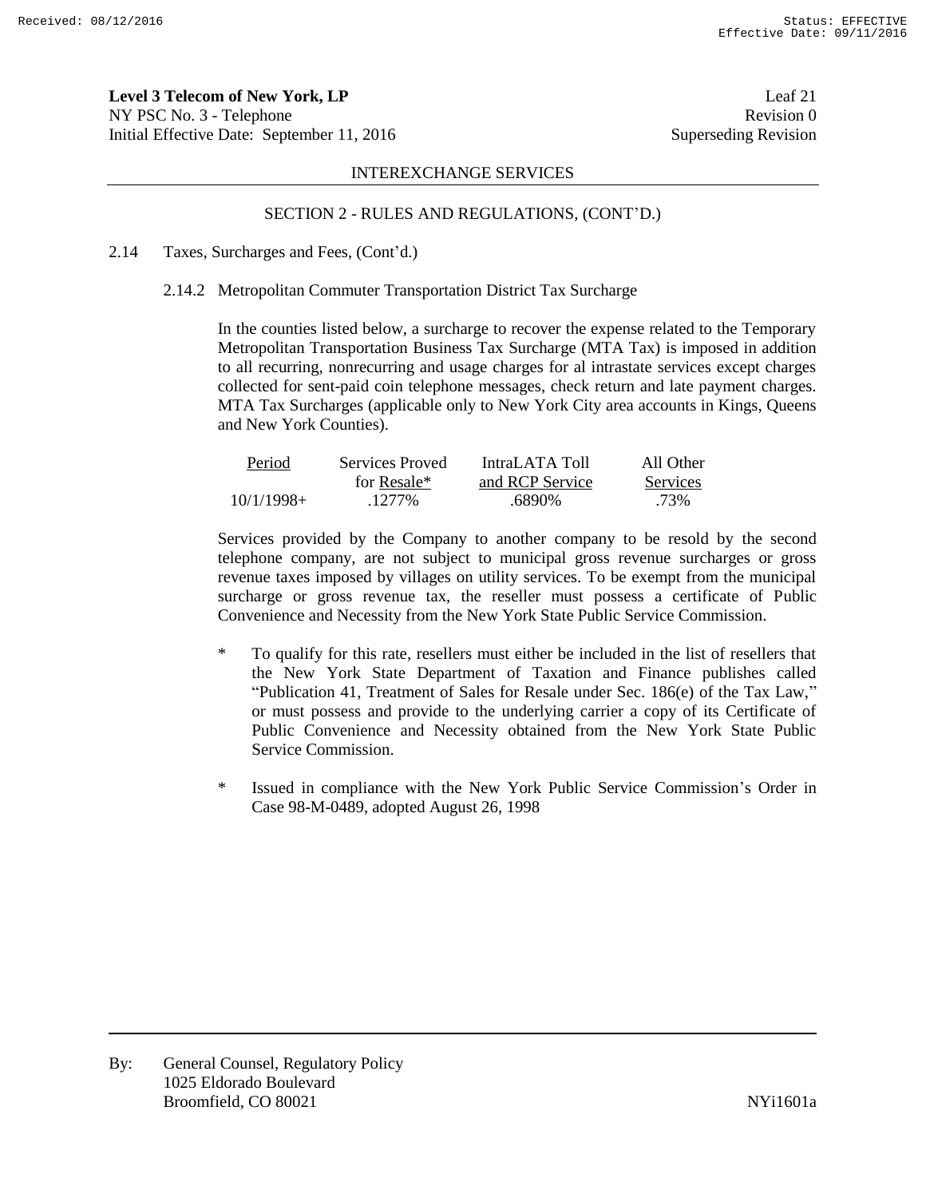**Level 3 Telecom of New York, LP**
NY PSC No. 3 - Telephone
Initial Effective Date: September 11, 2016

Leaf 21
Revision 0
Superseding Revision

INTEREXCHANGE SERVICES

SECTION 2 - RULES AND REGULATIONS, (CONT'D.)

2.14 Taxes, Surcharges and Fees, (Cont'd.)

2.14.2 Metropolitan Commuter Transportation District Tax Surcharge

In the counties listed below, a surcharge to recover the expense related to the Temporary Metropolitan Transportation Business Tax Surcharge (MTA Tax) is imposed in addition to all recurring, nonrecurring and usage charges for al intrastate services except charges collected for sent-paid coin telephone messages, check return and late payment charges. MTA Tax Surcharges (applicable only to New York City area accounts in Kings, Queens and New York Counties).

| Period | Services Proved for Resale* | IntraLATA Toll and RCP Service | All Other Services |
|---|---|---|---|
| 10/1/1998+ | .1277% | .6890% | .73% |

Services provided by the Company to another company to be resold by the second telephone company, are not subject to municipal gross revenue surcharges or gross revenue taxes imposed by villages on utility services. To be exempt from the municipal surcharge or gross revenue tax, the reseller must possess a certificate of Public Convenience and Necessity from the New York State Public Service Commission.

\* To qualify for this rate, resellers must either be included in the list of resellers that the New York State Department of Taxation and Finance publishes called "Publication 41, Treatment of Sales for Resale under Sec. 186(e) of the Tax Law," or must possess and provide to the underlying carrier a copy of its Certificate of Public Convenience and Necessity obtained from the New York State Public Service Commission.

\* Issued in compliance with the New York Public Service Commission's Order in Case 98-M-0489, adopted August 26, 1998

By: General Counsel, Regulatory Policy
1025 Eldorado Boulevard
Broomfield, CO 80021

NYi1601a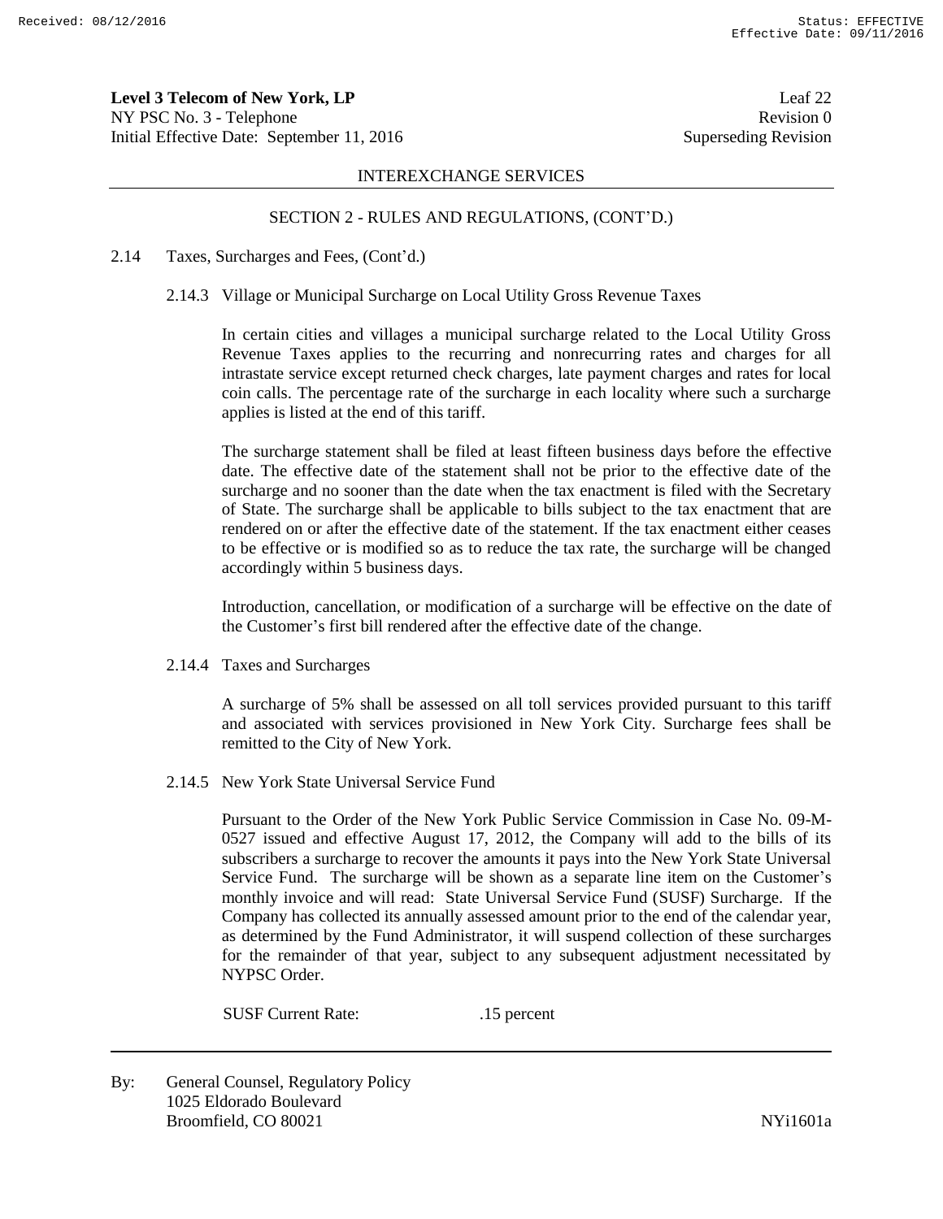INTEREXCHANGE SERVICES

SECTION 2 - RULES AND REGULATIONS, (CONT'D.)

2.14 Taxes, Surcharges and Fees, (Cont'd.)

2.14.3 Village or Municipal Surcharge on Local Utility Gross Revenue Taxes

In certain cities and villages a municipal surcharge related to the Local Utility Gross Revenue Taxes applies to the recurring and nonrecurring rates and charges for all intrastate service except returned check charges, late payment charges and rates for local coin calls. The percentage rate of the surcharge in each locality where such a surcharge applies is listed at the end of this tariff.

The surcharge statement shall be filed at least fifteen business days before the effective date. The effective date of the statement shall not be prior to the effective date of the surcharge and no sooner than the date when the tax enactment is filed with the Secretary of State. The surcharge shall be applicable to bills subject to the tax enactment that are rendered on or after the effective date of the statement. If the tax enactment either ceases to be effective or is modified so as to reduce the tax rate, the surcharge will be changed accordingly within 5 business days.

Introduction, cancellation, or modification of a surcharge will be effective on the date of the Customer's first bill rendered after the effective date of the change.

2.14.4 Taxes and Surcharges

A surcharge of 5% shall be assessed on all toll services provided pursuant to this tariff and associated with services provisioned in New York City. Surcharge fees shall be remitted to the City of New York.

2.14.5 New York State Universal Service Fund

Pursuant to the Order of the New York Public Service Commission in Case No. 09-M-0527 issued and effective August 17, 2012, the Company will add to the bills of its subscribers a surcharge to recover the amounts it pays into the New York State Universal Service Fund. The surcharge will be shown as a separate line item on the Customer's monthly invoice and will read: State Universal Service Fund (SUSF) Surcharge. If the Company has collected its annually assessed amount prior to the end of the calendar year, as determined by the Fund Administrator, it will suspend collection of these surcharges for the remainder of that year, subject to any subsequent adjustment necessitated by NYPSC Order.

SUSF Current Rate: .15 percent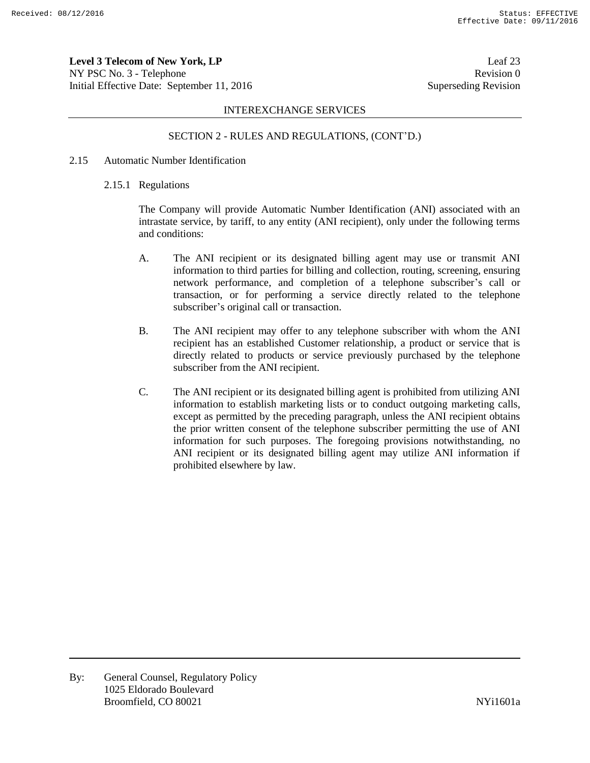INTEREXCHANGE SERVICES

SECTION 2 - RULES AND REGULATIONS, (CONT'D.)

2.15 Automatic Number Identification

2.15.1 Regulations

The Company will provide Automatic Number Identification (ANI) associated with an intrastate service, by tariff, to any entity (ANI recipient), only under the following terms and conditions:

A. The ANI recipient or its designated billing agent may use or transmit ANI information to third parties for billing and collection, routing, screening, ensuring network performance, and completion of a telephone subscriber's call or transaction, or for performing a service directly related to the telephone subscriber's original call or transaction.

B. The ANI recipient may offer to any telephone subscriber with whom the ANI recipient has an established Customer relationship, a product or service that is directly related to products or service previously purchased by the telephone subscriber from the ANI recipient.

C. The ANI recipient or its designated billing agent is prohibited from utilizing ANI information to establish marketing lists or to conduct outgoing marketing calls, except as permitted by the preceding paragraph, unless the ANI recipient obtains the prior written consent of the telephone subscriber permitting the use of ANI information for such purposes. The foregoing provisions notwithstanding, no ANI recipient or its designated billing agent may utilize ANI information if prohibited elsewhere by law.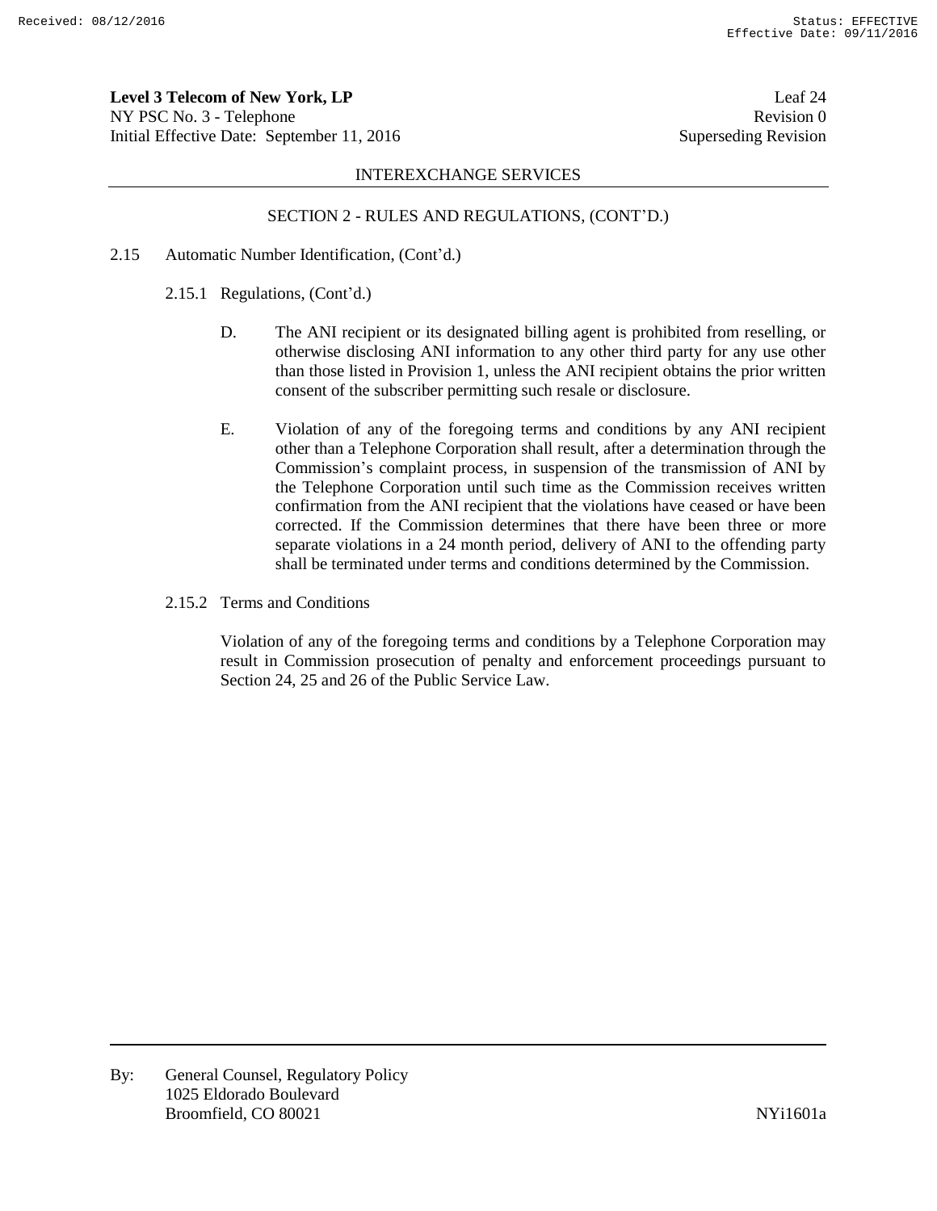INTEREXCHANGE SERVICES

SECTION 2 - RULES AND REGULATIONS, (CONT'D.)

2.15 Automatic Number Identification, (Cont'd.)

2.15.1 Regulations, (Cont'd.)

D. The ANI recipient or its designated billing agent is prohibited from reselling, or otherwise disclosing ANI information to any other third party for any use other than those listed in Provision 1, unless the ANI recipient obtains the prior written consent of the subscriber permitting such resale or disclosure.

E. Violation of any of the foregoing terms and conditions by any ANI recipient other than a Telephone Corporation shall result, after a determination through the Commission's complaint process, in suspension of the transmission of ANI by the Telephone Corporation until such time as the Commission receives written confirmation from the ANI recipient that the violations have ceased or have been corrected. If the Commission determines that there have been three or more separate violations in a 24 month period, delivery of ANI to the offending party shall be terminated under terms and conditions determined by the Commission.

2.15.2 Terms and Conditions

Violation of any of the foregoing terms and conditions by a Telephone Corporation may result in Commission prosecution of penalty and enforcement proceedings pursuant to Section 24, 25 and 26 of the Public Service Law.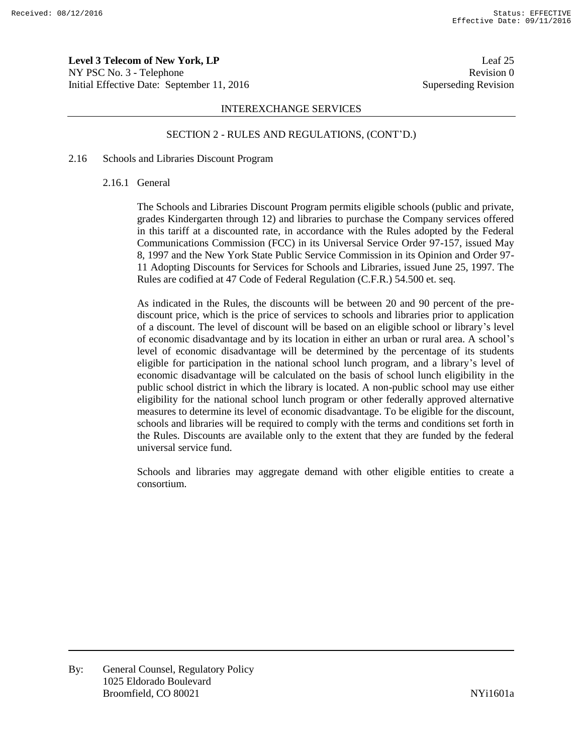INTEREXCHANGE SERVICES

SECTION 2 - RULES AND REGULATIONS, (CONT'D.)

## 2.16 Schools and Libraries Discount Program

### 2.16.1 General

The Schools and Libraries Discount Program permits eligible schools (public and private, grades Kindergarten through 12) and libraries to purchase the Company services offered in this tariff at a discounted rate, in accordance with the Rules adopted by the Federal Communications Commission (FCC) in its Universal Service Order 97-157, issued May 8, 1997 and the New York State Public Service Commission in its Opinion and Order 97-11 Adopting Discounts for Services for Schools and Libraries, issued June 25, 1997. The Rules are codified at 47 Code of Federal Regulation (C.F.R.) 54.500 et. seq.

As indicated in the Rules, the discounts will be between 20 and 90 percent of the pre-discount price, which is the price of services to schools and libraries prior to application of a discount. The level of discount will be based on an eligible school or library's level of economic disadvantage and by its location in either an urban or rural area. A school's level of economic disadvantage will be determined by the percentage of its students eligible for participation in the national school lunch program, and a library's level of economic disadvantage will be calculated on the basis of school lunch eligibility in the public school district in which the library is located. A non-public school may use either eligibility for the national school lunch program or other federally approved alternative measures to determine its level of economic disadvantage. To be eligible for the discount, schools and libraries will be required to comply with the terms and conditions set forth in the Rules. Discounts are available only to the extent that they are funded by the federal universal service fund.

Schools and libraries may aggregate demand with other eligible entities to create a consortium.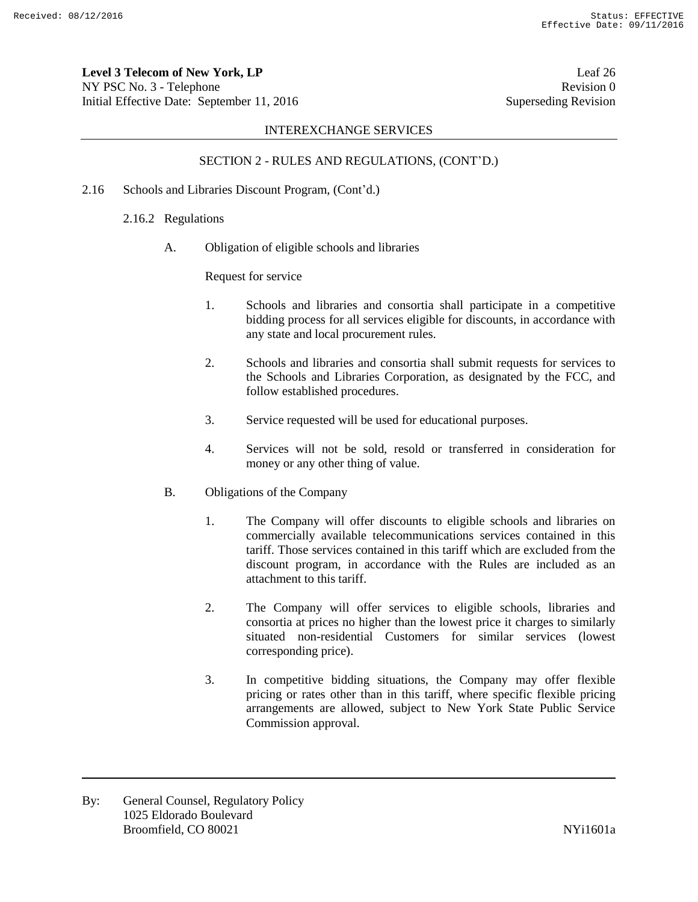## INTEREXCHANGE SERVICES

### SECTION 2 - RULES AND REGULATIONS, (CONT'D.)

2.16 Schools and Libraries Discount Program, (Cont'd.)

2.16.2 Regulations

A. Obligation of eligible schools and libraries

Request for service

1. Schools and libraries and consortia shall participate in a competitive bidding process for all services eligible for discounts, in accordance with any state and local procurement rules.

2. Schools and libraries and consortia shall submit requests for services to the Schools and Libraries Corporation, as designated by the FCC, and follow established procedures.

3. Service requested will be used for educational purposes.

4. Services will not be sold, resold or transferred in consideration for money or any other thing of value.

B. Obligations of the Company

1. The Company will offer discounts to eligible schools and libraries on commercially available telecommunications services contained in this tariff. Those services contained in this tariff which are excluded from the discount program, in accordance with the Rules are included as an attachment to this tariff.

2. The Company will offer services to eligible schools, libraries and consortia at prices no higher than the lowest price it charges to similarly situated non-residential Customers for similar services (lowest corresponding price).

3. In competitive bidding situations, the Company may offer flexible pricing or rates other than in this tariff, where specific flexible pricing arrangements are allowed, subject to New York State Public Service Commission approval.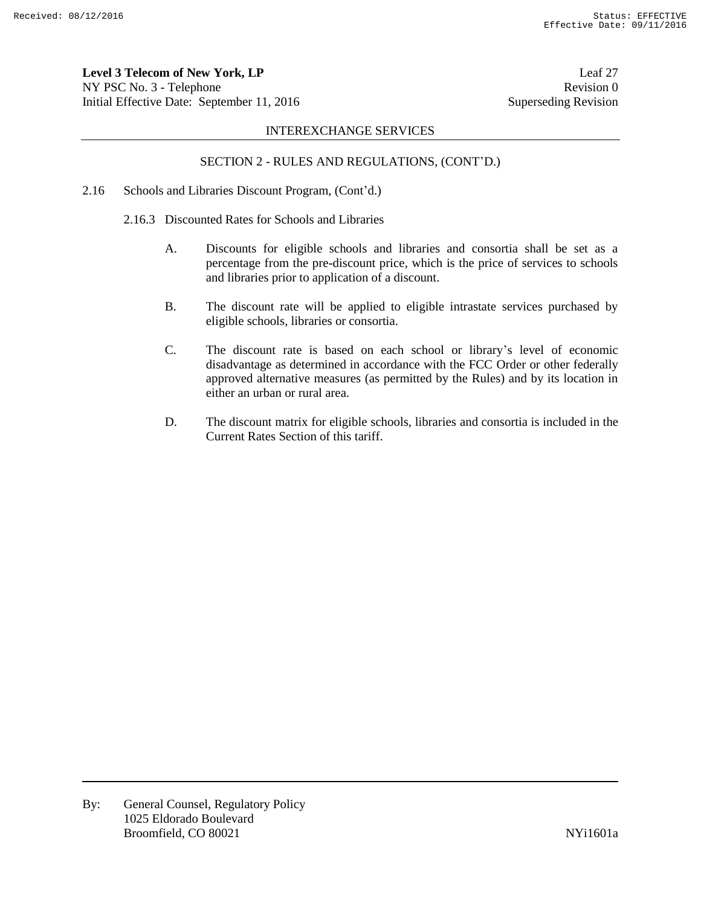INTEREXCHANGE SERVICES

SECTION 2 - RULES AND REGULATIONS, (CONT'D.)

2.16 Schools and Libraries Discount Program, (Cont'd.)

2.16.3 Discounted Rates for Schools and Libraries

A. Discounts for eligible schools and libraries and consortia shall be set as a percentage from the pre-discount price, which is the price of services to schools and libraries prior to application of a discount.

B. The discount rate will be applied to eligible intrastate services purchased by eligible schools, libraries or consortia.

C. The discount rate is based on each school or library's level of economic disadvantage as determined in accordance with the FCC Order or other federally approved alternative measures (as permitted by the Rules) and by its location in either an urban or rural area.

D. The discount matrix for eligible schools, libraries and consortia is included in the Current Rates Section of this tariff.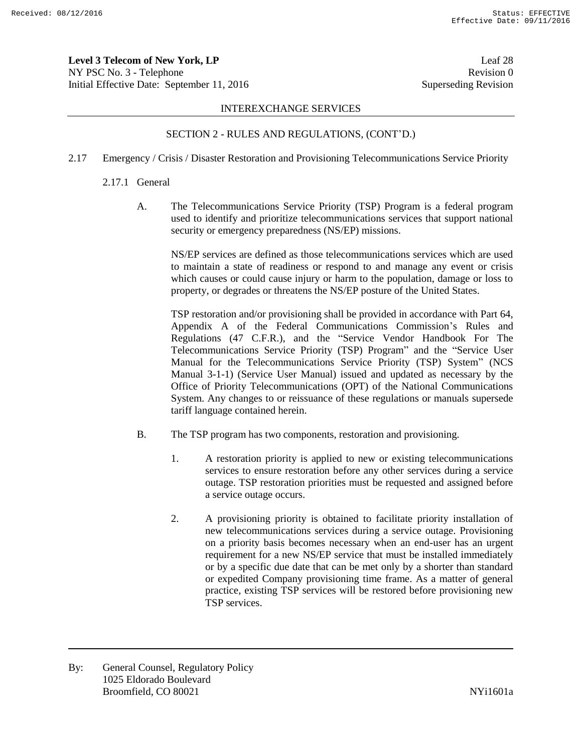## INTEREXCHANGE SERVICES

### SECTION 2 - RULES AND REGULATIONS, (CONT'D.)

2.17 Emergency / Crisis / Disaster Restoration and Provisioning Telecommunications Service Priority

2.17.1 General

A. The Telecommunications Service Priority (TSP) Program is a federal program used to identify and prioritize telecommunications services that support national security or emergency preparedness (NS/EP) missions.

NS/EP services are defined as those telecommunications services which are used to maintain a state of readiness or respond to and manage any event or crisis which causes or could cause injury or harm to the population, damage or loss to property, or degrades or threatens the NS/EP posture of the United States.

TSP restoration and/or provisioning shall be provided in accordance with Part 64, Appendix A of the Federal Communications Commission's Rules and Regulations (47 C.F.R.), and the "Service Vendor Handbook For The Telecommunications Service Priority (TSP) Program" and the "Service User Manual for the Telecommunications Service Priority (TSP) System" (NCS Manual 3-1-1) (Service User Manual) issued and updated as necessary by the Office of Priority Telecommunications (OPT) of the National Communications System. Any changes to or reissuance of these regulations or manuals supersede tariff language contained herein.

B. The TSP program has two components, restoration and provisioning.

1. A restoration priority is applied to new or existing telecommunications services to ensure restoration before any other services during a service outage. TSP restoration priorities must be requested and assigned before a service outage occurs.

2. A provisioning priority is obtained to facilitate priority installation of new telecommunications services during a service outage. Provisioning on a priority basis becomes necessary when an end-user has an urgent requirement for a new NS/EP service that must be installed immediately or by a specific due date that can be met only by a shorter than standard or expedited Company provisioning time frame. As a matter of general practice, existing TSP services will be restored before provisioning new TSP services.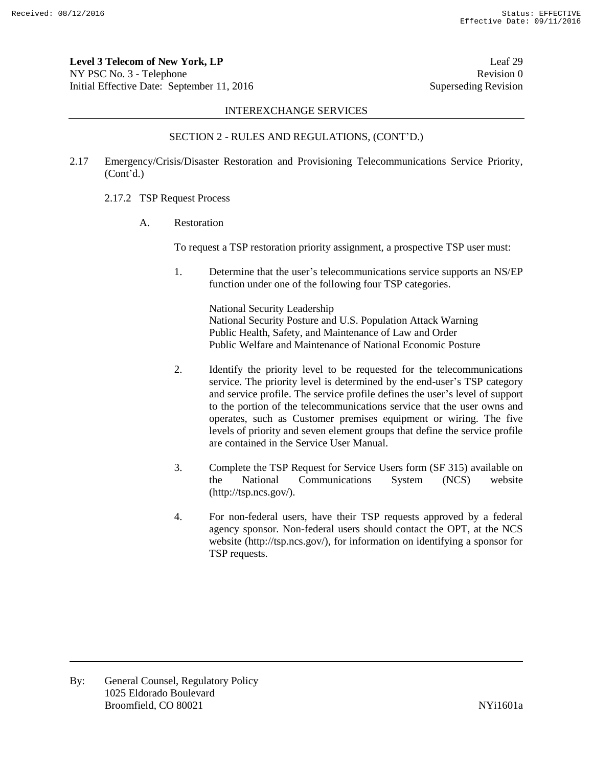INTEREXCHANGE SERVICES

SECTION 2 - RULES AND REGULATIONS, (CONT'D.)

2.17 Emergency/Crisis/Disaster Restoration and Provisioning Telecommunications Service Priority, (Cont'd.)

2.17.2 TSP Request Process

A. Restoration

To request a TSP restoration priority assignment, a prospective TSP user must:

1. Determine that the user's telecommunications service supports an NS/EP function under one of the following four TSP categories.

   National Security Leadership
   National Security Posture and U.S. Population Attack Warning
   Public Health, Safety, and Maintenance of Law and Order
   Public Welfare and Maintenance of National Economic Posture

2. Identify the priority level to be requested for the telecommunications service. The priority level is determined by the end-user's TSP category and service profile. The service profile defines the user's level of support to the portion of the telecommunications service that the user owns and operates, such as Customer premises equipment or wiring. The five levels of priority and seven element groups that define the service profile are contained in the Service User Manual.

3. Complete the TSP Request for Service Users form (SF 315) available on the National Communications System (NCS) website (http://tsp.ncs.gov/).

4. For non-federal users, have their TSP requests approved by a federal agency sponsor. Non-federal users should contact the OPT, at the NCS website (http://tsp.ncs.gov/), for information on identifying a sponsor for TSP requests.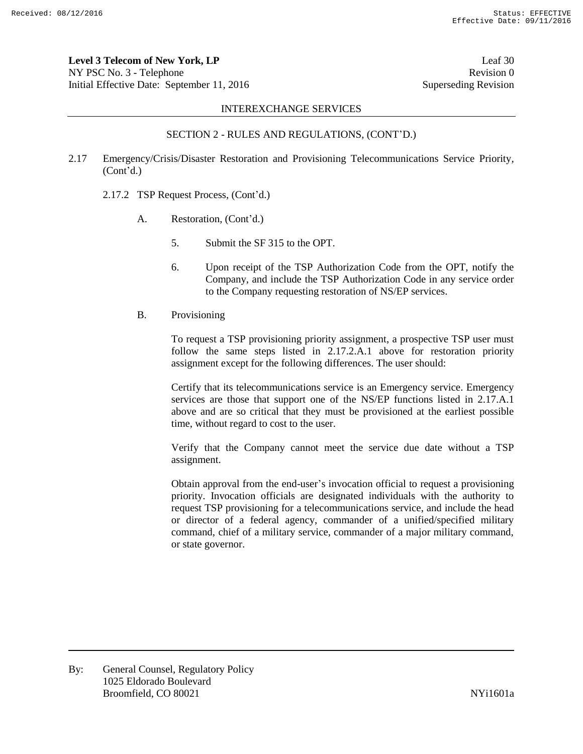INTEREXCHANGE SERVICES

SECTION 2 - RULES AND REGULATIONS, (CONT'D.)

2.17 Emergency/Crisis/Disaster Restoration and Provisioning Telecommunications Service Priority, (Cont'd.)

2.17.2 TSP Request Process, (Cont'd.)

A. Restoration, (Cont'd.)

5. Submit the SF 315 to the OPT.

6. Upon receipt of the TSP Authorization Code from the OPT, notify the Company, and include the TSP Authorization Code in any service order to the Company requesting restoration of NS/EP services.

B. Provisioning

To request a TSP provisioning priority assignment, a prospective TSP user must follow the same steps listed in 2.17.2.A.1 above for restoration priority assignment except for the following differences. The user should:

Certify that its telecommunications service is an Emergency service. Emergency services are those that support one of the NS/EP functions listed in 2.17.A.1 above and are so critical that they must be provisioned at the earliest possible time, without regard to cost to the user.

Verify that the Company cannot meet the service due date without a TSP assignment.

Obtain approval from the end-user's invocation official to request a provisioning priority. Invocation officials are designated individuals with the authority to request TSP provisioning for a telecommunications service, and include the head or director of a federal agency, commander of a unified/specified military command, chief of a military service, commander of a major military command, or state governor.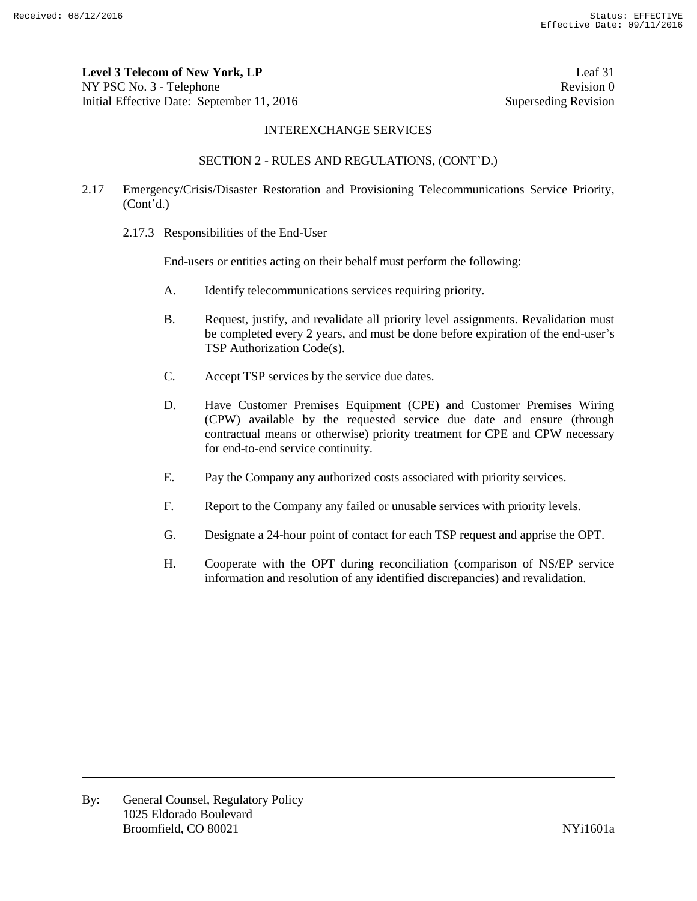INTEREXCHANGE SERVICES

SECTION 2 - RULES AND REGULATIONS, (CONT'D.)

2.17 Emergency/Crisis/Disaster Restoration and Provisioning Telecommunications Service Priority, (Cont'd.)

2.17.3 Responsibilities of the End-User

End-users or entities acting on their behalf must perform the following:

A. Identify telecommunications services requiring priority.

B. Request, justify, and revalidate all priority level assignments. Revalidation must be completed every 2 years, and must be done before expiration of the end-user's TSP Authorization Code(s).

C. Accept TSP services by the service due dates.

D. Have Customer Premises Equipment (CPE) and Customer Premises Wiring (CPW) available by the requested service due date and ensure (through contractual means or otherwise) priority treatment for CPE and CPW necessary for end-to-end service continuity.

E. Pay the Company any authorized costs associated with priority services.

F. Report to the Company any failed or unusable services with priority levels.

G. Designate a 24-hour point of contact for each TSP request and apprise the OPT.

H. Cooperate with the OPT during reconciliation (comparison of NS/EP service information and resolution of any identified discrepancies) and revalidation.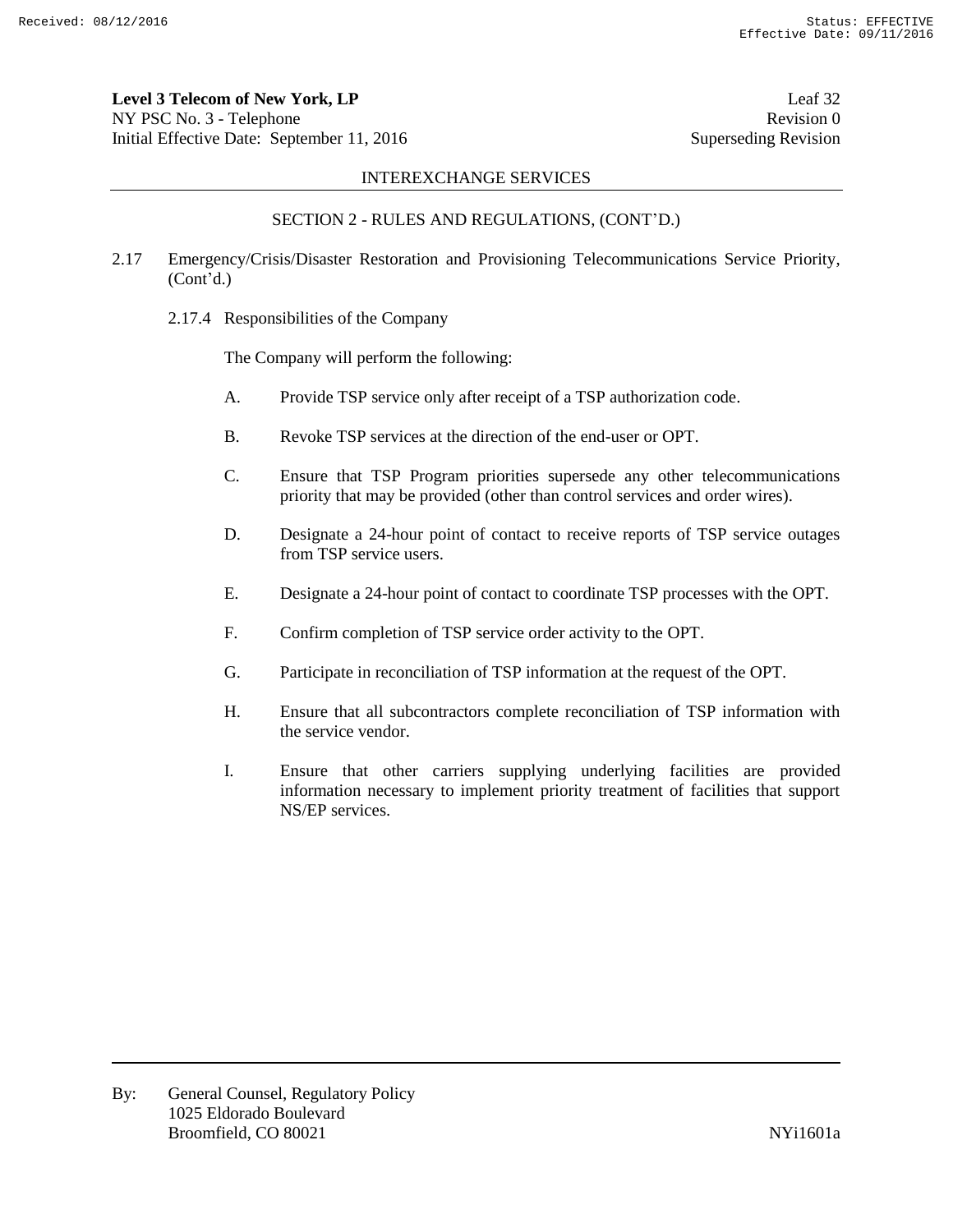INTEREXCHANGE SERVICES

SECTION 2 - RULES AND REGULATIONS, (CONT'D.)

2.17 Emergency/Crisis/Disaster Restoration and Provisioning Telecommunications Service Priority, (Cont'd.)

2.17.4 Responsibilities of the Company

The Company will perform the following:

A. Provide TSP service only after receipt of a TSP authorization code.

B. Revoke TSP services at the direction of the end-user or OPT.

C. Ensure that TSP Program priorities supersede any other telecommunications priority that may be provided (other than control services and order wires).

D. Designate a 24-hour point of contact to receive reports of TSP service outages from TSP service users.

E. Designate a 24-hour point of contact to coordinate TSP processes with the OPT.

F. Confirm completion of TSP service order activity to the OPT.

G. Participate in reconciliation of TSP information at the request of the OPT.

H. Ensure that all subcontractors complete reconciliation of TSP information with the service vendor.

I. Ensure that other carriers supplying underlying facilities are provided information necessary to implement priority treatment of facilities that support NS/EP services.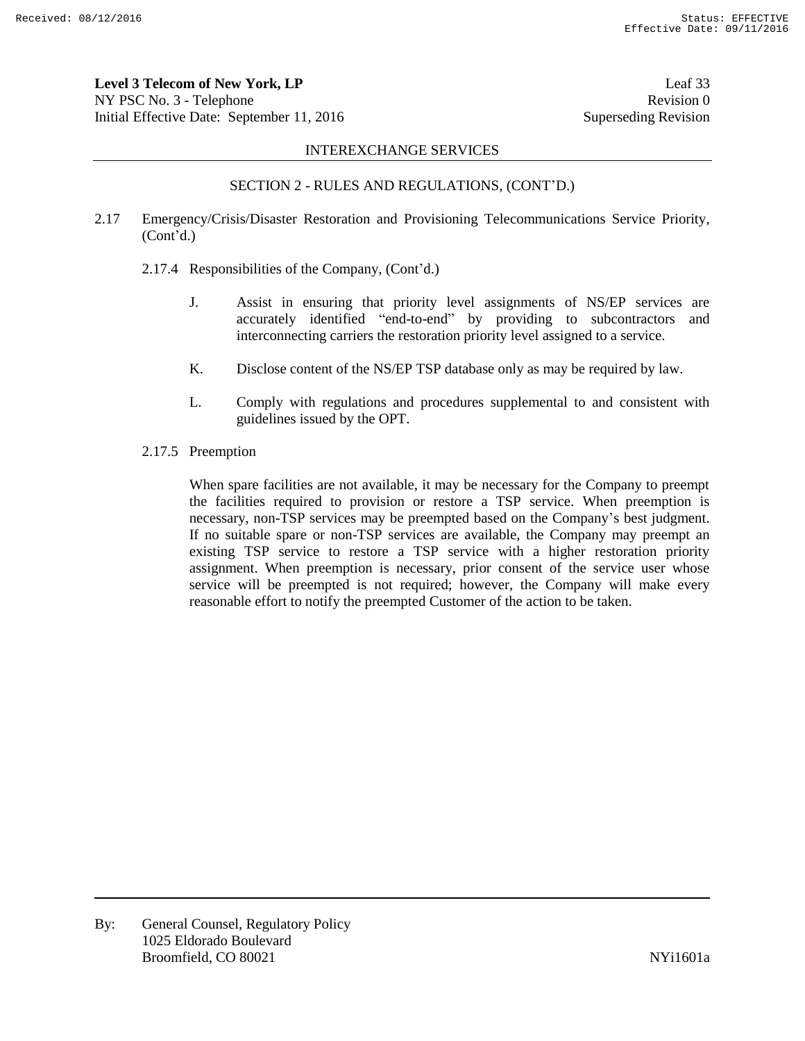SECTION 2 - RULES AND REGULATIONS, (CONT'D.)

2.17 Emergency/Crisis/Disaster Restoration and Provisioning Telecommunications Service Priority, (Cont'd.)

2.17.4 Responsibilities of the Company, (Cont'd.)

J. Assist in ensuring that priority level assignments of NS/EP services are accurately identified "end-to-end" by providing to subcontractors and interconnecting carriers the restoration priority level assigned to a service.

K. Disclose content of the NS/EP TSP database only as may be required by law.

L. Comply with regulations and procedures supplemental to and consistent with guidelines issued by the OPT.

2.17.5 Preemption

When spare facilities are not available, it may be necessary for the Company to preempt the facilities required to provision or restore a TSP service. When preemption is necessary, non-TSP services may be preempted based on the Company's best judgment. If no suitable spare or non-TSP services are available, the Company may preempt an existing TSP service to restore a TSP service with a higher restoration priority assignment. When preemption is necessary, prior consent of the service user whose service will be preempted is not required; however, the Company will make every reasonable effort to notify the preempted Customer of the action to be taken.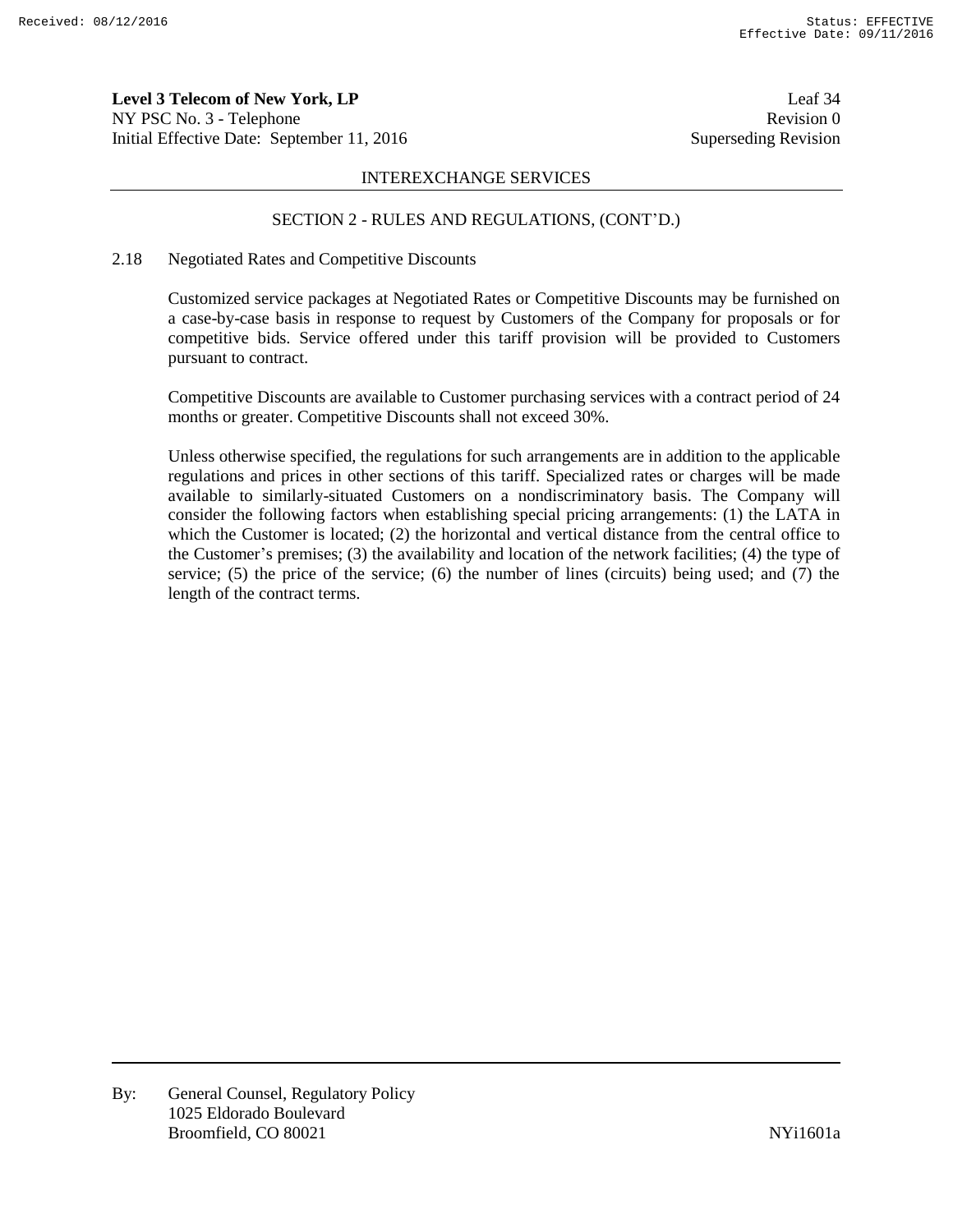INTEREXCHANGE SERVICES

SECTION 2 - RULES AND REGULATIONS, (CONT'D.)

2.18 Negotiated Rates and Competitive Discounts

Customized service packages at Negotiated Rates or Competitive Discounts may be furnished on a case-by-case basis in response to request by Customers of the Company for proposals or for competitive bids. Service offered under this tariff provision will be provided to Customers pursuant to contract.

Competitive Discounts are available to Customer purchasing services with a contract period of 24 months or greater. Competitive Discounts shall not exceed 30%.

Unless otherwise specified, the regulations for such arrangements are in addition to the applicable regulations and prices in other sections of this tariff. Specialized rates or charges will be made available to similarly-situated Customers on a nondiscriminatory basis. The Company will consider the following factors when establishing special pricing arrangements: (1) the LATA in which the Customer is located; (2) the horizontal and vertical distance from the central office to the Customer's premises; (3) the availability and location of the network facilities; (4) the type of service; (5) the price of the service; (6) the number of lines (circuits) being used; and (7) the length of the contract terms.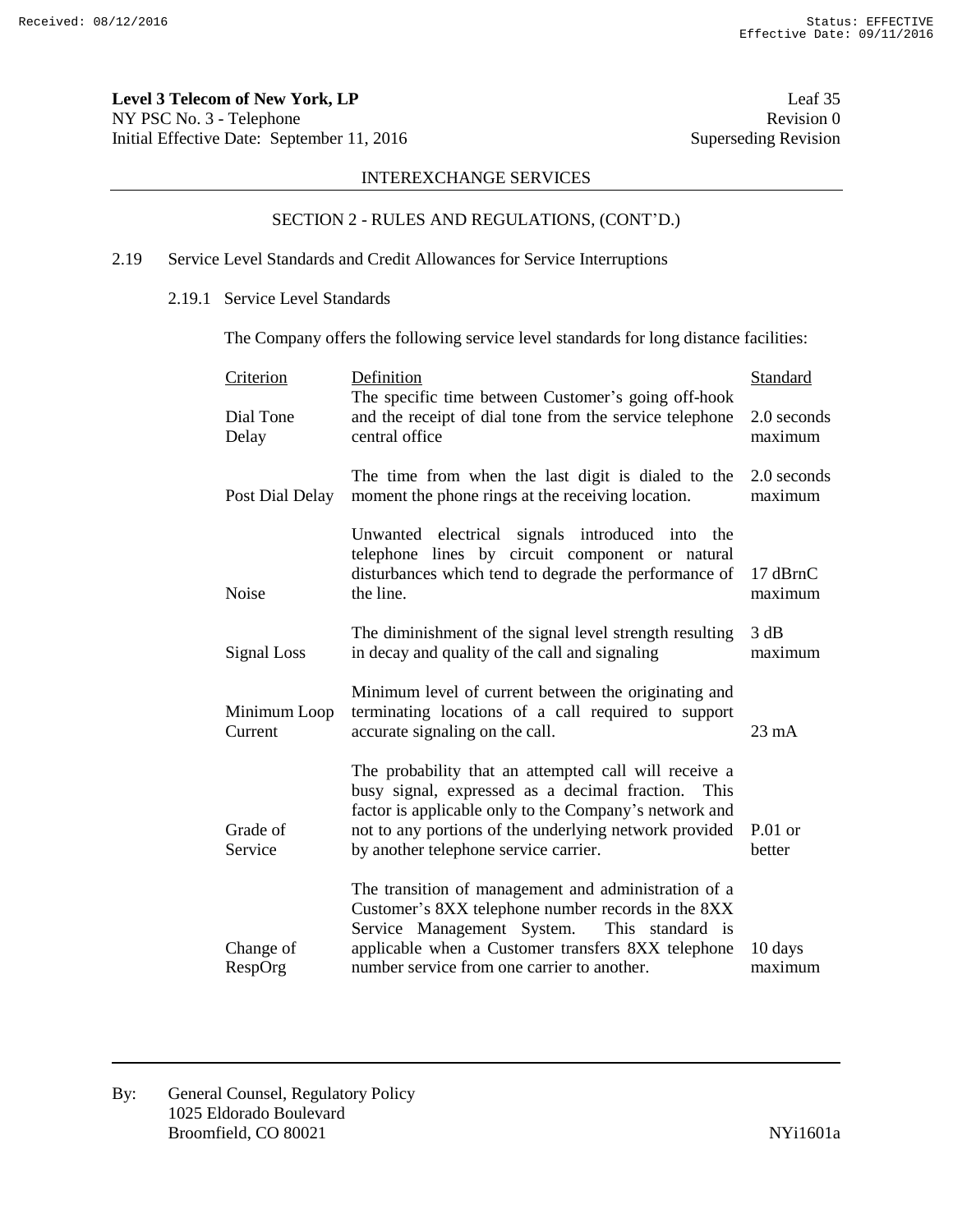INTEREXCHANGE SERVICES

SECTION 2 - RULES AND REGULATIONS, (CONT'D.)

2.19 Service Level Standards and Credit Allowances for Service Interruptions

2.19.1 Service Level Standards

The Company offers the following service level standards for long distance facilities:

| Criterion | Definition | Standard |
|---|---|---|
| Dial Tone Delay | The specific time between Customer's going off-hook and the receipt of dial tone from the service telephone central office | 2.0 seconds maximum |
| Post Dial Delay | The time from when the last digit is dialed to the moment the phone rings at the receiving location. | 2.0 seconds maximum |
| Noise | Unwanted electrical signals introduced into the telephone lines by circuit component or natural disturbances which tend to degrade the performance of the line. | 17 dBrnC maximum |
| Signal Loss | The diminishment of the signal level strength resulting in decay and quality of the call and signaling | 3 dB maximum |
| Minimum Loop Current | Minimum level of current between the originating and terminating locations of a call required to support accurate signaling on the call. | 23 mA |
| Grade of Service | The probability that an attempted call will receive a busy signal, expressed as a decimal fraction. This factor is applicable only to the Company's network and not to any portions of the underlying network provided by another telephone service carrier. | P.01 or better |
| Change of RespOrg | The transition of management and administration of a Customer's 8XX telephone number records in the 8XX Service Management System. This standard is applicable when a Customer transfers 8XX telephone number service from one carrier to another. | 10 days maximum |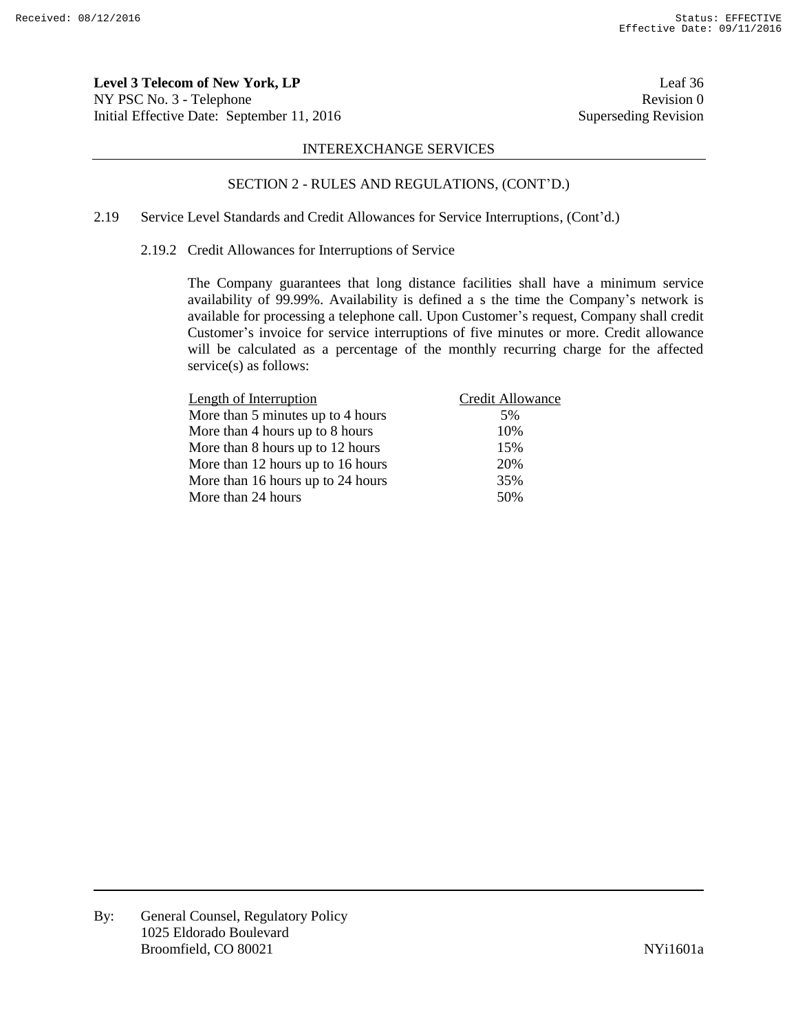**Level 3 Telecom of New York, LP** Leaf 36
NY PSC No. 3 - Telephone Revision 0
Initial Effective Date: September 11, 2016 Superseding Revision

INTEREXCHANGE SERVICES

SECTION 2 - RULES AND REGULATIONS, (CONT'D.)

2.19 Service Level Standards and Credit Allowances for Service Interruptions, (Cont'd.)

2.19.2 Credit Allowances for Interruptions of Service

The Company guarantees that long distance facilities shall have a minimum service availability of 99.99%. Availability is defined a s the time the Company's network is available for processing a telephone call. Upon Customer's request, Company shall credit Customer's invoice for service interruptions of five minutes or more. Credit allowance will be calculated as a percentage of the monthly recurring charge for the affected service(s) as follows:

| Length of Interruption | Credit Allowance |
|---|---|
| More than 5 minutes up to 4 hours | 5% |
| More than 4 hours up to 8 hours | 10% |
| More than 8 hours up to 12 hours | 15% |
| More than 12 hours up to 16 hours | 20% |
| More than 16 hours up to 24 hours | 35% |
| More than 24 hours | 50% |

By: General Counsel, Regulatory Policy
1025 Eldorado Boulevard
Broomfield, CO 80021 NYi1601a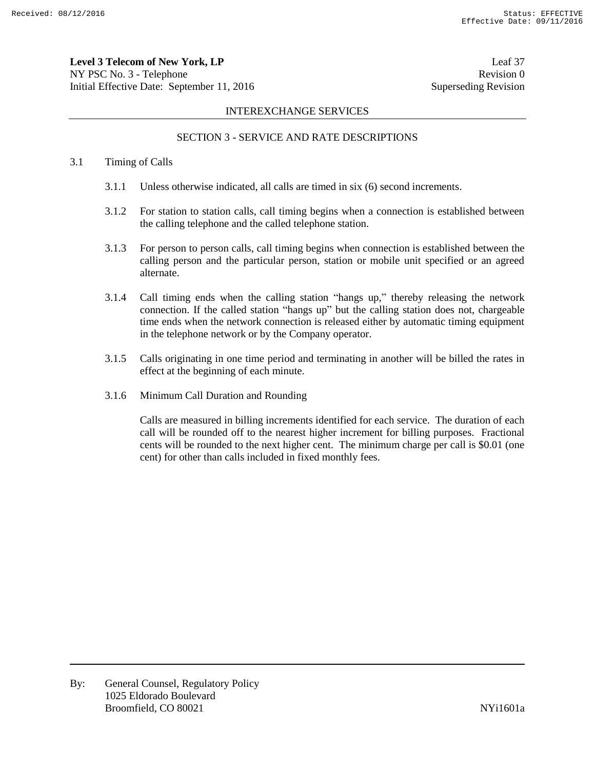**Level 3 Telecom of New York, LP** Leaf 37
NY PSC No. 3 - Telephone Revision 0
Initial Effective Date: September 11, 2016 Superseding Revision

INTEREXCHANGE SERVICES

## SECTION 3 - SERVICE AND RATE DESCRIPTIONS

3.1 Timing of Calls

3.1.1 Unless otherwise indicated, all calls are timed in six (6) second increments.

3.1.2 For station to station calls, call timing begins when a connection is established between the calling telephone and the called telephone station.

3.1.3 For person to person calls, call timing begins when connection is established between the calling person and the particular person, station or mobile unit specified or an agreed alternate.

3.1.4 Call timing ends when the calling station "hangs up," thereby releasing the network connection. If the called station "hangs up" but the calling station does not, chargeable time ends when the network connection is released either by automatic timing equipment in the telephone network or by the Company operator.

3.1.5 Calls originating in one time period and terminating in another will be billed the rates in effect at the beginning of each minute.

3.1.6 Minimum Call Duration and Rounding

Calls are measured in billing increments identified for each service. The duration of each call will be rounded off to the nearest higher increment for billing purposes. Fractional cents will be rounded to the next higher cent. The minimum charge per call is $0.01 (one cent) for other than calls included in fixed monthly fees.

By: General Counsel, Regulatory Policy
1025 Eldorado Boulevard
Broomfield, CO 80021 NYi1601a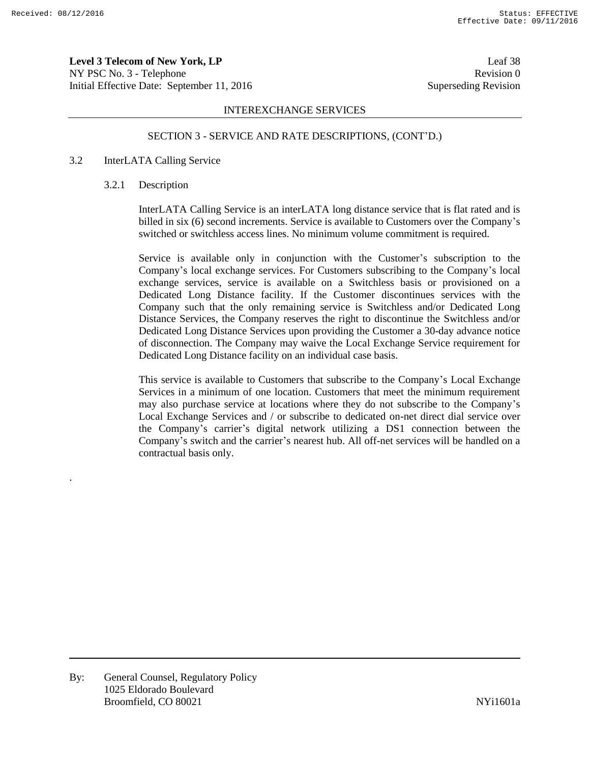SECTION 3 - SERVICE AND RATE DESCRIPTIONS, (CONT'D.)

## 3.2 InterLATA Calling Service

### 3.2.1 Description

InterLATA Calling Service is an interLATA long distance service that is flat rated and is billed in six (6) second increments. Service is available to Customers over the Company's switched or switchless access lines. No minimum volume commitment is required.

Service is available only in conjunction with the Customer's subscription to the Company's local exchange services. For Customers subscribing to the Company's local exchange services, service is available on a Switchless basis or provisioned on a Dedicated Long Distance facility. If the Customer discontinues services with the Company such that the only remaining service is Switchless and/or Dedicated Long Distance Services, the Company reserves the right to discontinue the Switchless and/or Dedicated Long Distance Services upon providing the Customer a 30-day advance notice of disconnection. The Company may waive the Local Exchange Service requirement for Dedicated Long Distance facility on an individual case basis.

This service is available to Customers that subscribe to the Company's Local Exchange Services in a minimum of one location. Customers that meet the minimum requirement may also purchase service at locations where they do not subscribe to the Company's Local Exchange Services and / or subscribe to dedicated on-net direct dial service over the Company's carrier's digital network utilizing a DS1 connection between the Company's switch and the carrier's nearest hub. All off-net services will be handled on a contractual basis only.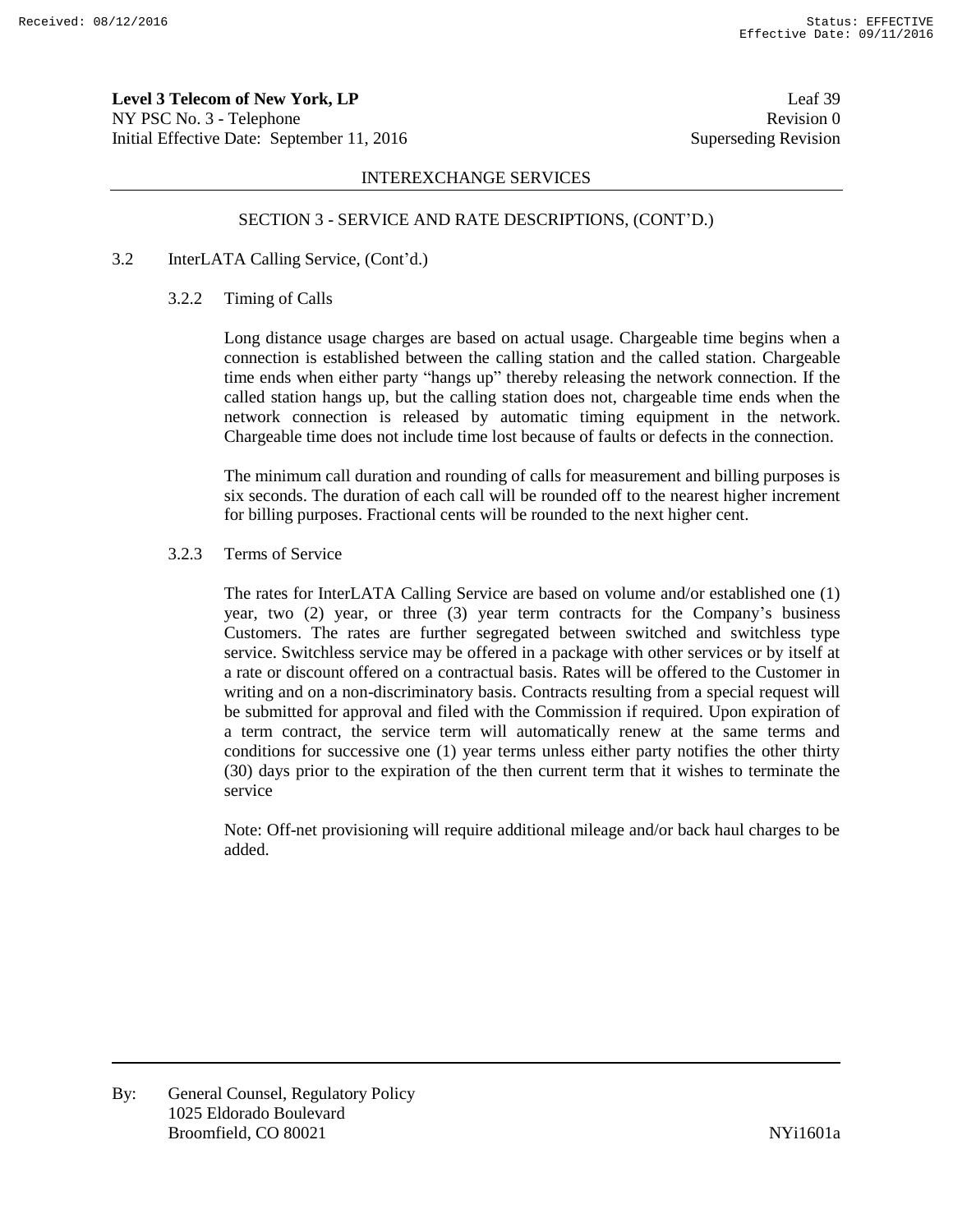## SECTION 3 - SERVICE AND RATE DESCRIPTIONS, (CONT'D.)

3.2 InterLATA Calling Service, (Cont'd.)

3.2.2 Timing of Calls

Long distance usage charges are based on actual usage. Chargeable time begins when a connection is established between the calling station and the called station. Chargeable time ends when either party "hangs up" thereby releasing the network connection. If the called station hangs up, but the calling station does not, chargeable time ends when the network connection is released by automatic timing equipment in the network. Chargeable time does not include time lost because of faults or defects in the connection.

The minimum call duration and rounding of calls for measurement and billing purposes is six seconds. The duration of each call will be rounded off to the nearest higher increment for billing purposes. Fractional cents will be rounded to the next higher cent.

3.2.3 Terms of Service

The rates for InterLATA Calling Service are based on volume and/or established one (1) year, two (2) year, or three (3) year term contracts for the Company's business Customers. The rates are further segregated between switched and switchless type service. Switchless service may be offered in a package with other services or by itself at a rate or discount offered on a contractual basis. Rates will be offered to the Customer in writing and on a non-discriminatory basis. Contracts resulting from a special request will be submitted for approval and filed with the Commission if required. Upon expiration of a term contract, the service term will automatically renew at the same terms and conditions for successive one (1) year terms unless either party notifies the other thirty (30) days prior to the expiration of the then current term that it wishes to terminate the service

Note: Off-net provisioning will require additional mileage and/or back haul charges to be added.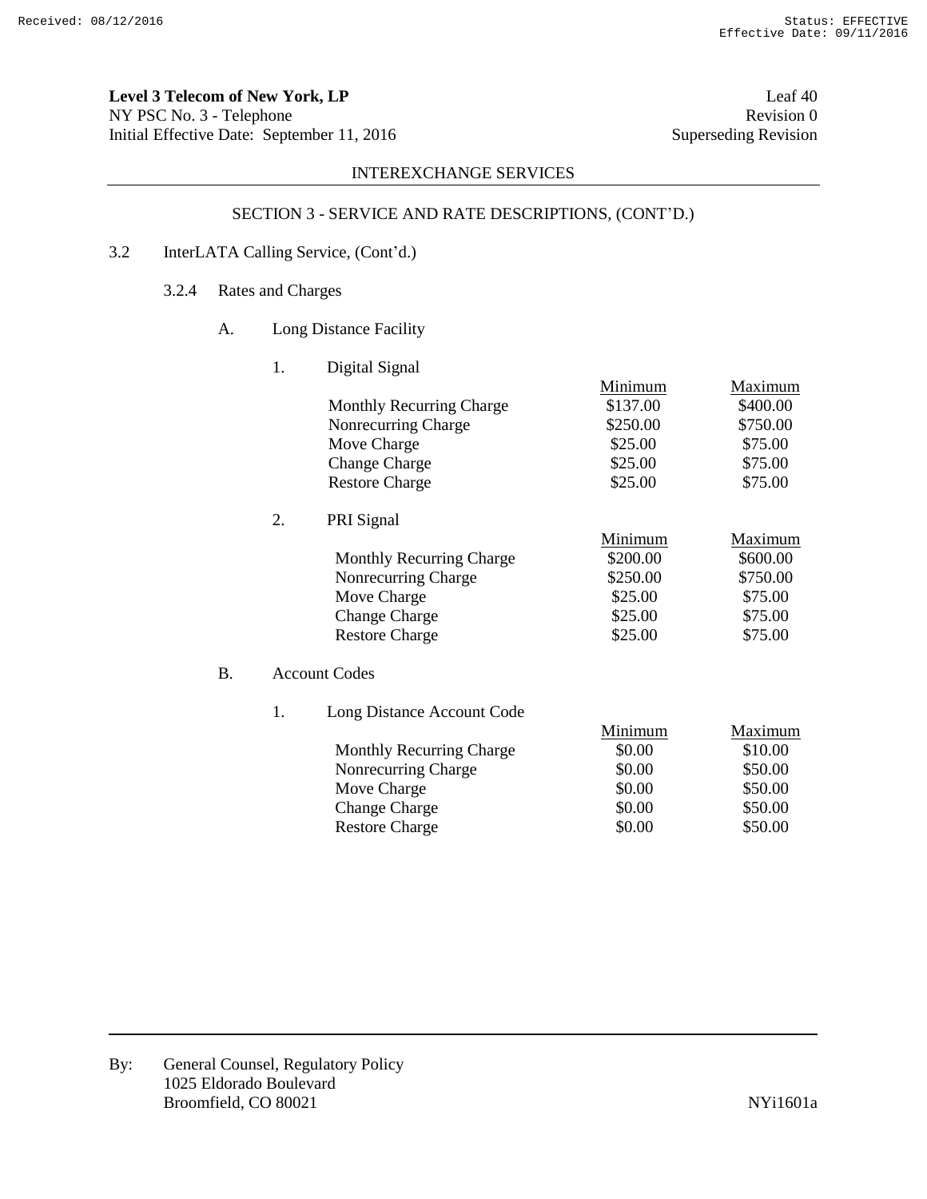**Level 3 Telecom of New York, LP**
NY PSC No. 3 - Telephone
Initial Effective Date: September 11, 2016

Leaf 40
Revision 0
Superseding Revision

INTEREXCHANGE SERVICES

## SECTION 3 - SERVICE AND RATE DESCRIPTIONS, (CONT'D.)

3.2 InterLATA Calling Service, (Cont'd.)

3.2.4 Rates and Charges

A. Long Distance Facility

1. Digital Signal

| | Minimum | Maximum |
|---|---|---|
| Monthly Recurring Charge | $137.00 | $400.00 |
| Nonrecurring Charge | $250.00 | $750.00 |
| Move Charge | $25.00 | $75.00 |
| Change Charge | $25.00 | $75.00 |
| Restore Charge | $25.00 | $75.00 |

2. PRI Signal

| | Minimum | Maximum |
|---|---|---|
| Monthly Recurring Charge | $200.00 | $600.00 |
| Nonrecurring Charge | $250.00 | $750.00 |
| Move Charge | $25.00 | $75.00 |
| Change Charge | $25.00 | $75.00 |
| Restore Charge | $25.00 | $75.00 |

B. Account Codes

1. Long Distance Account Code

| | Minimum | Maximum |
|---|---|---|
| Monthly Recurring Charge | $0.00 | $10.00 |
| Nonrecurring Charge | $0.00 | $50.00 |
| Move Charge | $0.00 | $50.00 |
| Change Charge | $0.00 | $50.00 |
| Restore Charge | $0.00 | $50.00 |

By: General Counsel, Regulatory Policy
1025 Eldorado Boulevard
Broomfield, CO 80021

NYi1601a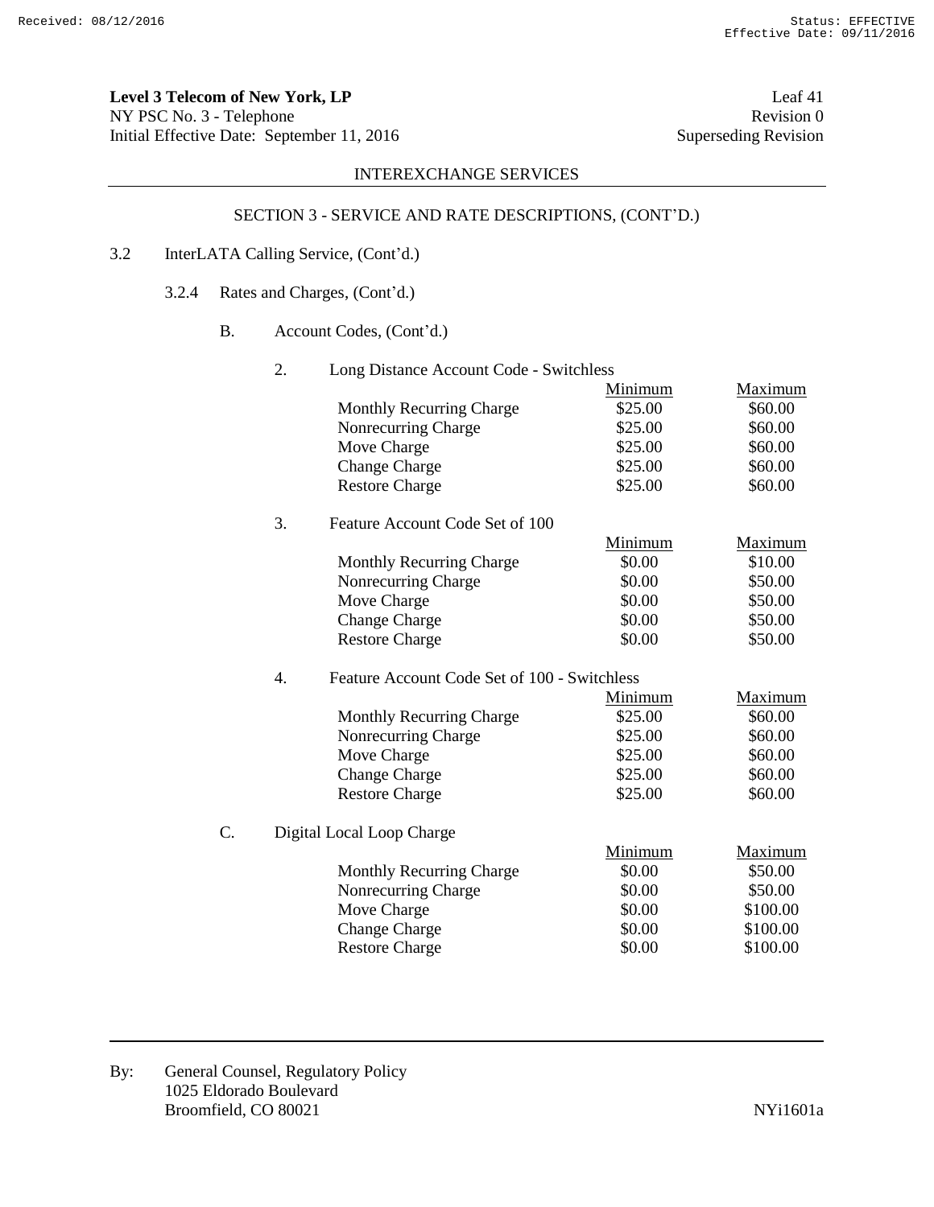**Level 3 Telecom of New York, LP** | Leaf 41
NY PSC No. 3 - Telephone | Revision 0
Initial Effective Date: September 11, 2016 | Superseding Revision

INTEREXCHANGE SERVICES

SECTION 3 - SERVICE AND RATE DESCRIPTIONS, (CONT'D.)

3.2 InterLATA Calling Service, (Cont'd.)

3.2.4 Rates and Charges, (Cont'd.)

B. Account Codes, (Cont'd.)

2. Long Distance Account Code - Switchless

| | Minimum | Maximum |
|---|---|---|
| Monthly Recurring Charge | $25.00 | $60.00 |
| Nonrecurring Charge | $25.00 | $60.00 |
| Move Charge | $25.00 | $60.00 |
| Change Charge | $25.00 | $60.00 |
| Restore Charge | $25.00 | $60.00 |

3. Feature Account Code Set of 100

| | Minimum | Maximum |
|---|---|---|
| Monthly Recurring Charge | $0.00 | $10.00 |
| Nonrecurring Charge | $0.00 | $50.00 |
| Move Charge | $0.00 | $50.00 |
| Change Charge | $0.00 | $50.00 |
| Restore Charge | $0.00 | $50.00 |

4. Feature Account Code Set of 100 - Switchless

| | Minimum | Maximum |
|---|---|---|
| Monthly Recurring Charge | $25.00 | $60.00 |
| Nonrecurring Charge | $25.00 | $60.00 |
| Move Charge | $25.00 | $60.00 |
| Change Charge | $25.00 | $60.00 |
| Restore Charge | $25.00 | $60.00 |

C. Digital Local Loop Charge

| | Minimum | Maximum |
|---|---|---|
| Monthly Recurring Charge | $0.00 | $50.00 |
| Nonrecurring Charge | $0.00 | $50.00 |
| Move Charge | $0.00 | $100.00 |
| Change Charge | $0.00 | $100.00 |
| Restore Charge | $0.00 | $100.00 |

By: General Counsel, Regulatory Policy
1025 Eldorado Boulevard
Broomfield, CO 80021

NYi1601a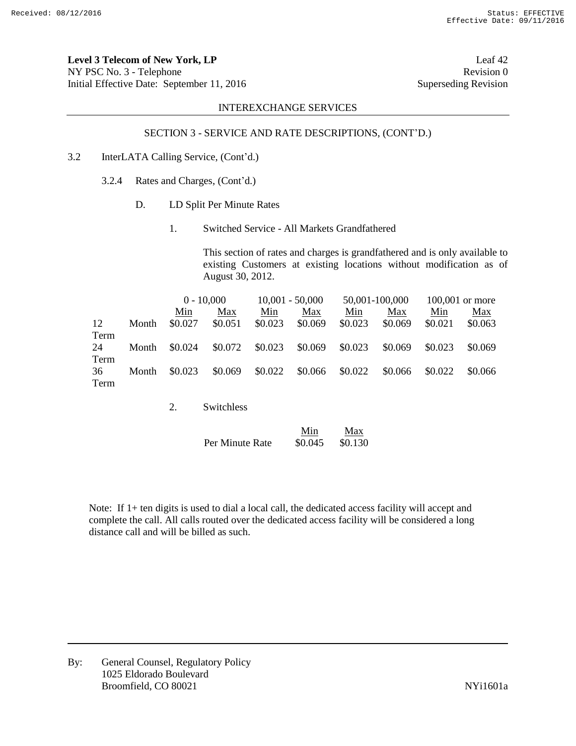**Level 3 Telecom of New York, LP**
NY PSC No. 3 - Telephone
Initial Effective Date: September 11, 2016

Leaf 42
Revision 0
Superseding Revision

INTEREXCHANGE SERVICES

SECTION 3 - SERVICE AND RATE DESCRIPTIONS, (CONT'D.)

3.2 InterLATA Calling Service, (Cont'd.)

3.2.4 Rates and Charges, (Cont'd.)

D. LD Split Per Minute Rates

1. Switched Service - All Markets Grandfathered

This section of rates and charges is grandfathered and is only available to existing Customers at existing locations without modification as of August 30, 2012.

| | 0 - 10,000 | | 10,001 - 50,000 | | 50,001-100,000 | | 100,001 or more | |
|---|---|---|---|---|---|---|---|---|
| | Min | Max | Min | Max | Min | Max | Min | Max |
| 12 Month Term | \$0.027 | \$0.051 | \$0.023 | \$0.069 | \$0.023 | \$0.069 | \$0.021 | \$0.063 |
| 24 Month Term | \$0.024 | \$0.072 | \$0.023 | \$0.069 | \$0.023 | \$0.069 | \$0.023 | \$0.069 |
| 36 Month Term | \$0.023 | \$0.069 | \$0.022 | \$0.066 | \$0.022 | \$0.066 | \$0.022 | \$0.066 |

2. Switchless

| | Min | Max |
|---|---|---|
| Per Minute Rate | \$0.045 | \$0.130 |

Note: If 1+ ten digits is used to dial a local call, the dedicated access facility will accept and complete the call. All calls routed over the dedicated access facility will be considered a long distance call and will be billed as such.

By: General Counsel, Regulatory Policy
1025 Eldorado Boulevard
Broomfield, CO 80021

NYi1601a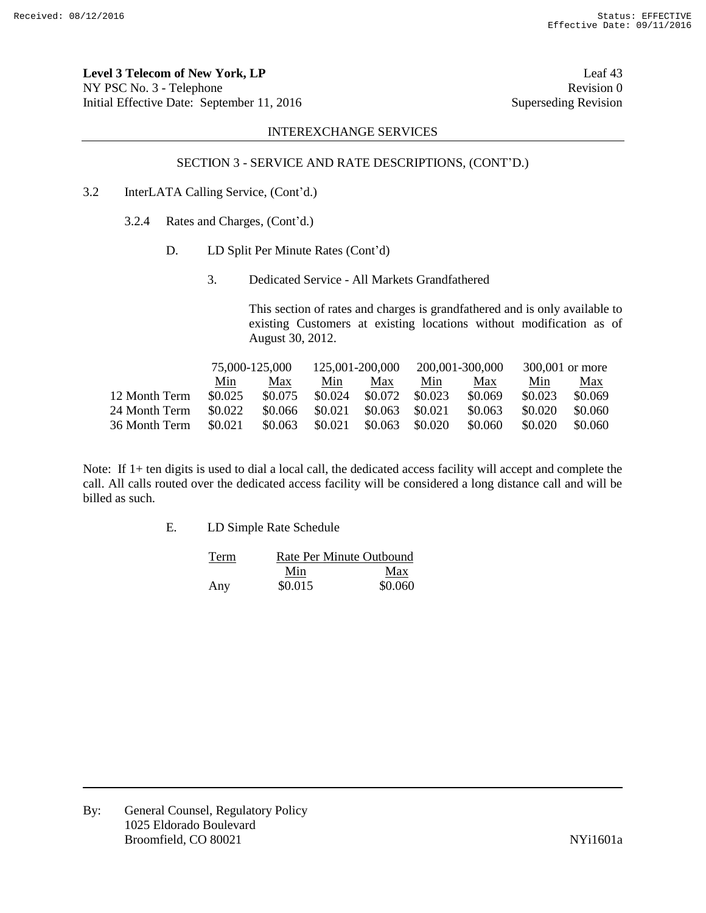**Level 3 Telecom of New York, LP** Leaf 43
NY PSC No. 3 - Telephone Revision 0
Initial Effective Date: September 11, 2016 Superseding Revision

INTEREXCHANGE SERVICES

SECTION 3 - SERVICE AND RATE DESCRIPTIONS, (CONT'D.)

3.2 InterLATA Calling Service, (Cont'd.)

3.2.4 Rates and Charges, (Cont'd.)

D. LD Split Per Minute Rates (Cont'd)

3. Dedicated Service - All Markets Grandfathered

This section of rates and charges is grandfathered and is only available to existing Customers at existing locations without modification as of August 30, 2012.

| | 75,000-125,000 | | 125,001-200,000 | | 200,001-300,000 | | 300,001 or more | |
|---|---|---|---|---|---|---|---|---|
| | Min | Max | Min | Max | Min | Max | Min | Max |
| 12 Month Term | \$0.025 | \$0.075 | \$0.024 | \$0.072 | \$0.023 | \$0.069 | \$0.023 | \$0.069 |
| 24 Month Term | \$0.022 | \$0.066 | \$0.021 | \$0.063 | \$0.021 | \$0.063 | \$0.020 | \$0.060 |
| 36 Month Term | \$0.021 | \$0.063 | \$0.021 | \$0.063 | \$0.020 | \$0.060 | \$0.020 | \$0.060 |

Note: If 1+ ten digits is used to dial a local call, the dedicated access facility will accept and complete the call. All calls routed over the dedicated access facility will be considered a long distance call and will be billed as such.

E. LD Simple Rate Schedule

| Term | Rate Per Minute Outbound | |
|---|---|---|
| | Min | Max |
| Any | \$0.015 | \$0.060 |

By: General Counsel, Regulatory Policy
1025 Eldorado Boulevard
Broomfield, CO 80021

NYi1601a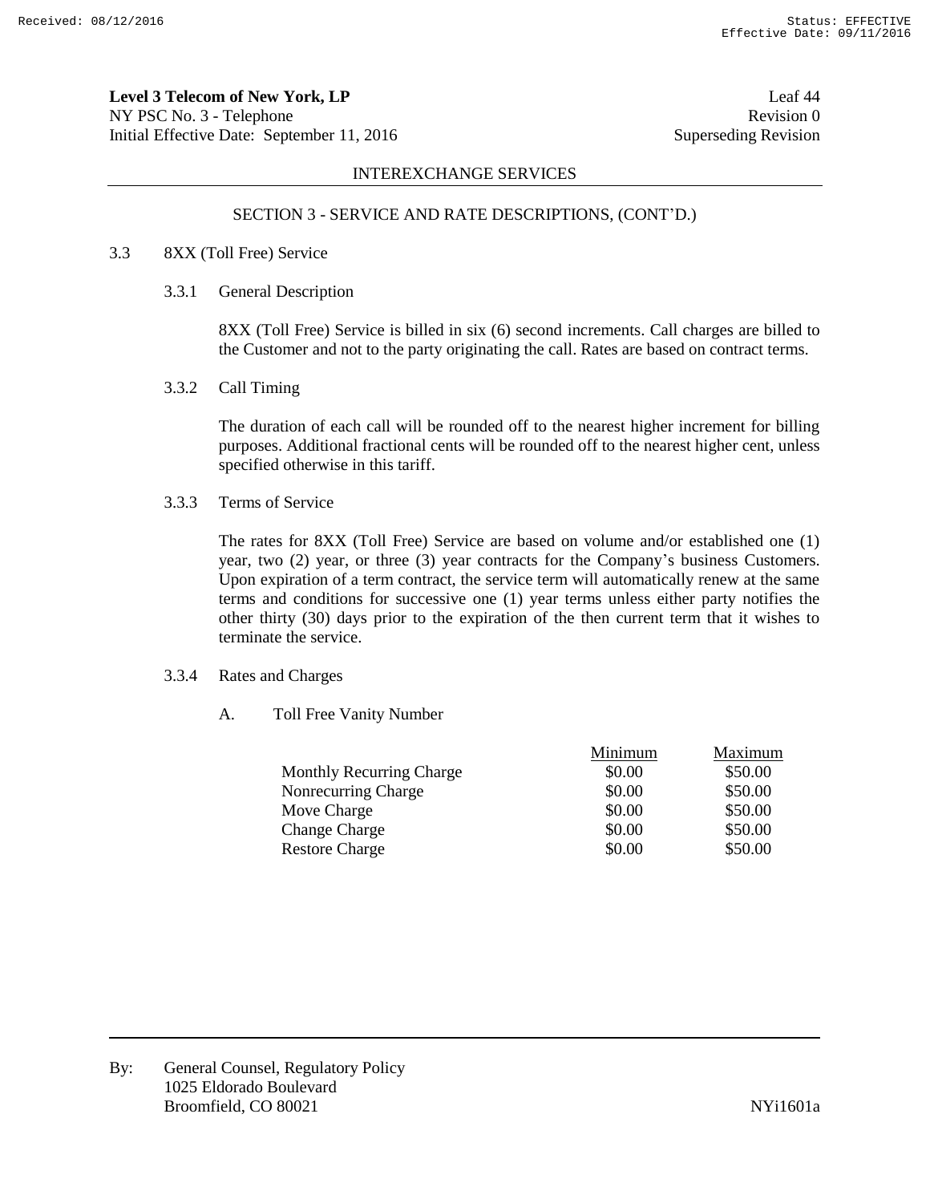**Level 3 Telecom of New York, LP**
NY PSC No. 3 - Telephone
Initial Effective Date: September 11, 2016

Leaf 44
Revision 0
Superseding Revision

INTEREXCHANGE SERVICES

SECTION 3 - SERVICE AND RATE DESCRIPTIONS, (CONT'D.)

3.3 8XX (Toll Free) Service

3.3.1 General Description

8XX (Toll Free) Service is billed in six (6) second increments. Call charges are billed to the Customer and not to the party originating the call. Rates are based on contract terms.

3.3.2 Call Timing

The duration of each call will be rounded off to the nearest higher increment for billing purposes. Additional fractional cents will be rounded off to the nearest higher cent, unless specified otherwise in this tariff.

3.3.3 Terms of Service

The rates for 8XX (Toll Free) Service are based on volume and/or established one (1) year, two (2) year, or three (3) year contracts for the Company's business Customers. Upon expiration of a term contract, the service term will automatically renew at the same terms and conditions for successive one (1) year terms unless either party notifies the other thirty (30) days prior to the expiration of the then current term that it wishes to terminate the service.

3.3.4 Rates and Charges

A. Toll Free Vanity Number

| | Minimum | Maximum |
|---|---|---|
| Monthly Recurring Charge | $0.00 | $50.00 |
| Nonrecurring Charge | $0.00 | $50.00 |
| Move Charge | $0.00 | $50.00 |
| Change Charge | $0.00 | $50.00 |
| Restore Charge | $0.00 | $50.00 |

By: General Counsel, Regulatory Policy
1025 Eldorado Boulevard
Broomfield, CO 80021

NYi1601a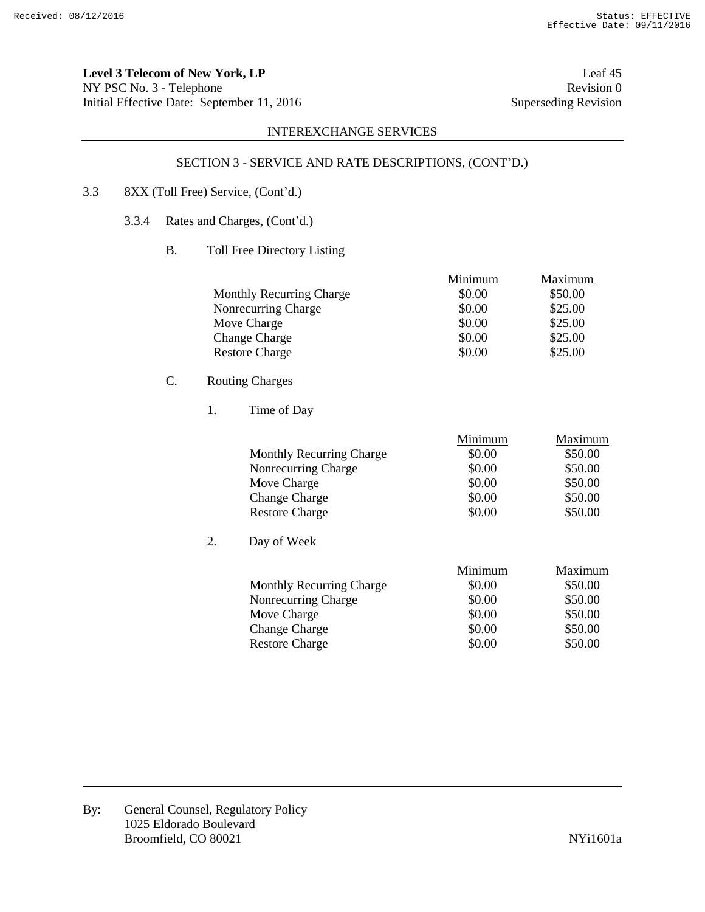INTEREXCHANGE SERVICES

SECTION 3 - SERVICE AND RATE DESCRIPTIONS, (CONT'D.)

3.3 8XX (Toll Free) Service, (Cont'd.)

3.3.4 Rates and Charges, (Cont'd.)

B. Toll Free Directory Listing

| | Minimum | Maximum |
|---|---|---|
| Monthly Recurring Charge | $0.00 | $50.00 |
| Nonrecurring Charge | $0.00 | $25.00 |
| Move Charge | $0.00 | $25.00 |
| Change Charge | $0.00 | $25.00 |
| Restore Charge | $0.00 | $25.00 |

C. Routing Charges

1. Time of Day

| | Minimum | Maximum |
|---|---|---|
| Monthly Recurring Charge | $0.00 | $50.00 |
| Nonrecurring Charge | $0.00 | $50.00 |
| Move Charge | $0.00 | $50.00 |
| Change Charge | $0.00 | $50.00 |
| Restore Charge | $0.00 | $50.00 |

2. Day of Week

| | Minimum | Maximum |
|---|---|---|
| Monthly Recurring Charge | $0.00 | $50.00 |
| Nonrecurring Charge | $0.00 | $50.00 |
| Move Charge | $0.00 | $50.00 |
| Change Charge | $0.00 | $50.00 |
| Restore Charge | $0.00 | $50.00 |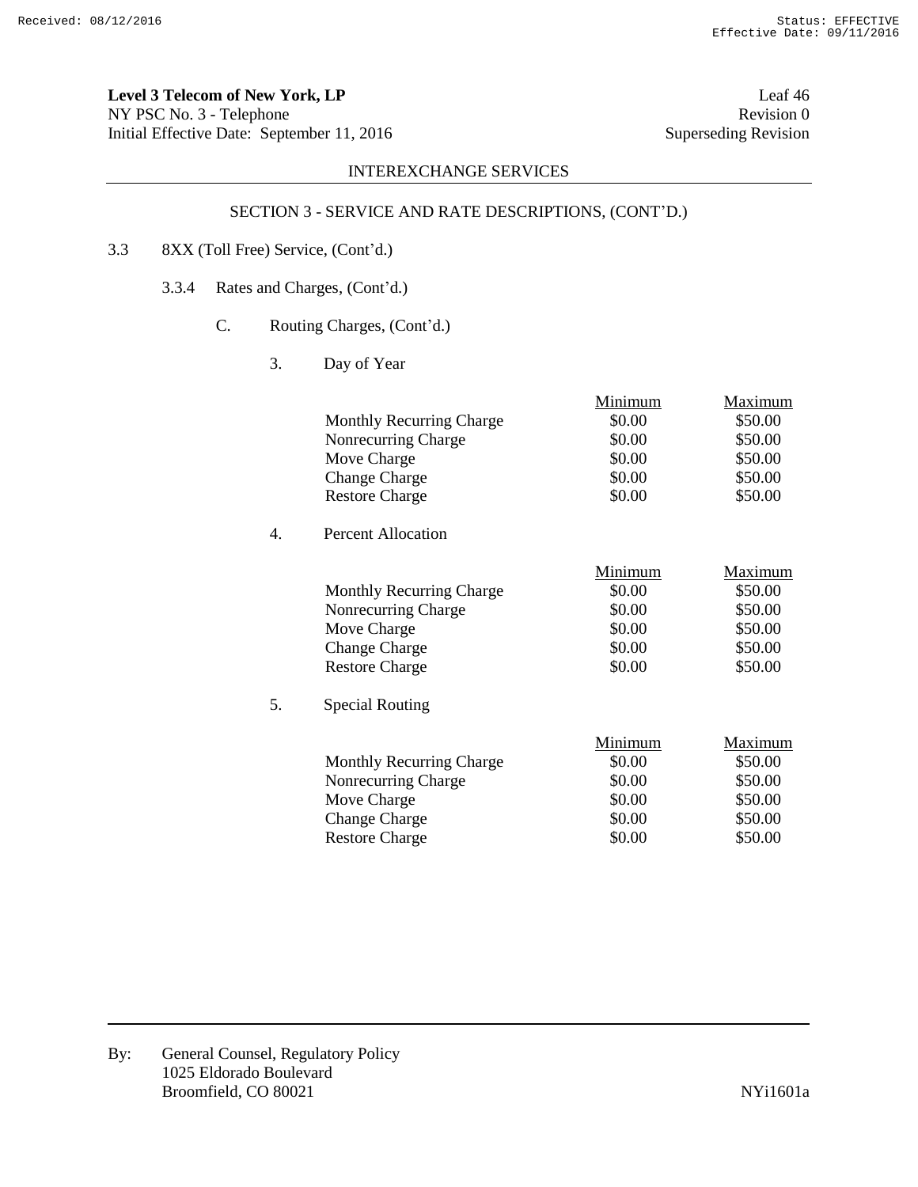**Level 3 Telecom of New York, LP**
NY PSC No. 3 - Telephone
Initial Effective Date: September 11, 2016

Leaf 46
Revision 0
Superseding Revision

INTEREXCHANGE SERVICES

SECTION 3 - SERVICE AND RATE DESCRIPTIONS, (CONT'D.)

3.3 8XX (Toll Free) Service, (Cont'd.)

3.3.4 Rates and Charges, (Cont'd.)

C. Routing Charges, (Cont'd.)

3. Day of Year

| | Minimum | Maximum |
|---|---|---|
| Monthly Recurring Charge | \$0.00 | \$50.00 |
| Nonrecurring Charge | \$0.00 | \$50.00 |
| Move Charge | \$0.00 | \$50.00 |
| Change Charge | \$0.00 | \$50.00 |
| Restore Charge | \$0.00 | \$50.00 |

4. Percent Allocation

| | Minimum | Maximum |
|---|---|---|
| Monthly Recurring Charge | \$0.00 | \$50.00 |
| Nonrecurring Charge | \$0.00 | \$50.00 |
| Move Charge | \$0.00 | \$50.00 |
| Change Charge | \$0.00 | \$50.00 |
| Restore Charge | \$0.00 | \$50.00 |

5. Special Routing

| | Minimum | Maximum |
|---|---|---|
| Monthly Recurring Charge | \$0.00 | \$50.00 |
| Nonrecurring Charge | \$0.00 | \$50.00 |
| Move Charge | \$0.00 | \$50.00 |
| Change Charge | \$0.00 | \$50.00 |
| Restore Charge | \$0.00 | \$50.00 |

By: General Counsel, Regulatory Policy
1025 Eldorado Boulevard
Broomfield, CO 80021

NYi1601a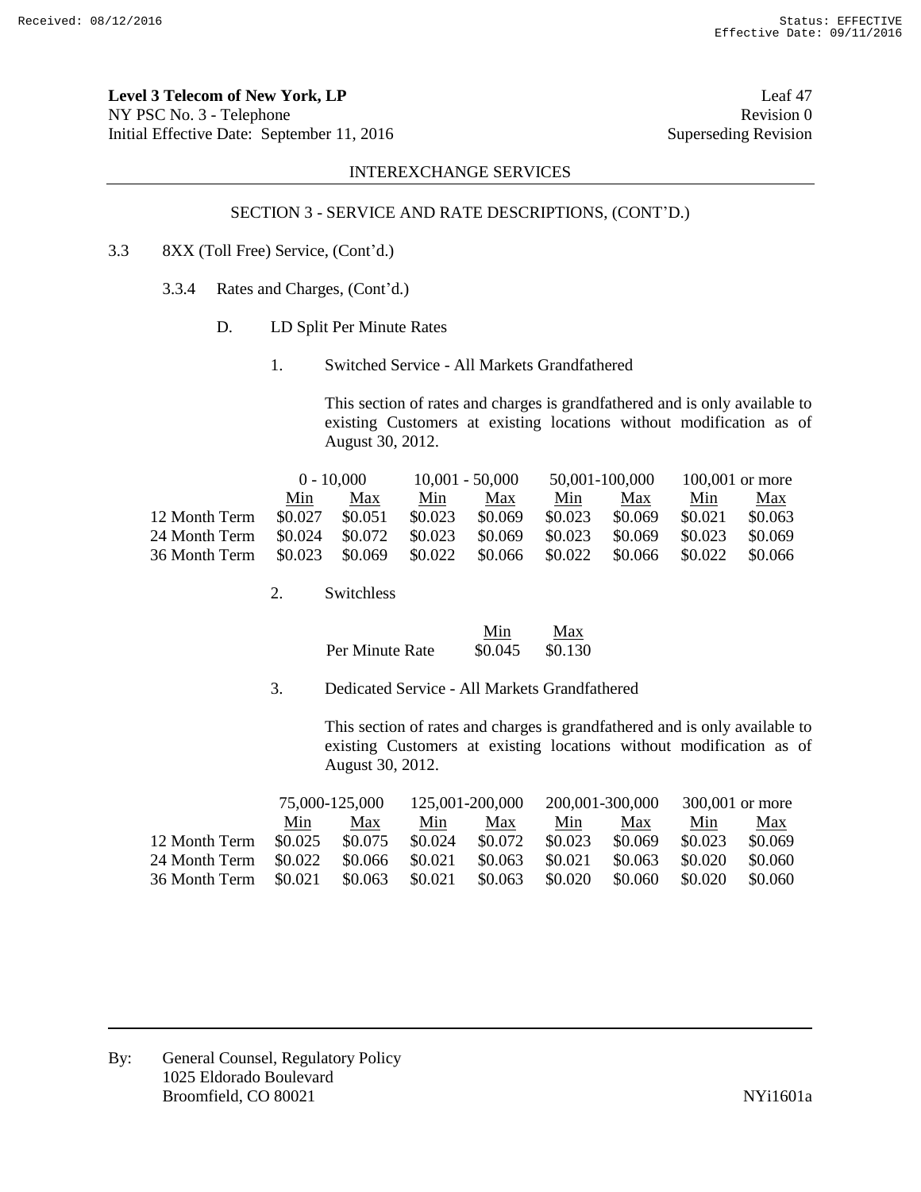**Level 3 Telecom of New York, LP**
NY PSC No. 3 - Telephone
Initial Effective Date: September 11, 2016

Leaf 47
Revision 0
Superseding Revision

INTEREXCHANGE SERVICES

SECTION 3 - SERVICE AND RATE DESCRIPTIONS, (CONT'D.)

3.3 8XX (Toll Free) Service, (Cont'd.)

3.3.4 Rates and Charges, (Cont'd.)

D. LD Split Per Minute Rates

1. Switched Service - All Markets Grandfathered

This section of rates and charges is grandfathered and is only available to existing Customers at existing locations without modification as of August 30, 2012.

| | 0 - 10,000 | | 10,001 - 50,000 | | 50,001-100,000 | | 100,001 or more | |
|---|---|---|---|---|---|---|---|---|
| | Min | Max | Min | Max | Min | Max | Min | Max |
| 12 Month Term | $0.027 | $0.051 | $0.023 | $0.069 | $0.023 | $0.069 | $0.021 | $0.063 |
| 24 Month Term | $0.024 | $0.072 | $0.023 | $0.069 | $0.023 | $0.069 | $0.023 | $0.069 |
| 36 Month Term | $0.023 | $0.069 | $0.022 | $0.066 | $0.022 | $0.066 | $0.022 | $0.066 |

2. Switchless

| | Min | Max |
|---|---|---|
| Per Minute Rate | $0.045 | $0.130 |

3. Dedicated Service - All Markets Grandfathered

This section of rates and charges is grandfathered and is only available to existing Customers at existing locations without modification as of August 30, 2012.

| | 75,000-125,000 | | 125,001-200,000 | | 200,001-300,000 | | 300,001 or more | |
|---|---|---|---|---|---|---|---|---|
| | Min | Max | Min | Max | Min | Max | Min | Max |
| 12 Month Term | $0.025 | $0.075 | $0.024 | $0.072 | $0.023 | $0.069 | $0.023 | $0.069 |
| 24 Month Term | $0.022 | $0.066 | $0.021 | $0.063 | $0.021 | $0.063 | $0.020 | $0.060 |
| 36 Month Term | $0.021 | $0.063 | $0.021 | $0.063 | $0.020 | $0.060 | $0.020 | $0.060 |

By: General Counsel, Regulatory Policy
1025 Eldorado Boulevard
Broomfield, CO 80021

NYi1601a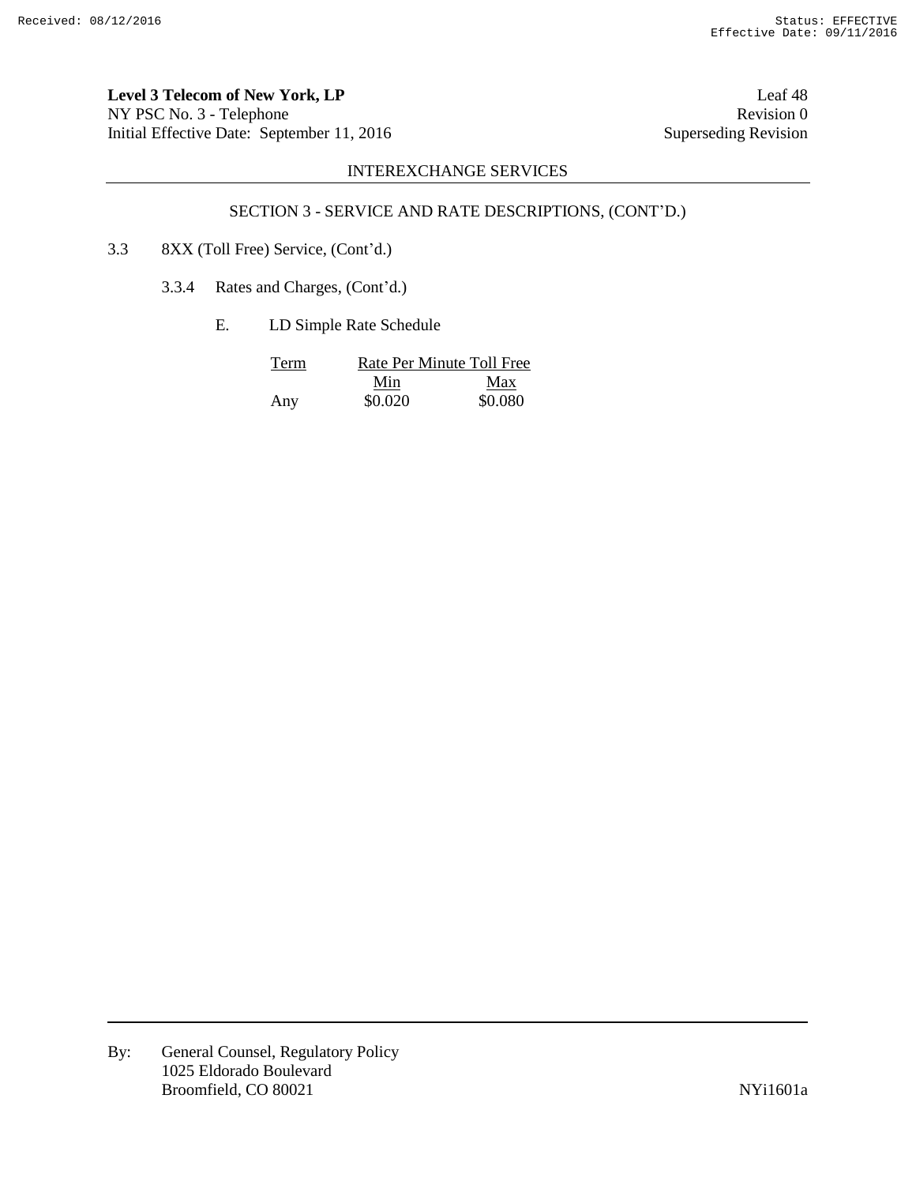INTEREXCHANGE SERVICES

SECTION 3 - SERVICE AND RATE DESCRIPTIONS, (CONT'D.)

3.3 8XX (Toll Free) Service, (Cont'd.)

3.3.4 Rates and Charges, (Cont'd.)

E. LD Simple Rate Schedule

| Term | Rate Per Minute Toll Free | |
|---|---|---|
| | Min | Max |
| Any | $0.020 | $0.080 |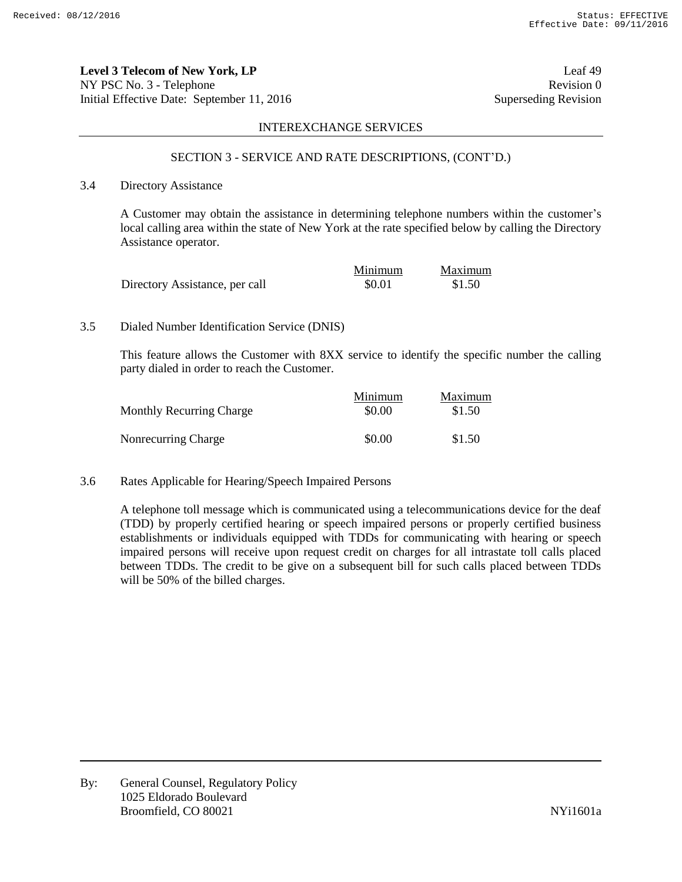**Level 3 Telecom of New York, LP** Leaf 49
NY PSC No. 3 - Telephone Revision 0
Initial Effective Date: September 11, 2016 Superseding Revision

INTEREXCHANGE SERVICES

SECTION 3 - SERVICE AND RATE DESCRIPTIONS, (CONT'D.)

3.4 Directory Assistance

A Customer may obtain the assistance in determining telephone numbers within the customer's local calling area within the state of New York at the rate specified below by calling the Directory Assistance operator.

| | Minimum | Maximum |
|---|---|---|
| Directory Assistance, per call | $0.01 | $1.50 |

3.5 Dialed Number Identification Service (DNIS)

This feature allows the Customer with 8XX service to identify the specific number the calling party dialed in order to reach the Customer.

| | Minimum | Maximum |
|---|---|---|
| Monthly Recurring Charge | $0.00 | $1.50 |
| Nonrecurring Charge | $0.00 | $1.50 |

3.6 Rates Applicable for Hearing/Speech Impaired Persons

A telephone toll message which is communicated using a telecommunications device for the deaf (TDD) by properly certified hearing or speech impaired persons or properly certified business establishments or individuals equipped with TDDs for communicating with hearing or speech impaired persons will receive upon request credit on charges for all intrastate toll calls placed between TDDs. The credit to be give on a subsequent bill for such calls placed between TDDs will be 50% of the billed charges.

By: General Counsel, Regulatory Policy
1025 Eldorado Boulevard
Broomfield, CO 80021 NYi1601a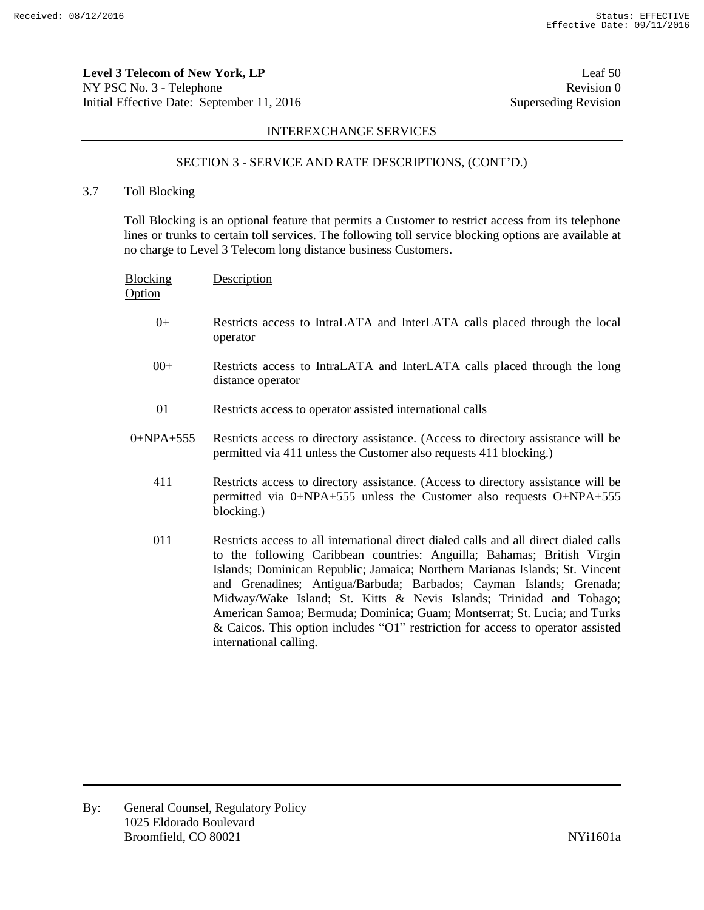INTEREXCHANGE SERVICES

SECTION 3 - SERVICE AND RATE DESCRIPTIONS, (CONT'D.)

## 3.7 Toll Blocking

Toll Blocking is an optional feature that permits a Customer to restrict access from its telephone lines or trunks to certain toll services. The following toll service blocking options are available at no charge to Level 3 Telecom long distance business Customers.

| Blocking Option | Description |
|---|---|
| 0+ | Restricts access to IntraLATA and InterLATA calls placed through the local operator |
| 00+ | Restricts access to IntraLATA and InterLATA calls placed through the long distance operator |
| 01 | Restricts access to operator assisted international calls |
| 0+NPA+555 | Restricts access to directory assistance. (Access to directory assistance will be permitted via 411 unless the Customer also requests 411 blocking.) |
| 411 | Restricts access to directory assistance. (Access to directory assistance will be permitted via 0+NPA+555 unless the Customer also requests O+NPA+555 blocking.) |
| 011 | Restricts access to all international direct dialed calls and all direct dialed calls to the following Caribbean countries: Anguilla; Bahamas; British Virgin Islands; Dominican Republic; Jamaica; Northern Marianas Islands; St. Vincent and Grenadines; Antigua/Barbuda; Barbados; Cayman Islands; Grenada; Midway/Wake Island; St. Kitts & Nevis Islands; Trinidad and Tobago; American Samoa; Bermuda; Dominica; Guam; Montserrat; St. Lucia; and Turks & Caicos. This option includes "O1" restriction for access to operator assisted international calling. |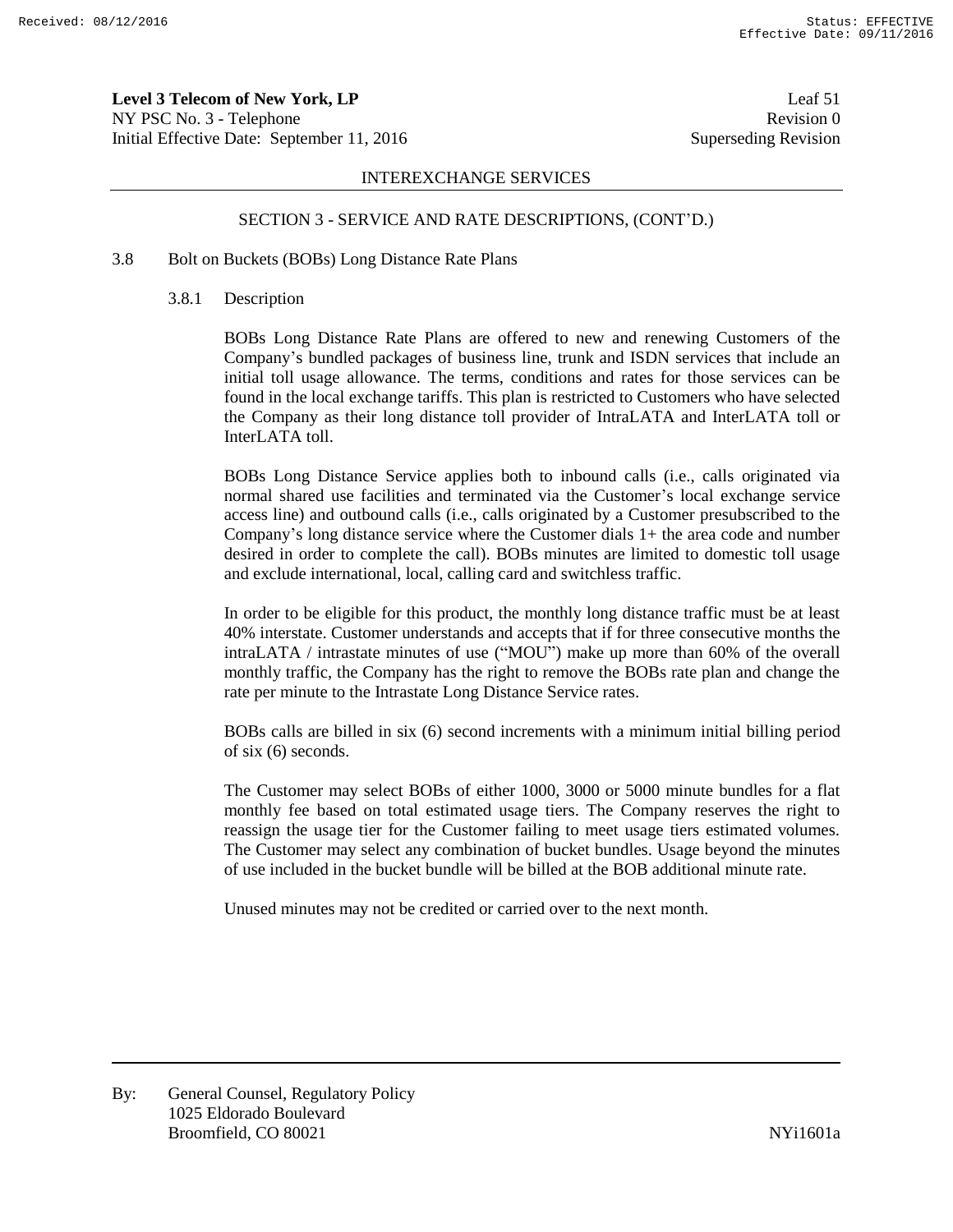**Level 3 Telecom of New York, LP** Leaf 51
NY PSC No. 3 - Telephone Revision 0
Initial Effective Date: September 11, 2016 Superseding Revision

INTEREXCHANGE SERVICES

SECTION 3 - SERVICE AND RATE DESCRIPTIONS, (CONT'D.)

3.8 Bolt on Buckets (BOBs) Long Distance Rate Plans

3.8.1 Description

BOBs Long Distance Rate Plans are offered to new and renewing Customers of the Company's bundled packages of business line, trunk and ISDN services that include an initial toll usage allowance. The terms, conditions and rates for those services can be found in the local exchange tariffs. This plan is restricted to Customers who have selected the Company as their long distance toll provider of IntraLATA and InterLATA toll or InterLATA toll.

BOBs Long Distance Service applies both to inbound calls (i.e., calls originated via normal shared use facilities and terminated via the Customer's local exchange service access line) and outbound calls (i.e., calls originated by a Customer presubscribed to the Company's long distance service where the Customer dials 1+ the area code and number desired in order to complete the call). BOBs minutes are limited to domestic toll usage and exclude international, local, calling card and switchless traffic.

In order to be eligible for this product, the monthly long distance traffic must be at least 40% interstate. Customer understands and accepts that if for three consecutive months the intraLATA / intrastate minutes of use ("MOU") make up more than 60% of the overall monthly traffic, the Company has the right to remove the BOBs rate plan and change the rate per minute to the Intrastate Long Distance Service rates.

BOBs calls are billed in six (6) second increments with a minimum initial billing period of six (6) seconds.

The Customer may select BOBs of either 1000, 3000 or 5000 minute bundles for a flat monthly fee based on total estimated usage tiers. The Company reserves the right to reassign the usage tier for the Customer failing to meet usage tiers estimated volumes. The Customer may select any combination of bucket bundles. Usage beyond the minutes of use included in the bucket bundle will be billed at the BOB additional minute rate.

Unused minutes may not be credited or carried over to the next month.

By: General Counsel, Regulatory Policy
1025 Eldorado Boulevard
Broomfield, CO 80021 NYi1601a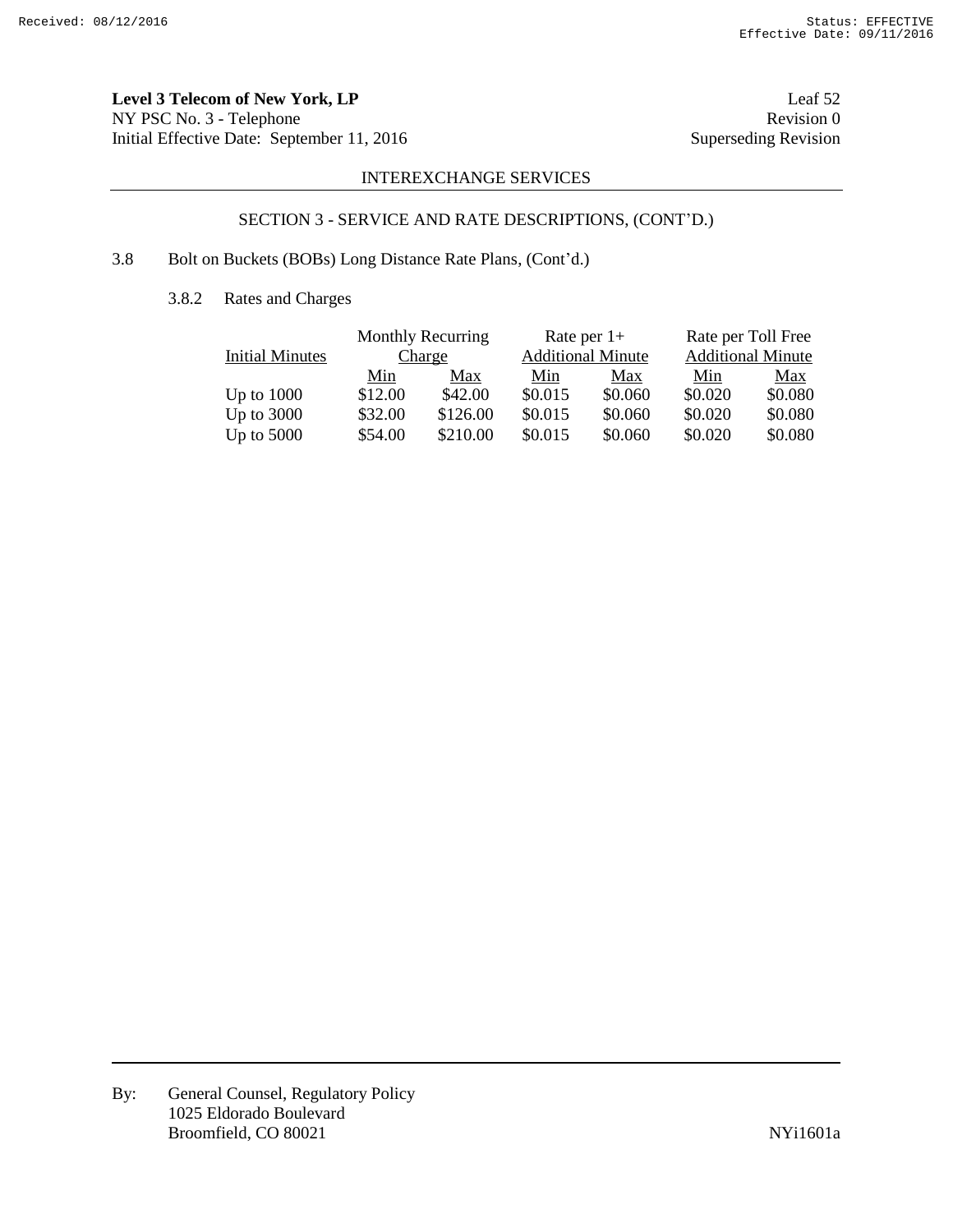**Level 3 Telecom of New York, LP**
NY PSC No. 3 - Telephone
Initial Effective Date: September 11, 2016

Leaf 52
Revision 0
Superseding Revision

INTEREXCHANGE SERVICES

SECTION 3 - SERVICE AND RATE DESCRIPTIONS, (CONT'D.)

3.8 Bolt on Buckets (BOBs) Long Distance Rate Plans, (Cont'd.)

3.8.2 Rates and Charges

| Initial Minutes | Monthly Recurring Charge | | Rate per 1+ Additional Minute | | Rate per Toll Free Additional Minute | |
|---|---|---|---|---|---|---|
| | Min | Max | Min | Max | Min | Max |
| Up to 1000 | $12.00 | $42.00 | $0.015 | $0.060 | $0.020 | $0.080 |
| Up to 3000 | $32.00 | $126.00 | $0.015 | $0.060 | $0.020 | $0.080 |
| Up to 5000 | $54.00 | $210.00 | $0.015 | $0.060 | $0.020 | $0.080 |

By: General Counsel, Regulatory Policy
1025 Eldorado Boulevard
Broomfield, CO 80021

NYi1601a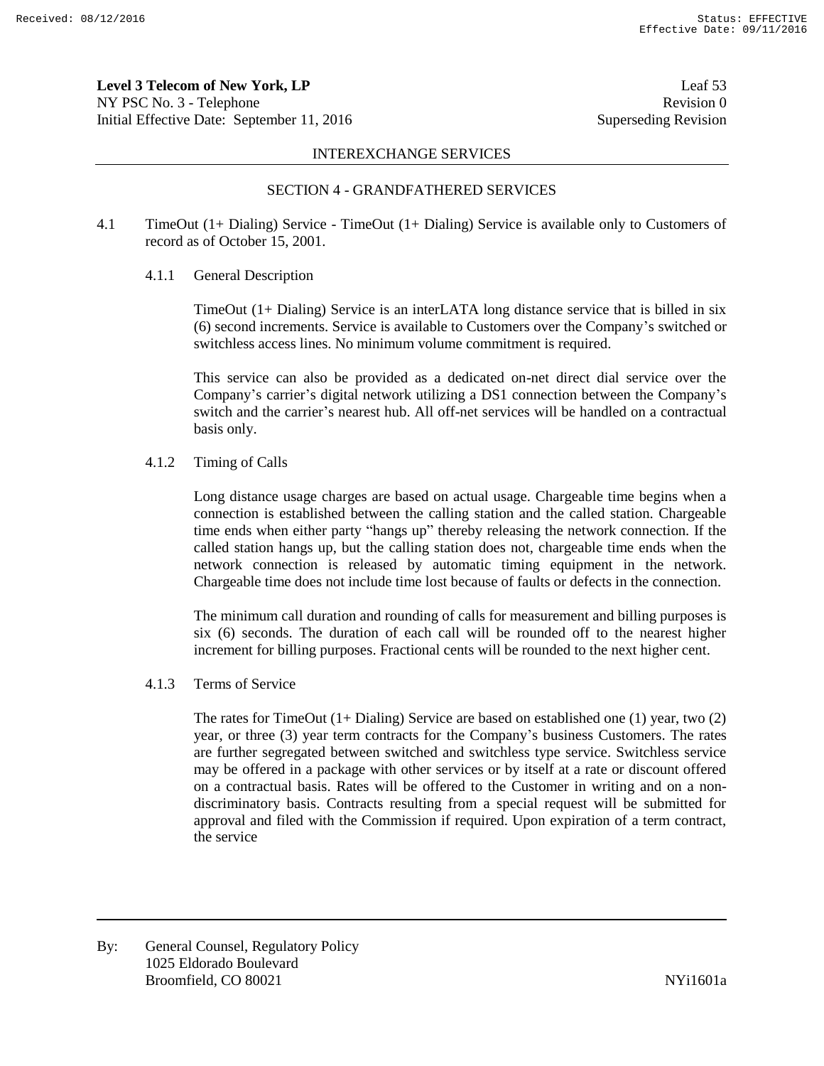## INTEREXCHANGE SERVICES

### SECTION 4 - GRANDFATHERED SERVICES

4.1 TimeOut (1+ Dialing) Service - TimeOut (1+ Dialing) Service is available only to Customers of record as of October 15, 2001.

4.1.1 General Description

TimeOut (1+ Dialing) Service is an interLATA long distance service that is billed in six (6) second increments. Service is available to Customers over the Company's switched or switchless access lines. No minimum volume commitment is required.

This service can also be provided as a dedicated on-net direct dial service over the Company's carrier's digital network utilizing a DS1 connection between the Company's switch and the carrier's nearest hub. All off-net services will be handled on a contractual basis only.

4.1.2 Timing of Calls

Long distance usage charges are based on actual usage. Chargeable time begins when a connection is established between the calling station and the called station. Chargeable time ends when either party "hangs up" thereby releasing the network connection. If the called station hangs up, but the calling station does not, chargeable time ends when the network connection is released by automatic timing equipment in the network. Chargeable time does not include time lost because of faults or defects in the connection.

The minimum call duration and rounding of calls for measurement and billing purposes is six (6) seconds. The duration of each call will be rounded off to the nearest higher increment for billing purposes. Fractional cents will be rounded to the next higher cent.

4.1.3 Terms of Service

The rates for TimeOut (1+ Dialing) Service are based on established one (1) year, two (2) year, or three (3) year term contracts for the Company's business Customers. The rates are further segregated between switched and switchless type service. Switchless service may be offered in a package with other services or by itself at a rate or discount offered on a contractual basis. Rates will be offered to the Customer in writing and on a non-discriminatory basis. Contracts resulting from a special request will be submitted for approval and filed with the Commission if required. Upon expiration of a term contract, the service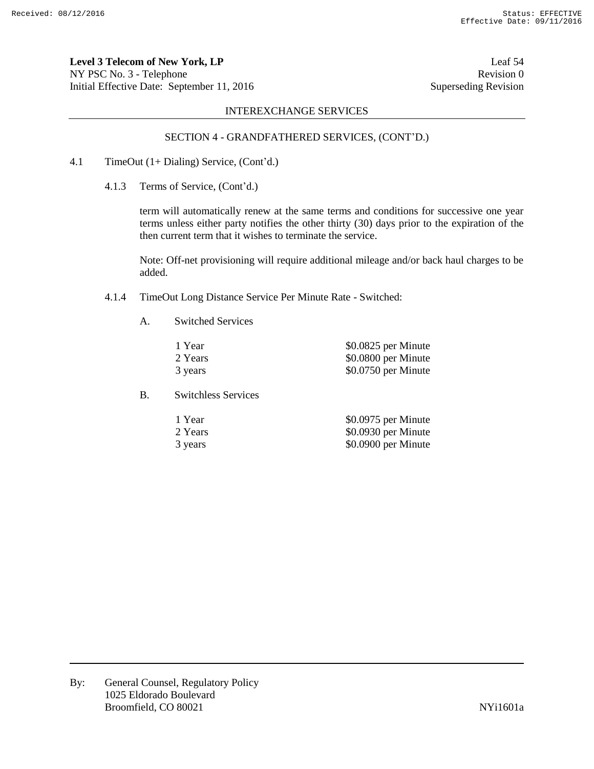**Level 3 Telecom of New York, LP** Leaf 54
NY PSC No. 3 - Telephone Revision 0
Initial Effective Date: September 11, 2016 Superseding Revision

INTEREXCHANGE SERVICES

SECTION 4 - GRANDFATHERED SERVICES, (CONT'D.)

4.1 TimeOut (1+ Dialing) Service, (Cont'd.)

4.1.3 Terms of Service, (Cont'd.)

term will automatically renew at the same terms and conditions for successive one year terms unless either party notifies the other thirty (30) days prior to the expiration of the then current term that it wishes to terminate the service.

Note: Off-net provisioning will require additional mileage and/or back haul charges to be added.

4.1.4 TimeOut Long Distance Service Per Minute Rate - Switched:

A. Switched Services

| | |
|---|---|
| 1 Year | $0.0825 per Minute |
| 2 Years | $0.0800 per Minute |
| 3 years | $0.0750 per Minute |

B. Switchless Services

| | |
|---|---|
| 1 Year | $0.0975 per Minute |
| 2 Years | $0.0930 per Minute |
| 3 years | $0.0900 per Minute |

By: General Counsel, Regulatory Policy
1025 Eldorado Boulevard
Broomfield, CO 80021 NYi1601a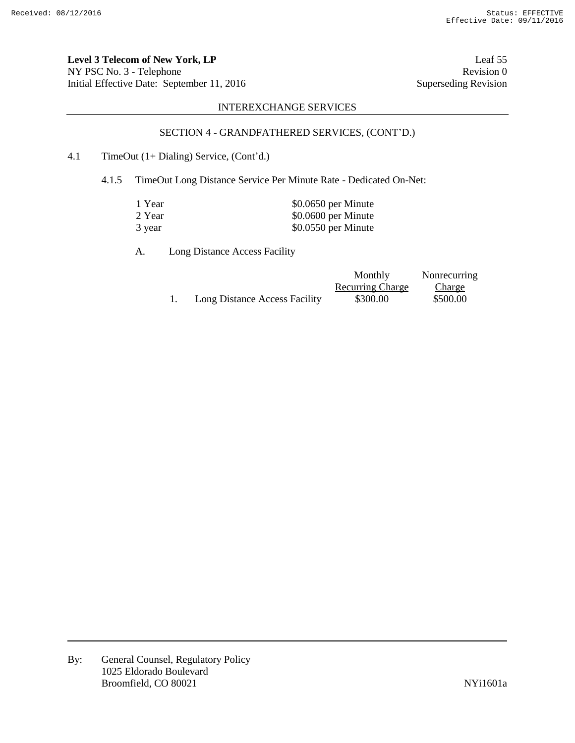**Level 3 Telecom of New York, LP**
NY PSC No. 3 - Telephone
Initial Effective Date: September 11, 2016

Leaf 55
Revision 0
Superseding Revision

INTEREXCHANGE SERVICES

SECTION 4 - GRANDFATHERED SERVICES, (CONT'D.)

4.1 TimeOut (1+ Dialing) Service, (Cont'd.)

4.1.5 TimeOut Long Distance Service Per Minute Rate - Dedicated On-Net:

| | |
|---|---|
| 1 Year | $0.0650 per Minute |
| 2 Year | $0.0600 per Minute |
| 3 year | $0.0550 per Minute |

A. Long Distance Access Facility

| | Monthly Recurring Charge | Nonrecurring Charge |
|---|---|---|
| 1. Long Distance Access Facility | $300.00 | $500.00 |

By: General Counsel, Regulatory Policy
1025 Eldorado Boulevard
Broomfield, CO 80021

NYi1601a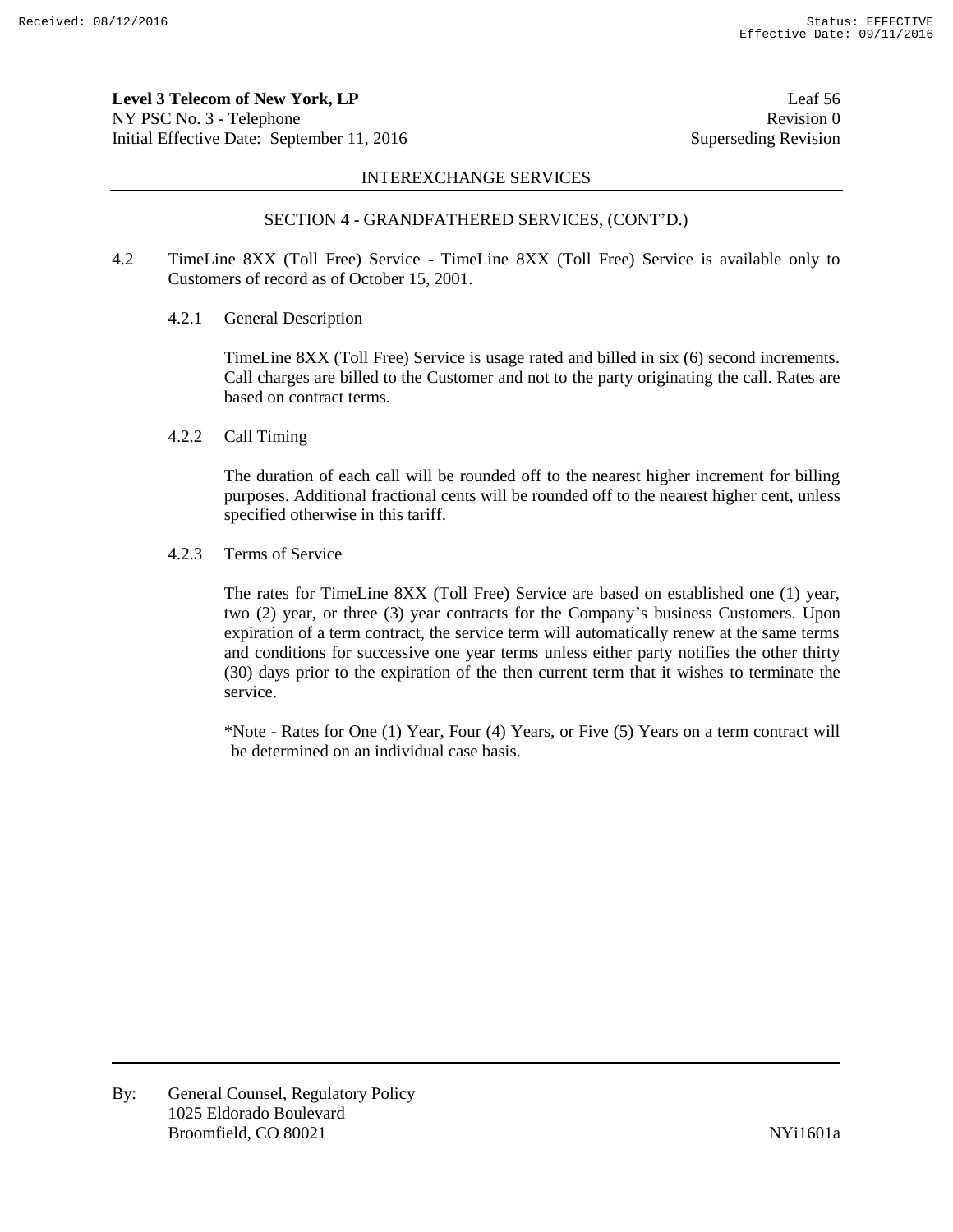SECTION 4 - GRANDFATHERED SERVICES, (CONT'D.)

4.2 TimeLine 8XX (Toll Free) Service - TimeLine 8XX (Toll Free) Service is available only to Customers of record as of October 15, 2001.

4.2.1 General Description

TimeLine 8XX (Toll Free) Service is usage rated and billed in six (6) second increments. Call charges are billed to the Customer and not to the party originating the call. Rates are based on contract terms.

4.2.2 Call Timing

The duration of each call will be rounded off to the nearest higher increment for billing purposes. Additional fractional cents will be rounded off to the nearest higher cent, unless specified otherwise in this tariff.

4.2.3 Terms of Service

The rates for TimeLine 8XX (Toll Free) Service are based on established one (1) year, two (2) year, or three (3) year contracts for the Company's business Customers. Upon expiration of a term contract, the service term will automatically renew at the same terms and conditions for successive one year terms unless either party notifies the other thirty (30) days prior to the expiration of the then current term that it wishes to terminate the service.

*Note - Rates for One (1) Year, Four (4) Years, or Five (5) Years on a term contract will be determined on an individual case basis.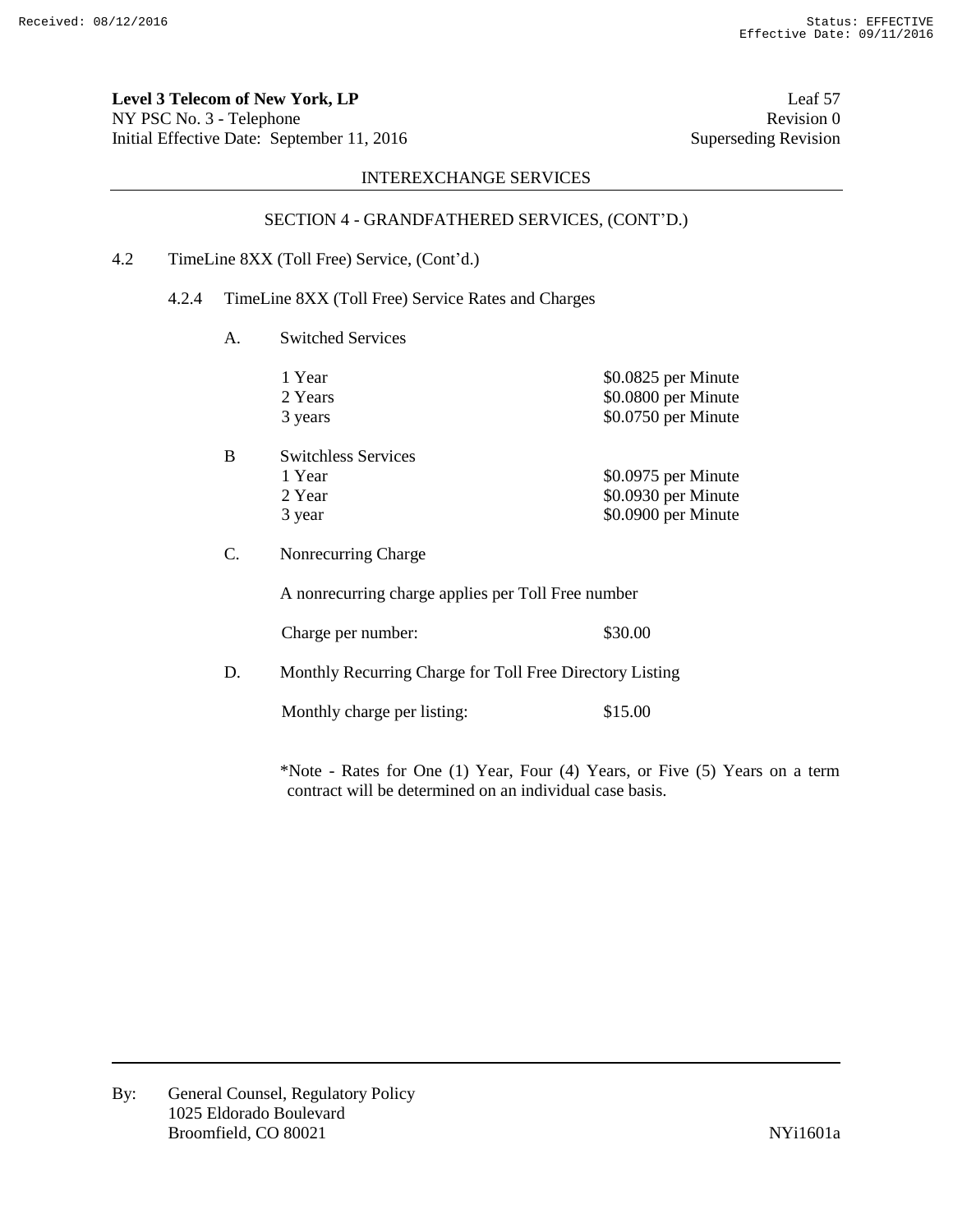**Level 3 Telecom of New York, LP**
NY PSC No. 3 - Telephone
Initial Effective Date: September 11, 2016

Leaf 57
Revision 0
Superseding Revision

INTEREXCHANGE SERVICES

SECTION 4 - GRANDFATHERED SERVICES, (CONT'D.)

4.2 TimeLine 8XX (Toll Free) Service, (Cont'd.)

4.2.4 TimeLine 8XX (Toll Free) Service Rates and Charges

A. Switched Services

| | |
|---|---|
| 1 Year | $0.0825 per Minute |
| 2 Years | $0.0800 per Minute |
| 3 years | $0.0750 per Minute |

B Switchless Services

| | |
|---|---|
| 1 Year | $0.0975 per Minute |
| 2 Year | $0.0930 per Minute |
| 3 year | $0.0900 per Minute |

C. Nonrecurring Charge

A nonrecurring charge applies per Toll Free number

Charge per number: $30.00

D. Monthly Recurring Charge for Toll Free Directory Listing

Monthly charge per listing: $15.00

*Note - Rates for One (1) Year, Four (4) Years, or Five (5) Years on a term contract will be determined on an individual case basis.

By: General Counsel, Regulatory Policy
1025 Eldorado Boulevard
Broomfield, CO 80021

NYi1601a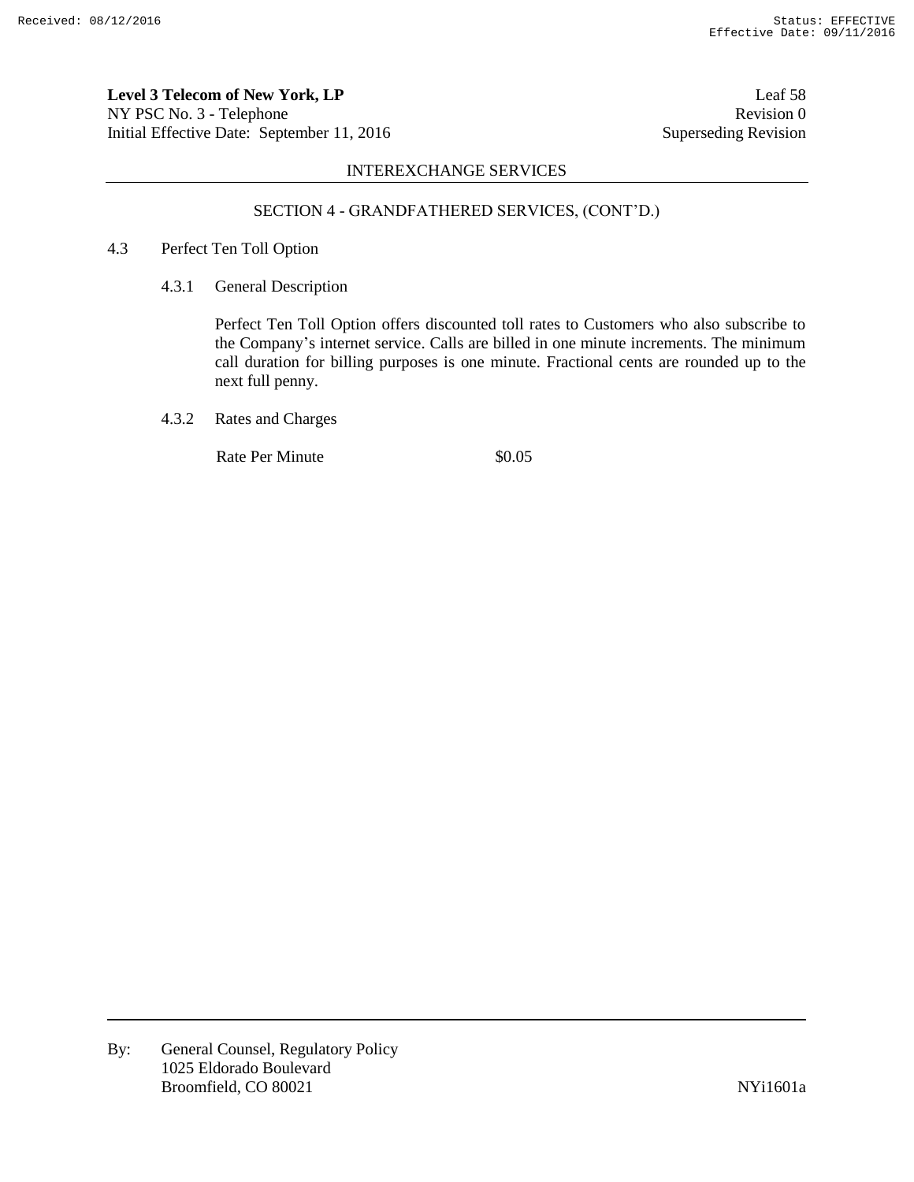## INTEREXCHANGE SERVICES

### SECTION 4 - GRANDFATHERED SERVICES, (CONT'D.)

4.3 Perfect Ten Toll Option

4.3.1 General Description

Perfect Ten Toll Option offers discounted toll rates to Customers who also subscribe to the Company's internet service. Calls are billed in one minute increments. The minimum call duration for billing purposes is one minute. Fractional cents are rounded up to the next full penny.

4.3.2 Rates and Charges

| | |
|---|---|
| Rate Per Minute | $0.05 |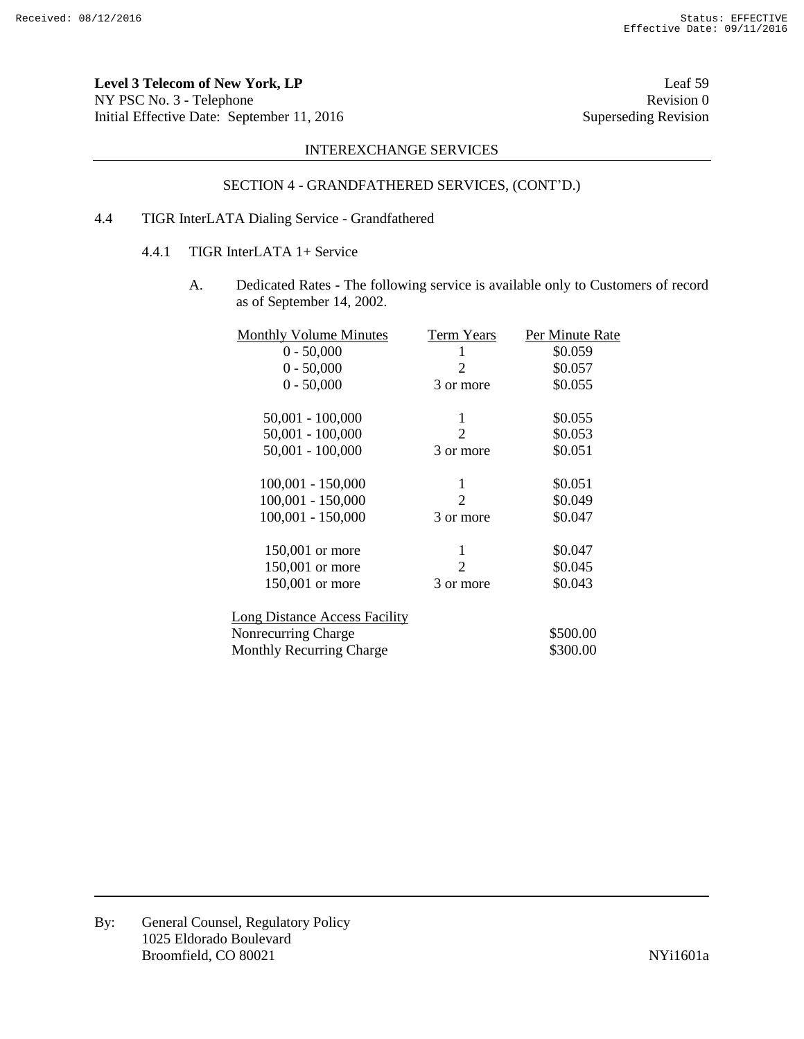**Level 3 Telecom of New York, LP**
NY PSC No. 3 - Telephone
Initial Effective Date: September 11, 2016

Leaf 59
Revision 0
Superseding Revision

INTEREXCHANGE SERVICES

SECTION 4 - GRANDFATHERED SERVICES, (CONT'D.)

4.4 TIGR InterLATA Dialing Service - Grandfathered

4.4.1 TIGR InterLATA 1+ Service

A. Dedicated Rates - The following service is available only to Customers of record as of September 14, 2002.

| Monthly Volume Minutes | Term Years | Per Minute Rate |
|---|---|---|
| 0 - 50,000 | 1 | $0.059 |
| 0 - 50,000 | 2 | $0.057 |
| 0 - 50,000 | 3 or more | $0.055 |
| 50,001 - 100,000 | 1 | $0.055 |
| 50,001 - 100,000 | 2 | $0.053 |
| 50,001 - 100,000 | 3 or more | $0.051 |
| 100,001 - 150,000 | 1 | $0.051 |
| 100,001 - 150,000 | 2 | $0.049 |
| 100,001 - 150,000 | 3 or more | $0.047 |
| 150,001 or more | 1 | $0.047 |
| 150,001 or more | 2 | $0.045 |
| 150,001 or more | 3 or more | $0.043 |

| Long Distance Access Facility | |
|---|---|
| Nonrecurring Charge | $500.00 |
| Monthly Recurring Charge | $300.00 |

By: General Counsel, Regulatory Policy
1025 Eldorado Boulevard
Broomfield, CO 80021

NYi1601a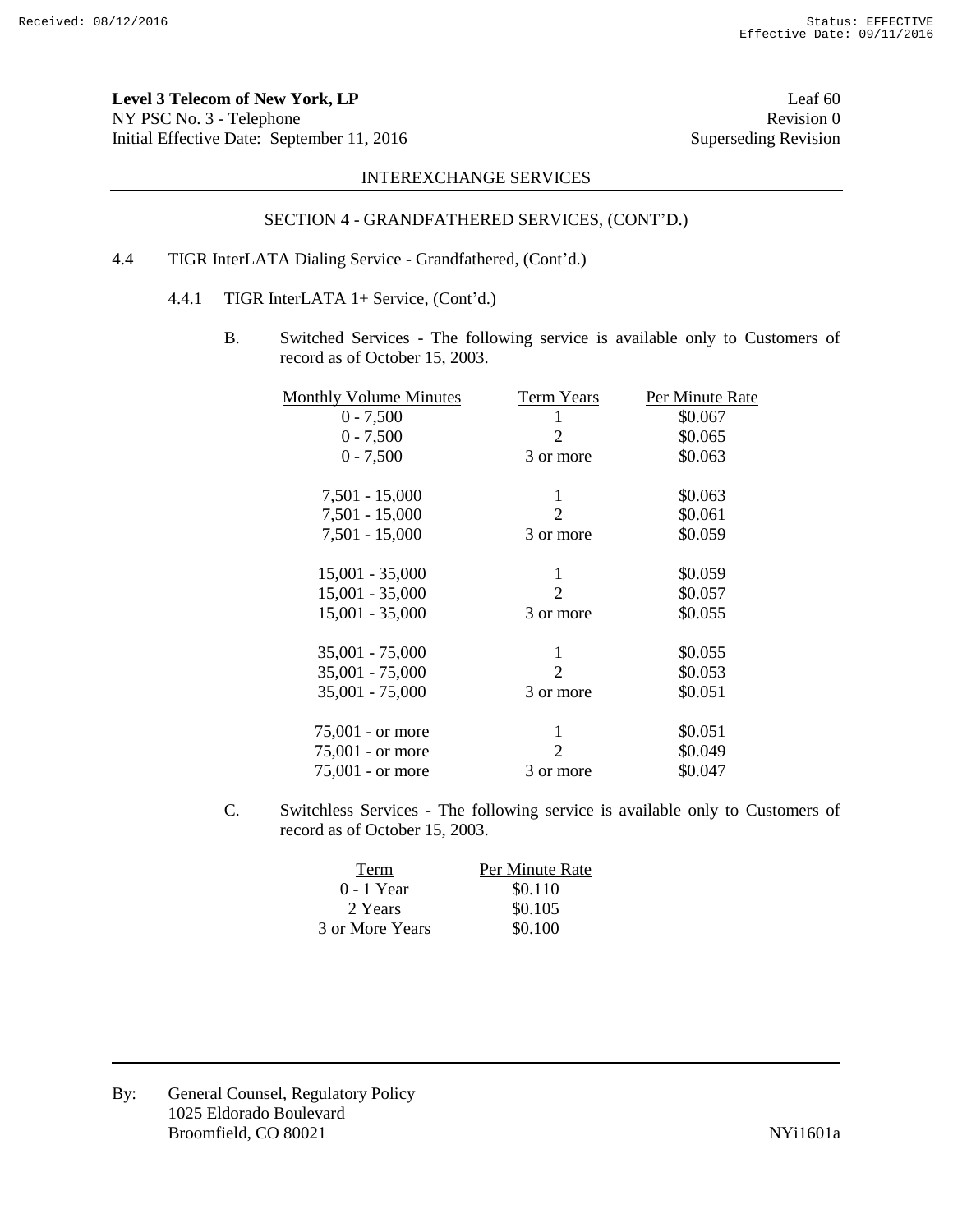**Level 3 Telecom of New York, LP**
NY PSC No. 3 - Telephone
Initial Effective Date: September 11, 2016

Leaf 60
Revision 0
Superseding Revision

INTEREXCHANGE SERVICES

SECTION 4 - GRANDFATHERED SERVICES, (CONT'D.)

4.4 TIGR InterLATA Dialing Service - Grandfathered, (Cont'd.)

4.4.1 TIGR InterLATA 1+ Service, (Cont'd.)

B. Switched Services - The following service is available only to Customers of record as of October 15, 2003.

| Monthly Volume Minutes | Term Years | Per Minute Rate |
|---|---|---|
| 0 - 7,500 | 1 | $0.067 |
| 0 - 7,500 | 2 | $0.065 |
| 0 - 7,500 | 3 or more | $0.063 |
| 7,501 - 15,000 | 1 | $0.063 |
| 7,501 - 15,000 | 2 | $0.061 |
| 7,501 - 15,000 | 3 or more | $0.059 |
| 15,001 - 35,000 | 1 | $0.059 |
| 15,001 - 35,000 | 2 | $0.057 |
| 15,001 - 35,000 | 3 or more | $0.055 |
| 35,001 - 75,000 | 1 | $0.055 |
| 35,001 - 75,000 | 2 | $0.053 |
| 35,001 - 75,000 | 3 or more | $0.051 |
| 75,001 - or more | 1 | $0.051 |
| 75,001 - or more | 2 | $0.049 |
| 75,001 - or more | 3 or more | $0.047 |

C. Switchless Services - The following service is available only to Customers of record as of October 15, 2003.

| Term | Per Minute Rate |
|---|---|
| 0 - 1 Year | $0.110 |
| 2 Years | $0.105 |
| 3 or More Years | $0.100 |

By: General Counsel, Regulatory Policy
1025 Eldorado Boulevard
Broomfield, CO 80021

NYi1601a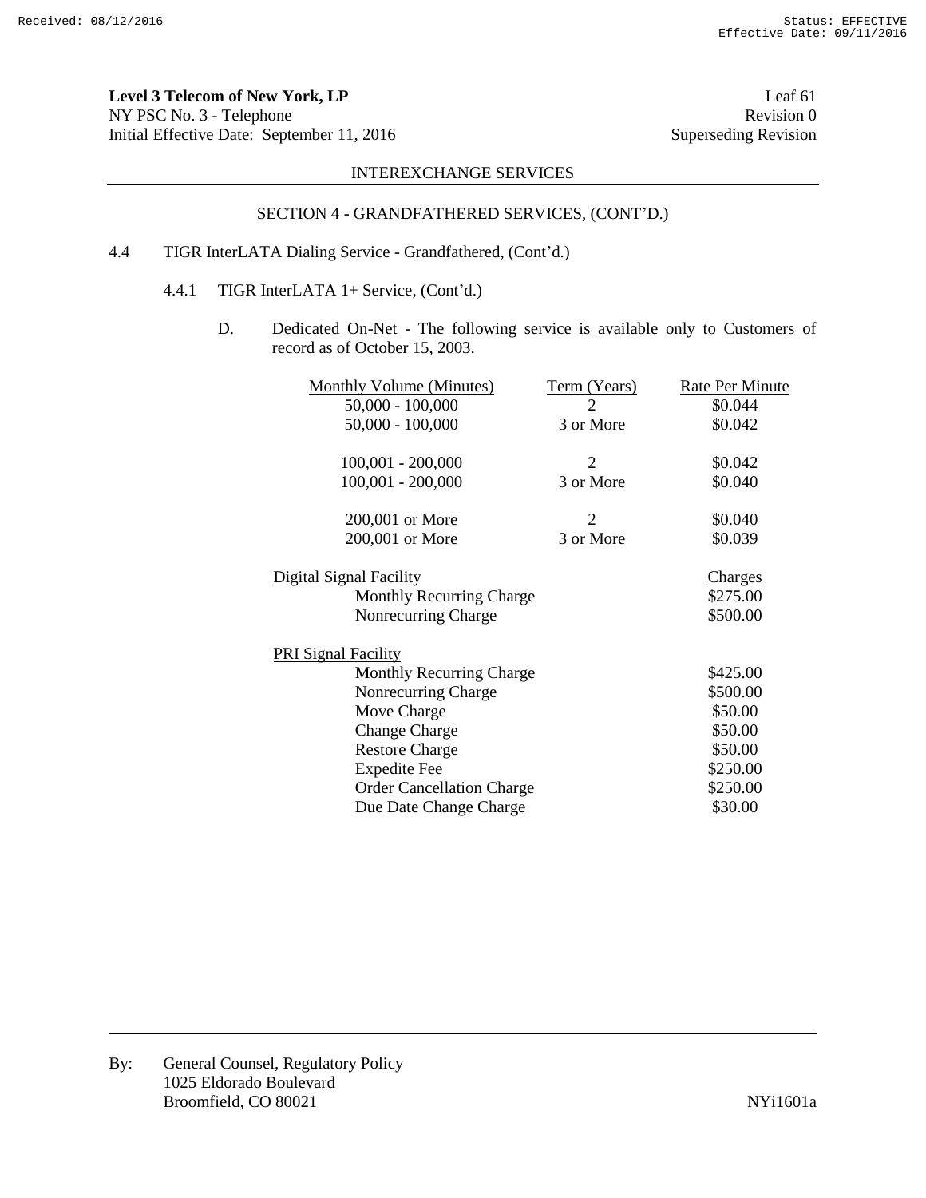**Level 3 Telecom of New York, LP**
NY PSC No. 3 - Telephone
Initial Effective Date: September 11, 2016

Leaf 61
Revision 0
Superseding Revision

INTEREXCHANGE SERVICES

SECTION 4 - GRANDFATHERED SERVICES, (CONT'D.)

4.4 TIGR InterLATA Dialing Service - Grandfathered, (Cont'd.)

4.4.1 TIGR InterLATA 1+ Service, (Cont'd.)

D. Dedicated On-Net - The following service is available only to Customers of record as of October 15, 2003.

| Monthly Volume (Minutes) | Term (Years) | Rate Per Minute |
|---|---|---|
| 50,000 - 100,000 | 2 | $0.044 |
| 50,000 - 100,000 | 3 or More | $0.042 |
| 100,001 - 200,000 | 2 | $0.042 |
| 100,001 - 200,000 | 3 or More | $0.040 |
| 200,001 or More | 2 | $0.040 |
| 200,001 or More | 3 or More | $0.039 |

| Digital Signal Facility | Charges |
|---|---|
| Monthly Recurring Charge | $275.00 |
| Nonrecurring Charge | $500.00 |

| PRI Signal Facility | |
|---|---|
| Monthly Recurring Charge | $425.00 |
| Nonrecurring Charge | $500.00 |
| Move Charge | $50.00 |
| Change Charge | $50.00 |
| Restore Charge | $50.00 |
| Expedite Fee | $250.00 |
| Order Cancellation Charge | $250.00 |
| Due Date Change Charge | $30.00 |

By: General Counsel, Regulatory Policy
1025 Eldorado Boulevard
Broomfield, CO 80021

NYi1601a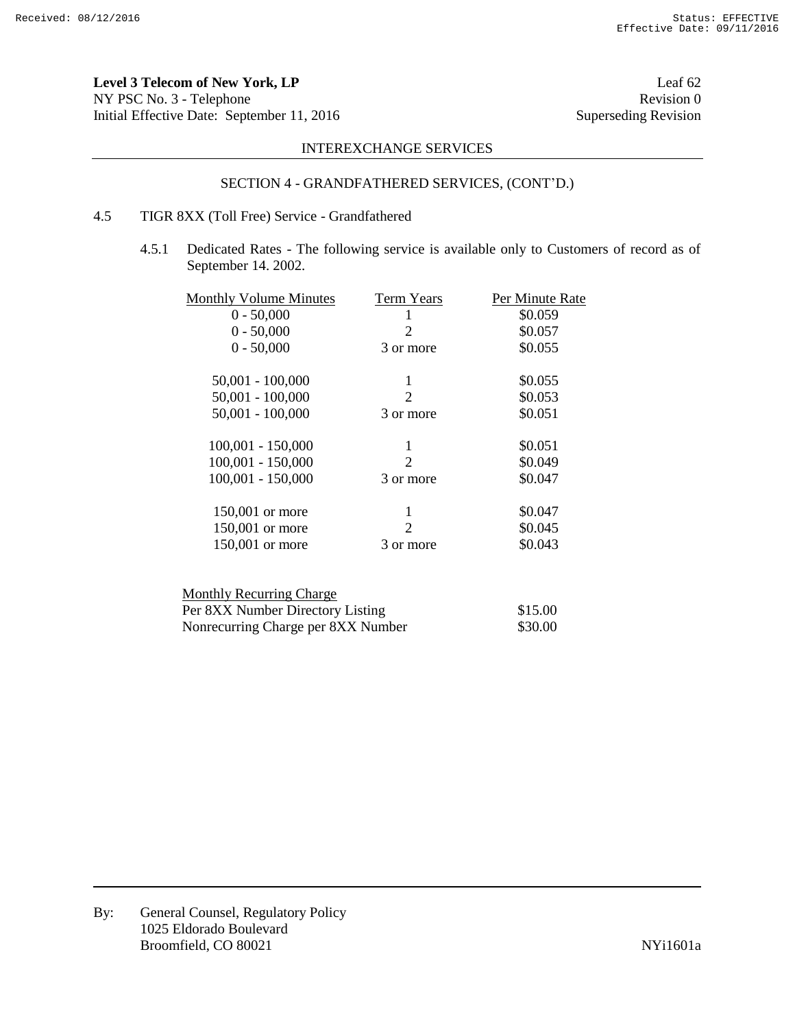INTEREXCHANGE SERVICES

SECTION 4 - GRANDFATHERED SERVICES, (CONT'D.)

4.5 TIGR 8XX (Toll Free) Service - Grandfathered

4.5.1 Dedicated Rates - The following service is available only to Customers of record as of September 14. 2002.

| Monthly Volume Minutes | Term Years | Per Minute Rate |
|---|---|---|
| 0 - 50,000 | 1 | $0.059 |
| 0 - 50,000 | 2 | $0.057 |
| 0 - 50,000 | 3 or more | $0.055 |
| 50,001 - 100,000 | 1 | $0.055 |
| 50,001 - 100,000 | 2 | $0.053 |
| 50,001 - 100,000 | 3 or more | $0.051 |
| 100,001 - 150,000 | 1 | $0.051 |
| 100,001 - 150,000 | 2 | $0.049 |
| 100,001 - 150,000 | 3 or more | $0.047 |
| 150,001 or more | 1 | $0.047 |
| 150,001 or more | 2 | $0.045 |
| 150,001 or more | 3 or more | $0.043 |

| Monthly Recurring Charge | |
|---|---|
| Per 8XX Number Directory Listing | $15.00 |
| Nonrecurring Charge per 8XX Number | $30.00 |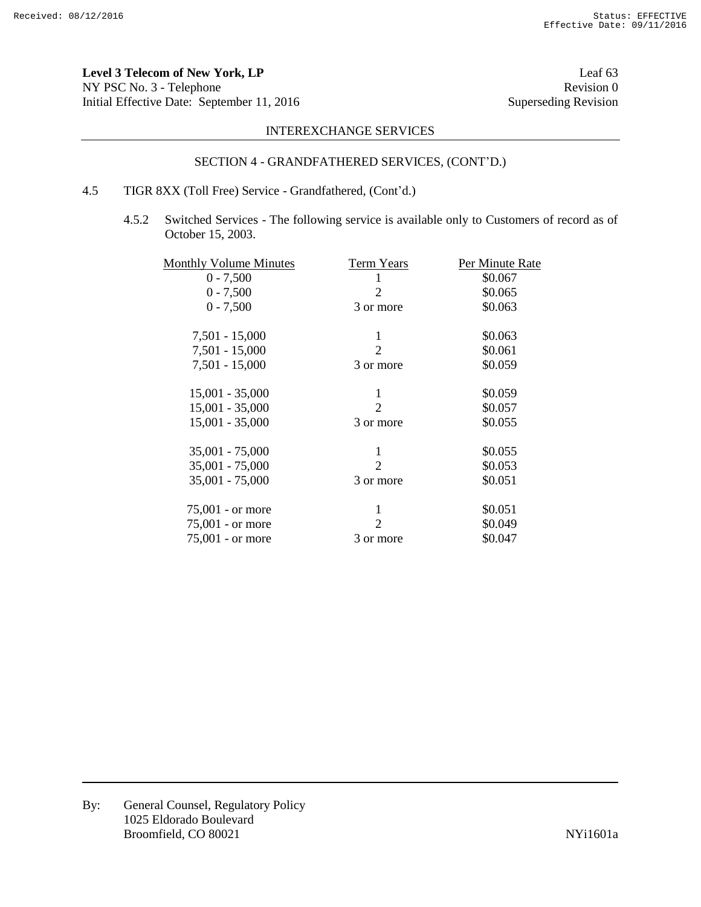**Level 3 Telecom of New York, LP**
NY PSC No. 3 - Telephone
Initial Effective Date: September 11, 2016

Leaf 63
Revision 0
Superseding Revision

INTEREXCHANGE SERVICES

SECTION 4 - GRANDFATHERED SERVICES, (CONT'D.)

4.5 TIGR 8XX (Toll Free) Service - Grandfathered, (Cont'd.)

4.5.2 Switched Services - The following service is available only to Customers of record as of October 15, 2003.

| Monthly Volume Minutes | Term Years | Per Minute Rate |
|---|---|---|
| 0 - 7,500 | 1 | $0.067 |
| 0 - 7,500 | 2 | $0.065 |
| 0 - 7,500 | 3 or more | $0.063 |
| 7,501 - 15,000 | 1 | $0.063 |
| 7,501 - 15,000 | 2 | $0.061 |
| 7,501 - 15,000 | 3 or more | $0.059 |
| 15,001 - 35,000 | 1 | $0.059 |
| 15,001 - 35,000 | 2 | $0.057 |
| 15,001 - 35,000 | 3 or more | $0.055 |
| 35,001 - 75,000 | 1 | $0.055 |
| 35,001 - 75,000 | 2 | $0.053 |
| 35,001 - 75,000 | 3 or more | $0.051 |
| 75,001 - or more | 1 | $0.051 |
| 75,001 - or more | 2 | $0.049 |
| 75,001 - or more | 3 or more | $0.047 |

By: General Counsel, Regulatory Policy
1025 Eldorado Boulevard
Broomfield, CO 80021

NYi1601a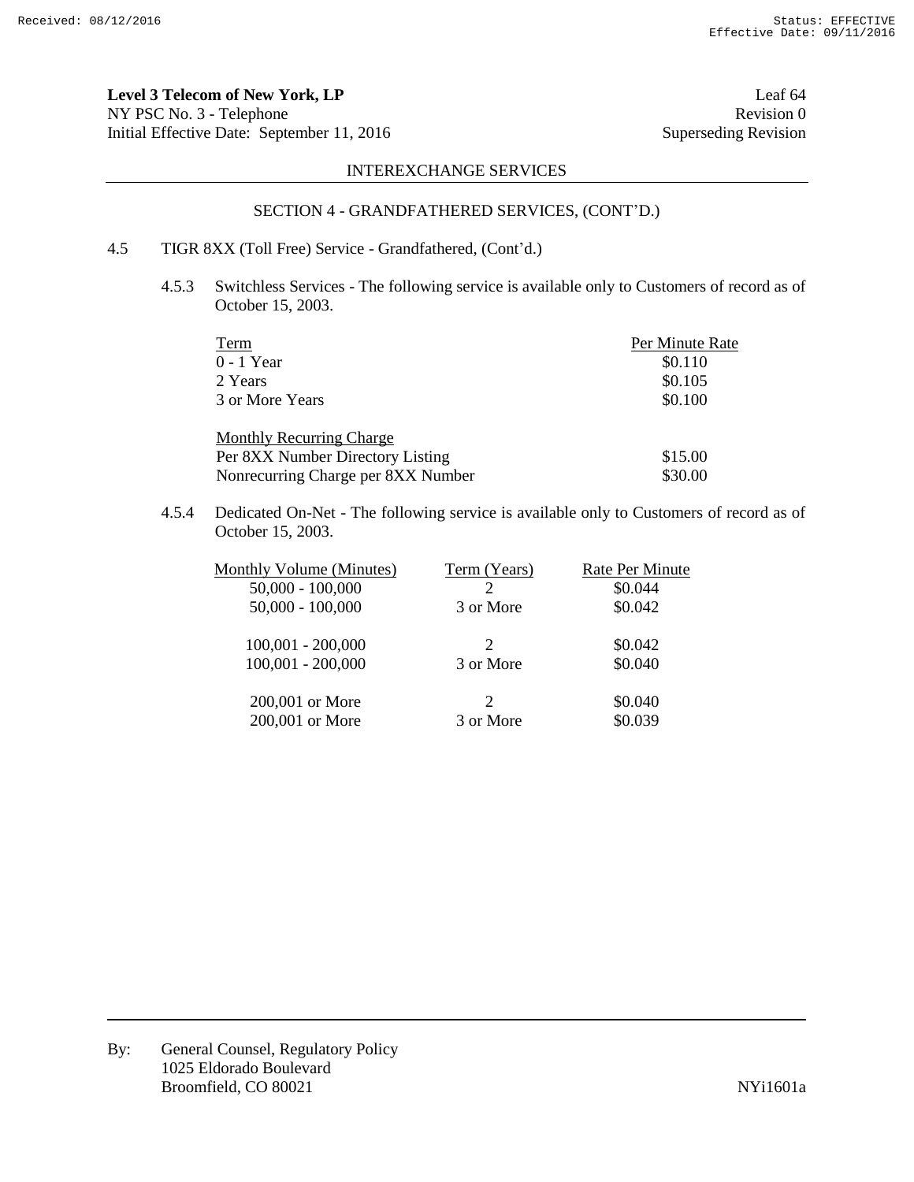**Level 3 Telecom of New York, LP**
NY PSC No. 3 - Telephone
Initial Effective Date: September 11, 2016

Leaf 64
Revision 0
Superseding Revision

INTEREXCHANGE SERVICES

SECTION 4 - GRANDFATHERED SERVICES, (CONT'D.)

4.5 TIGR 8XX (Toll Free) Service - Grandfathered, (Cont'd.)

4.5.3 Switchless Services - The following service is available only to Customers of record as of October 15, 2003.

| Term | Per Minute Rate |
|---|---|
| 0 - 1 Year | $0.110 |
| 2 Years | $0.105 |
| 3 or More Years | $0.100 |

| Monthly Recurring Charge | |
|---|---|
| Per 8XX Number Directory Listing | $15.00 |
| Nonrecurring Charge per 8XX Number | $30.00 |

4.5.4 Dedicated On-Net - The following service is available only to Customers of record as of October 15, 2003.

| Monthly Volume (Minutes) | Term (Years) | Rate Per Minute |
|---|---|---|
| 50,000 - 100,000 | 2 | $0.044 |
| 50,000 - 100,000 | 3 or More | $0.042 |
| 100,001 - 200,000 | 2 | $0.042 |
| 100,001 - 200,000 | 3 or More | $0.040 |
| 200,001 or More | 2 | $0.040 |
| 200,001 or More | 3 or More | $0.039 |

By: General Counsel, Regulatory Policy
1025 Eldorado Boulevard
Broomfield, CO 80021

NYi1601a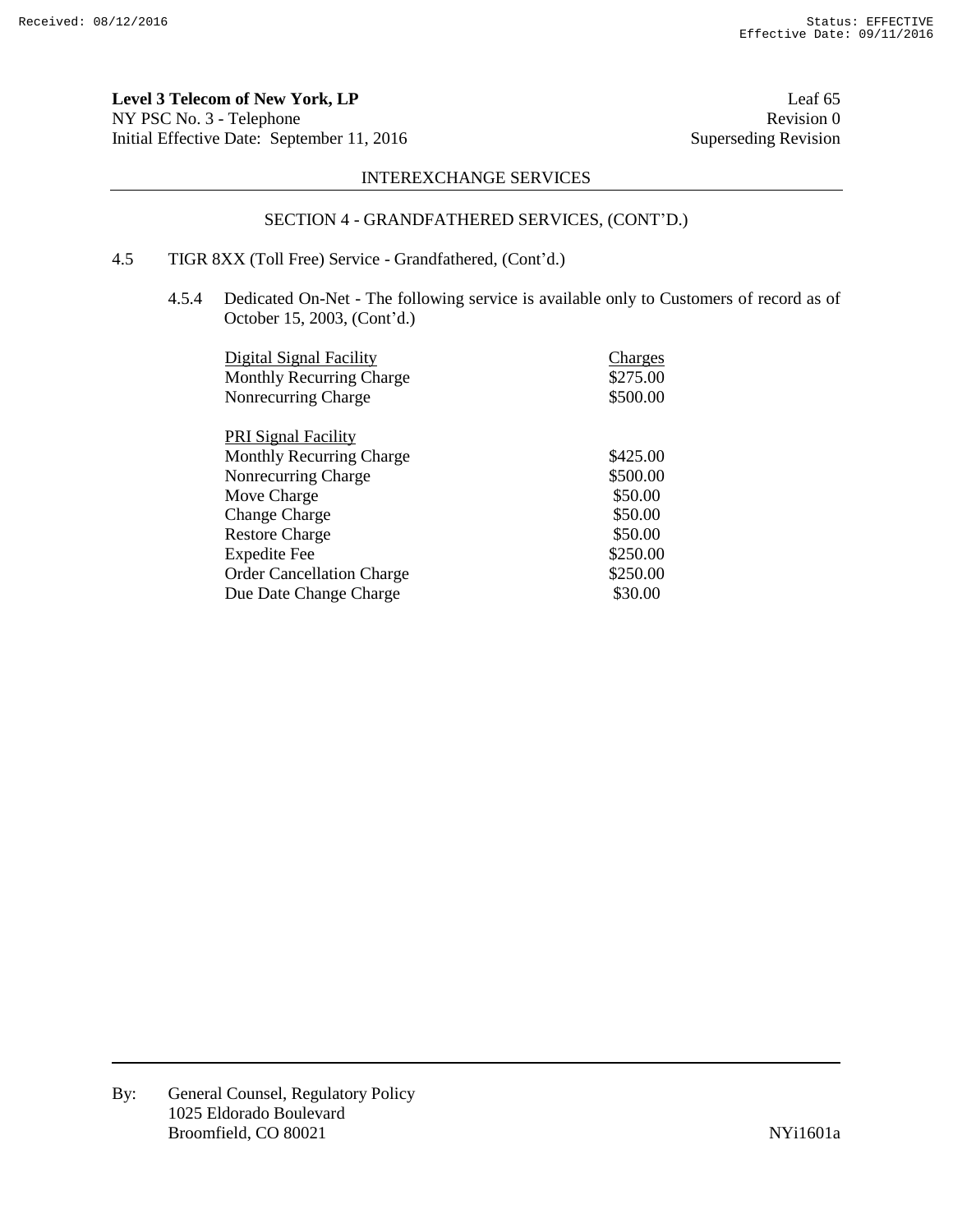**Level 3 Telecom of New York, LP**
NY PSC No. 3 - Telephone
Initial Effective Date: September 11, 2016

Leaf 65
Revision 0
Superseding Revision

INTEREXCHANGE SERVICES

SECTION 4 - GRANDFATHERED SERVICES, (CONT'D.)

4.5 TIGR 8XX (Toll Free) Service - Grandfathered, (Cont'd.)

4.5.4 Dedicated On-Net - The following service is available only to Customers of record as of October 15, 2003, (Cont'd.)

| Digital Signal Facility | Charges |
|---|---|
| Monthly Recurring Charge | $275.00 |
| Nonrecurring Charge | $500.00 |
| **PRI Signal Facility** | |
| Monthly Recurring Charge | $425.00 |
| Nonrecurring Charge | $500.00 |
| Move Charge | $50.00 |
| Change Charge | $50.00 |
| Restore Charge | $50.00 |
| Expedite Fee | $250.00 |
| Order Cancellation Charge | $250.00 |
| Due Date Change Charge | $30.00 |

By: General Counsel, Regulatory Policy
1025 Eldorado Boulevard
Broomfield, CO 80021

NYi1601a